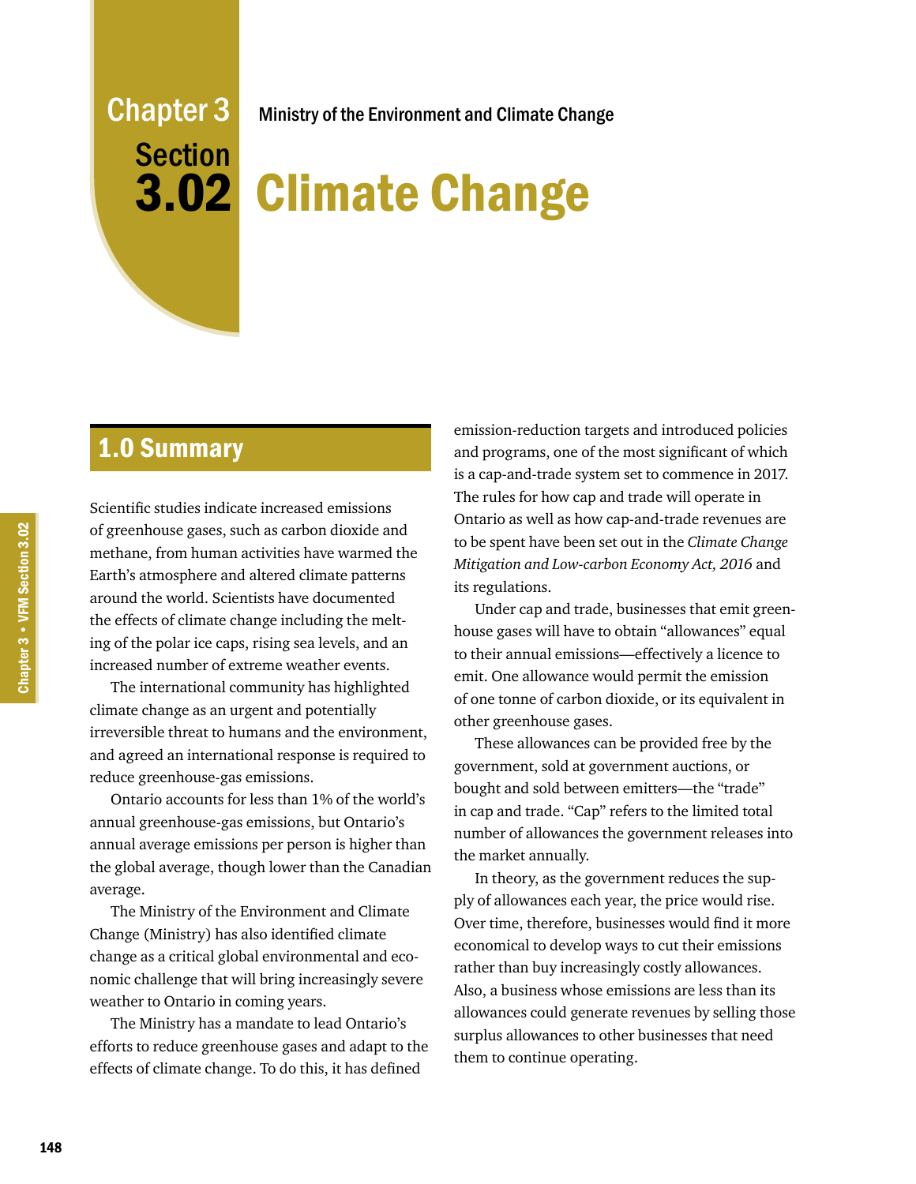# Chapter 3 Section 3.02

Ministry of the Environment and Climate Change

# Climate Change

## 1.0 Summary

Scientific studies indicate increased emissions of greenhouse gases, such as carbon dioxide and methane, from human activities have warmed the Earth's atmosphere and altered climate patterns around the world. Scientists have documented the effects of climate change including the melting of the polar ice caps, rising sea levels, and an increased number of extreme weather events.

The international community has highlighted climate change as an urgent and potentially irreversible threat to humans and the environment, and agreed an international response is required to reduce greenhouse-gas emissions.

Ontario accounts for less than 1% of the world's annual greenhouse-gas emissions, but Ontario's annual average emissions per person is higher than the global average, though lower than the Canadian average.

The Ministry of the Environment and Climate Change (Ministry) has also identified climate change as a critical global environmental and economic challenge that will bring increasingly severe weather to Ontario in coming years.

The Ministry has a mandate to lead Ontario's efforts to reduce greenhouse gases and adapt to the effects of climate change. To do this, it has defined emission-reduction targets and introduced policies and programs, one of the most significant of which is a cap-and-trade system set to commence in 2017. The rules for how cap and trade will operate in Ontario as well as how cap-and-trade revenues are to be spent have been set out in the *Climate Change Mitigation and Low-carbon Economy Act, 2016* and its regulations.

Under cap and trade, businesses that emit greenhouse gases will have to obtain "allowances" equal to their annual emissions—effectively a licence to emit. One allowance would permit the emission of one tonne of carbon dioxide, or its equivalent in other greenhouse gases.

These allowances can be provided free by the government, sold at government auctions, or bought and sold between emitters—the "trade" in cap and trade. "Cap" refers to the limited total number of allowances the government releases into the market annually.

In theory, as the government reduces the supply of allowances each year, the price would rise. Over time, therefore, businesses would find it more economical to develop ways to cut their emissions rather than buy increasingly costly allowances. Also, a business whose emissions are less than its allowances could generate revenues by selling those surplus allowances to other businesses that need them to continue operating.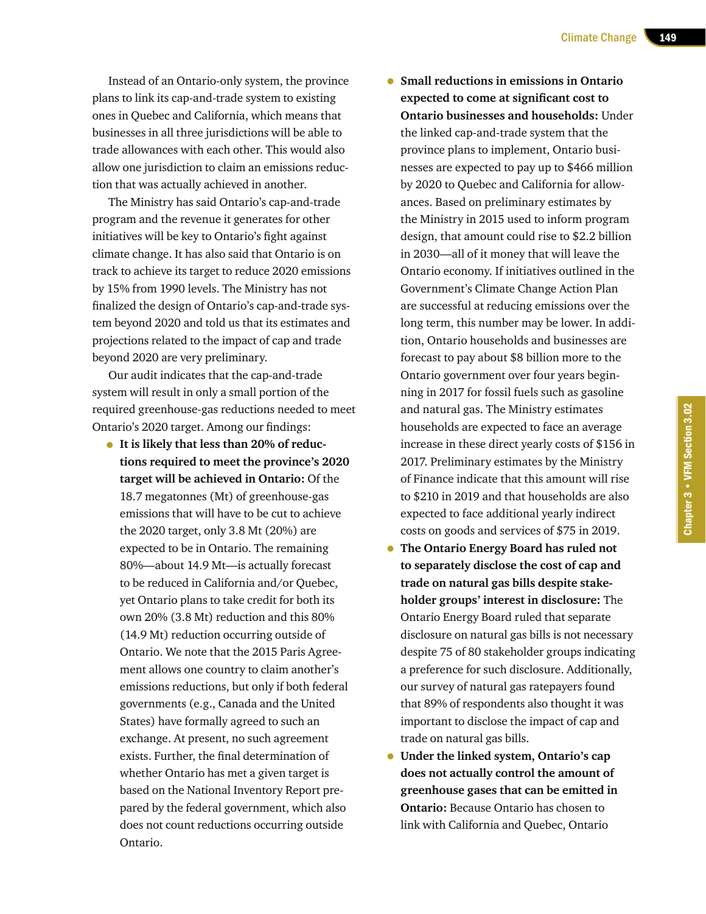Instead of an Ontario-only system, the province plans to link its cap-and-trade system to existing ones in Quebec and California, which means that businesses in all three jurisdictions will be able to trade allowances with each other. This would also allow one jurisdiction to claim an emissions reduction that was actually achieved in another.

The Ministry has said Ontario's cap-and-trade program and the revenue it generates for other initiatives will be key to Ontario's fight against climate change. It has also said that Ontario is on track to achieve its target to reduce 2020 emissions by 15% from 1990 levels. The Ministry has not finalized the design of Ontario's cap-and-trade system beyond 2020 and told us that its estimates and projections related to the impact of cap and trade beyond 2020 are very preliminary.

Our audit indicates that the cap-and-trade system will result in only a small portion of the required greenhouse-gas reductions needed to meet Ontario's 2020 target. Among our findings:

- **It is likely that less than 20% of reductions required to meet the province's 2020 target will be achieved in Ontario:** Of the 18.7 megatonnes (Mt) of greenhouse-gas emissions that will have to be cut to achieve the 2020 target, only 3.8 Mt (20%) are expected to be in Ontario. The remaining 80%—about 14.9 Mt—is actually forecast to be reduced in California and/or Quebec, yet Ontario plans to take credit for both its own 20% (3.8 Mt) reduction and this 80% (14.9 Mt) reduction occurring outside of Ontario. We note that the 2015 Paris Agreement allows one country to claim another's emissions reductions, but only if both federal governments (e.g., Canada and the United States) have formally agreed to such an exchange. At present, no such agreement exists. Further, the final determination of whether Ontario has met a given target is based on the National Inventory Report prepared by the federal government, which also does not count reductions occurring outside Ontario.
- **Small reductions in emissions in Ontario expected to come at significant cost to Ontario businesses and households:** Under the linked cap-and-trade system that the province plans to implement, Ontario businesses are expected to pay up to $466 million by 2020 to Quebec and California for allowances. Based on preliminary estimates by the Ministry in 2015 used to inform program design, that amount could rise to $2.2 billion in 2030—all of it money that will leave the Ontario economy. If initiatives outlined in the Government's Climate Change Action Plan are successful at reducing emissions over the long term, this number may be lower. In addition, Ontario households and businesses are forecast to pay about $8 billion more to the Ontario government over four years beginning in 2017 for fossil fuels such as gasoline and natural gas. The Ministry estimates households are expected to face an average increase in these direct yearly costs of $156 in 2017. Preliminary estimates by the Ministry of Finance indicate that this amount will rise to $210 in 2019 and that households are also expected to face additional yearly indirect costs on goods and services of $75 in 2019.
- **The Ontario Energy Board has ruled not to separately disclose the cost of cap and trade on natural gas bills despite stakeholder groups' interest in disclosure:** The Ontario Energy Board ruled that separate disclosure on natural gas bills is not necessary despite 75 of 80 stakeholder groups indicating a preference for such disclosure. Additionally, our survey of natural gas ratepayers found that 89% of respondents also thought it was important to disclose the impact of cap and trade on natural gas bills.
- **Under the linked system, Ontario's cap does not actually control the amount of greenhouse gases that can be emitted in Ontario:** Because Ontario has chosen to link with California and Quebec, Ontario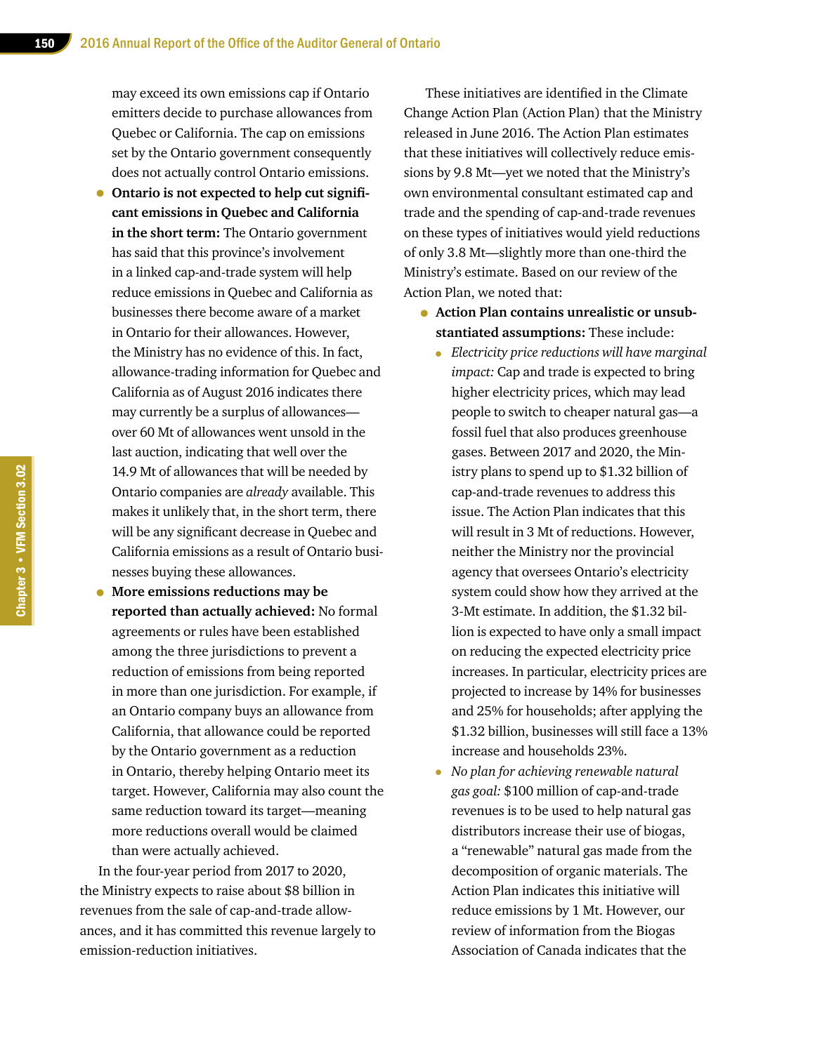may exceed its own emissions cap if Ontario emitters decide to purchase allowances from Quebec or California. The cap on emissions set by the Ontario government consequently does not actually control Ontario emissions.

- **Ontario is not expected to help cut significant emissions in Quebec and California in the short term:** The Ontario government has said that this province's involvement in a linked cap-and-trade system will help reduce emissions in Quebec and California as businesses there become aware of a market in Ontario for their allowances. However, the Ministry has no evidence of this. In fact, allowance-trading information for Quebec and California as of August 2016 indicates there may currently be a surplus of allowances—over 60 Mt of allowances went unsold in the last auction, indicating that well over the 14.9 Mt of allowances that will be needed by Ontario companies are *already* available. This makes it unlikely that, in the short term, there will be any significant decrease in Quebec and California emissions as a result of Ontario businesses buying these allowances.
- **More emissions reductions may be reported than actually achieved:** No formal agreements or rules have been established among the three jurisdictions to prevent a reduction of emissions from being reported in more than one jurisdiction. For example, if an Ontario company buys an allowance from California, that allowance could be reported by the Ontario government as a reduction in Ontario, thereby helping Ontario meet its target. However, California may also count the same reduction toward its target—meaning more reductions overall would be claimed than were actually achieved.

In the four-year period from 2017 to 2020, the Ministry expects to raise about $8 billion in revenues from the sale of cap-and-trade allowances, and it has committed this revenue largely to emission-reduction initiatives.

These initiatives are identified in the Climate Change Action Plan (Action Plan) that the Ministry released in June 2016. The Action Plan estimates that these initiatives will collectively reduce emissions by 9.8 Mt—yet we noted that the Ministry's own environmental consultant estimated cap and trade and the spending of cap-and-trade revenues on these types of initiatives would yield reductions of only 3.8 Mt—slightly more than one-third the Ministry's estimate. Based on our review of the Action Plan, we noted that:

- **Action Plan contains unrealistic or unsubstantiated assumptions:** These include:
  - *Electricity price reductions will have marginal impact:* Cap and trade is expected to bring higher electricity prices, which may lead people to switch to cheaper natural gas—a fossil fuel that also produces greenhouse gases. Between 2017 and 2020, the Ministry plans to spend up to $1.32 billion of cap-and-trade revenues to address this issue. The Action Plan indicates that this will result in 3 Mt of reductions. However, neither the Ministry nor the provincial agency that oversees Ontario's electricity system could show how they arrived at the 3-Mt estimate. In addition, the $1.32 billion is expected to have only a small impact on reducing the expected electricity price increases. In particular, electricity prices are projected to increase by 14% for businesses and 25% for households; after applying the $1.32 billion, businesses will still face a 13% increase and households 23%.
  - *No plan for achieving renewable natural gas goal:* $100 million of cap-and-trade revenues is to be used to help natural gas distributors increase their use of biogas, a "renewable" natural gas made from the decomposition of organic materials. The Action Plan indicates this initiative will reduce emissions by 1 Mt. However, our review of information from the Biogas Association of Canada indicates that the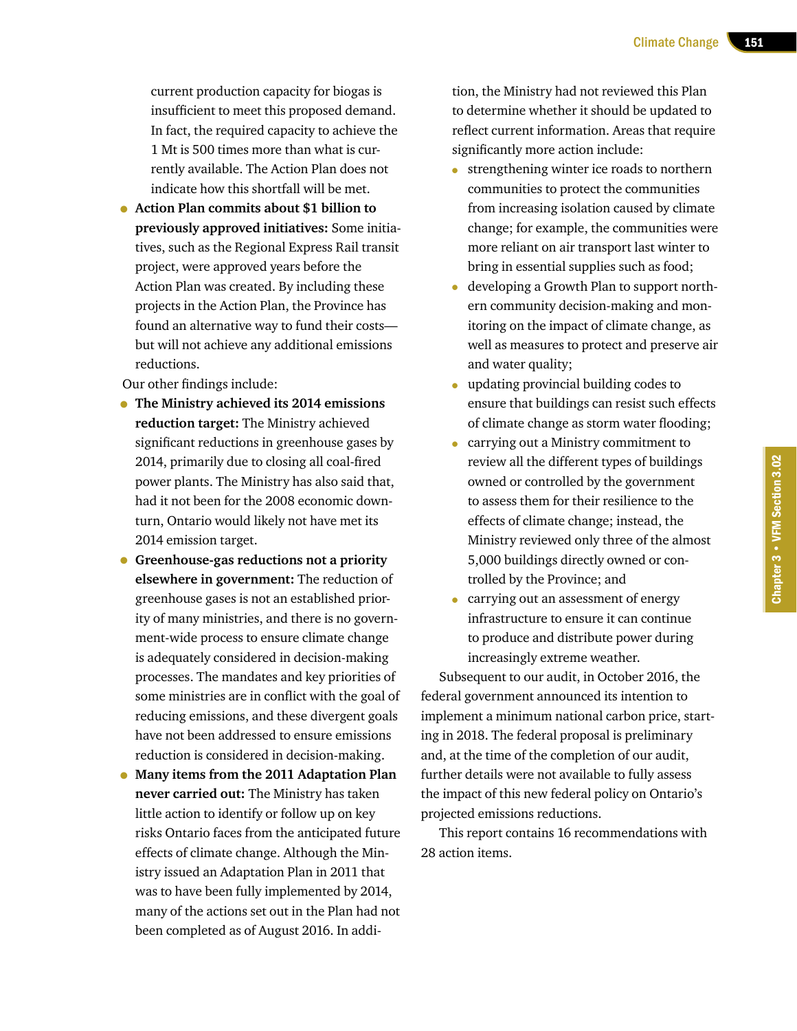current production capacity for biogas is insufficient to meet this proposed demand. In fact, the required capacity to achieve the 1 Mt is 500 times more than what is currently available. The Action Plan does not indicate how this shortfall will be met.

- **Action Plan commits about $1 billion to previously approved initiatives:** Some initiatives, such as the Regional Express Rail transit project, were approved years before the Action Plan was created. By including these projects in the Action Plan, the Province has found an alternative way to fund their costs—but will not achieve any additional emissions reductions.

Our other findings include:

- **The Ministry achieved its 2014 emissions reduction target:** The Ministry achieved significant reductions in greenhouse gases by 2014, primarily due to closing all coal-fired power plants. The Ministry has also said that, had it not been for the 2008 economic downturn, Ontario would likely not have met its 2014 emission target.
- **Greenhouse-gas reductions not a priority elsewhere in government:** The reduction of greenhouse gases is not an established priority of many ministries, and there is no government-wide process to ensure climate change is adequately considered in decision-making processes. The mandates and key priorities of some ministries are in conflict with the goal of reducing emissions, and these divergent goals have not been addressed to ensure emissions reduction is considered in decision-making.
- **Many items from the 2011 Adaptation Plan never carried out:** The Ministry has taken little action to identify or follow up on key risks Ontario faces from the anticipated future effects of climate change. Although the Ministry issued an Adaptation Plan in 2011 that was to have been fully implemented by 2014, many of the actions set out in the Plan had not been completed as of August 2016. In addition, the Ministry had not reviewed this Plan to determine whether it should be updated to reflect current information. Areas that require significantly more action include:
  - strengthening winter ice roads to northern communities to protect the communities from increasing isolation caused by climate change; for example, the communities were more reliant on air transport last winter to bring in essential supplies such as food;
  - developing a Growth Plan to support northern community decision-making and monitoring on the impact of climate change, as well as measures to protect and preserve air and water quality;
  - updating provincial building codes to ensure that buildings can resist such effects of climate change as storm water flooding;
  - carrying out a Ministry commitment to review all the different types of buildings owned or controlled by the government to assess them for their resilience to the effects of climate change; instead, the Ministry reviewed only three of the almost 5,000 buildings directly owned or controlled by the Province; and
  - carrying out an assessment of energy infrastructure to ensure it can continue to produce and distribute power during increasingly extreme weather.

Subsequent to our audit, in October 2016, the federal government announced its intention to implement a minimum national carbon price, starting in 2018. The federal proposal is preliminary and, at the time of the completion of our audit, further details were not available to fully assess the impact of this new federal policy on Ontario's projected emissions reductions.

This report contains 16 recommendations with 28 action items.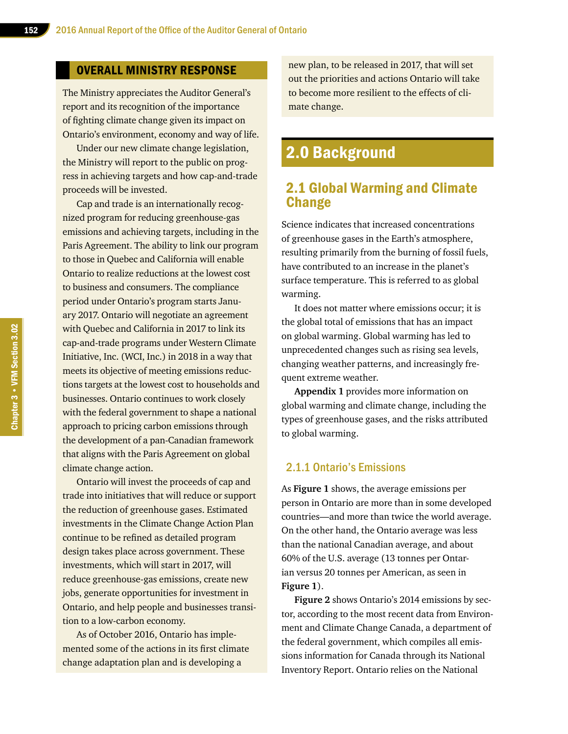## OVERALL MINISTRY RESPONSE

The Ministry appreciates the Auditor General's report and its recognition of the importance of fighting climate change given its impact on Ontario's environment, economy and way of life.

Under our new climate change legislation, the Ministry will report to the public on progress in achieving targets and how cap-and-trade proceeds will be invested.

Cap and trade is an internationally recognized program for reducing greenhouse-gas emissions and achieving targets, including in the Paris Agreement. The ability to link our program to those in Quebec and California will enable Ontario to realize reductions at the lowest cost to business and consumers. The compliance period under Ontario's program starts January 2017. Ontario will negotiate an agreement with Quebec and California in 2017 to link its cap-and-trade programs under Western Climate Initiative, Inc. (WCI, Inc.) in 2018 in a way that meets its objective of meeting emissions reductions targets at the lowest cost to households and businesses. Ontario continues to work closely with the federal government to shape a national approach to pricing carbon emissions through the development of a pan-Canadian framework that aligns with the Paris Agreement on global climate change action.

Ontario will invest the proceeds of cap and trade into initiatives that will reduce or support the reduction of greenhouse gases. Estimated investments in the Climate Change Action Plan continue to be refined as detailed program design takes place across government. These investments, which will start in 2017, will reduce greenhouse-gas emissions, create new jobs, generate opportunities for investment in Ontario, and help people and businesses transition to a low-carbon economy.

As of October 2016, Ontario has implemented some of the actions in its first climate change adaptation plan and is developing a new plan, to be released in 2017, that will set out the priorities and actions Ontario will take to become more resilient to the effects of climate change.

# 2.0 Background

## 2.1 Global Warming and Climate Change

Science indicates that increased concentrations of greenhouse gases in the Earth's atmosphere, resulting primarily from the burning of fossil fuels, have contributed to an increase in the planet's surface temperature. This is referred to as global warming.

It does not matter where emissions occur; it is the global total of emissions that has an impact on global warming. Global warming has led to unprecedented changes such as rising sea levels, changing weather patterns, and increasingly frequent extreme weather.

**Appendix 1** provides more information on global warming and climate change, including the types of greenhouse gases, and the risks attributed to global warming.

### 2.1.1 Ontario's Emissions

As **Figure 1** shows, the average emissions per person in Ontario are more than in some developed countries—and more than twice the world average. On the other hand, the Ontario average was less than the national Canadian average, and about 60% of the U.S. average (13 tonnes per Ontarian versus 20 tonnes per American, as seen in **Figure 1**).

**Figure 2** shows Ontario's 2014 emissions by sector, according to the most recent data from Environment and Climate Change Canada, a department of the federal government, which compiles all emissions information for Canada through its National Inventory Report. Ontario relies on the National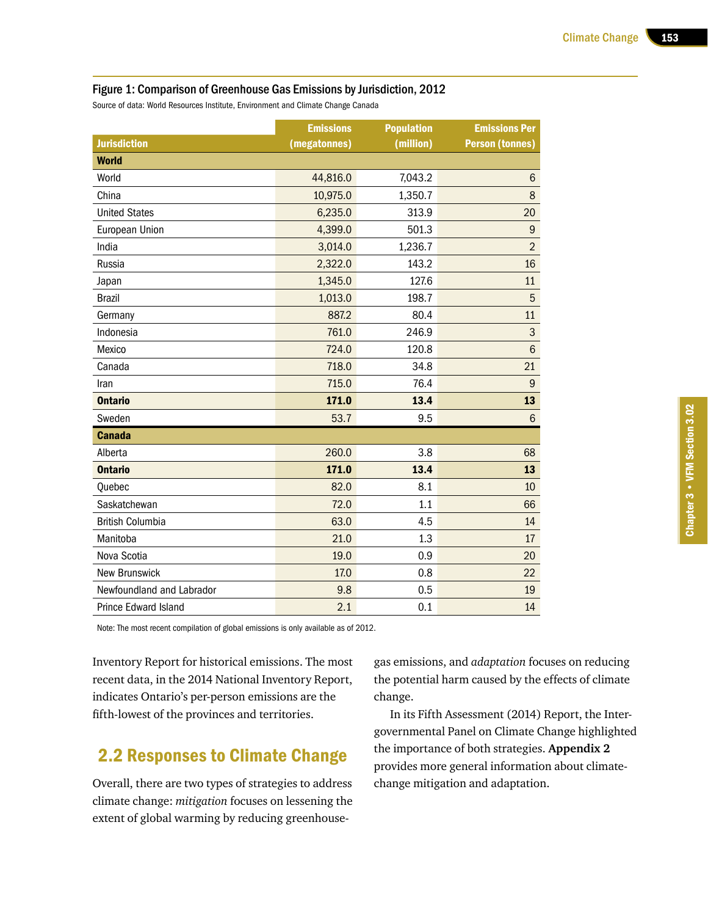### Figure 1: Comparison of Greenhouse Gas Emissions by Jurisdiction, 2012

Source of data: World Resources Institute, Environment and Climate Change Canada

| Jurisdiction | Emissions (megatonnes) | Population (million) | Emissions Per Person (tonnes) |
|---|---|---|---|
| **World** | | | |
| World | 44,816.0 | 7,043.2 | 6 |
| China | 10,975.0 | 1,350.7 | 8 |
| United States | 6,235.0 | 313.9 | 20 |
| European Union | 4,399.0 | 501.3 | 9 |
| India | 3,014.0 | 1,236.7 | 2 |
| Russia | 2,322.0 | 143.2 | 16 |
| Japan | 1,345.0 | 127.6 | 11 |
| Brazil | 1,013.0 | 198.7 | 5 |
| Germany | 887.2 | 80.4 | 11 |
| Indonesia | 761.0 | 246.9 | 3 |
| Mexico | 724.0 | 120.8 | 6 |
| Canada | 718.0 | 34.8 | 21 |
| Iran | 715.0 | 76.4 | 9 |
| **Ontario** | **171.0** | **13.4** | **13** |
| Sweden | 53.7 | 9.5 | 6 |
| **Canada** | | | |
| Alberta | 260.0 | 3.8 | 68 |
| **Ontario** | **171.0** | **13.4** | **13** |
| Quebec | 82.0 | 8.1 | 10 |
| Saskatchewan | 72.0 | 1.1 | 66 |
| British Columbia | 63.0 | 4.5 | 14 |
| Manitoba | 21.0 | 1.3 | 17 |
| Nova Scotia | 19.0 | 0.9 | 20 |
| New Brunswick | 17.0 | 0.8 | 22 |
| Newfoundland and Labrador | 9.8 | 0.5 | 19 |
| Prince Edward Island | 2.1 | 0.1 | 14 |

Note: The most recent compilation of global emissions is only available as of 2012.

Inventory Report for historical emissions. The most recent data, in the 2014 National Inventory Report, indicates Ontario's per-person emissions are the fifth-lowest of the provinces and territories.

## 2.2 Responses to Climate Change

Overall, there are two types of strategies to address climate change: *mitigation* focuses on lessening the extent of global warming by reducing greenhouse-gas emissions, and *adaptation* focuses on reducing the potential harm caused by the effects of climate change.

In its Fifth Assessment (2014) Report, the Intergovernmental Panel on Climate Change highlighted the importance of both strategies. **Appendix 2** provides more general information about climate-change mitigation and adaptation.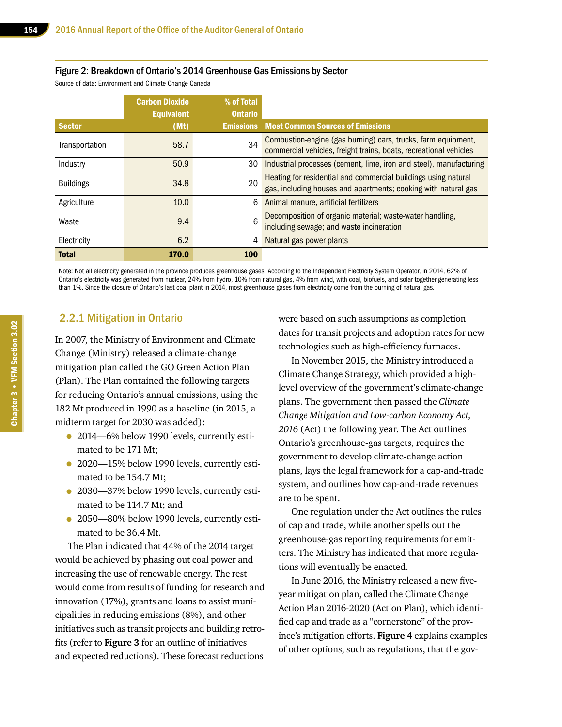#### Figure 2: Breakdown of Ontario's 2014 Greenhouse Gas Emissions by Sector

Source of data: Environment and Climate Change Canada

| Sector | Carbon Dioxide Equivalent (Mt) | % of Total Ontario Emissions | Most Common Sources of Emissions |
|---|---|---|---|
| Transportation | 58.7 | 34 | Combustion-engine (gas burning) cars, trucks, farm equipment, commercial vehicles, freight trains, boats, recreational vehicles |
| Industry | 50.9 | 30 | Industrial processes (cement, lime, iron and steel), manufacturing |
| Buildings | 34.8 | 20 | Heating for residential and commercial buildings using natural gas, including houses and apartments; cooking with natural gas |
| Agriculture | 10.0 | 6 | Animal manure, artificial fertilizers |
| Waste | 9.4 | 6 | Decomposition of organic material; waste-water handling, including sewage; and waste incineration |
| Electricity | 6.2 | 4 | Natural gas power plants |
| **Total** | **170.0** | **100** | |

Note: Not all electricity generated in the province produces greenhouse gases. According to the Independent Electricity System Operator, in 2014, 62% of Ontario's electricity was generated from nuclear, 24% from hydro, 10% from natural gas, 4% from wind, with coal, biofuels, and solar together generating less than 1%. Since the closure of Ontario's last coal plant in 2014, most greenhouse gases from electricity come from the burning of natural gas.

### 2.2.1 Mitigation in Ontario

In 2007, the Ministry of Environment and Climate Change (Ministry) released a climate-change mitigation plan called the GO Green Action Plan (Plan). The Plan contained the following targets for reducing Ontario's annual emissions, using the 182 Mt produced in 1990 as a baseline (in 2015, a midterm target for 2030 was added):

- 2014—6% below 1990 levels, currently estimated to be 171 Mt;
- 2020—15% below 1990 levels, currently estimated to be 154.7 Mt;
- 2030—37% below 1990 levels, currently estimated to be 114.7 Mt; and
- 2050—80% below 1990 levels, currently estimated to be 36.4 Mt.

The Plan indicated that 44% of the 2014 target would be achieved by phasing out coal power and increasing the use of renewable energy. The rest would come from results of funding for research and innovation (17%), grants and loans to assist municipalities in reducing emissions (8%), and other initiatives such as transit projects and building retrofits (refer to **Figure 3** for an outline of initiatives and expected reductions). These forecast reductions were based on such assumptions as completion dates for transit projects and adoption rates for new technologies such as high-efficiency furnaces.

In November 2015, the Ministry introduced a Climate Change Strategy, which provided a high-level overview of the government's climate-change plans. The government then passed the *Climate Change Mitigation and Low-carbon Economy Act, 2016* (Act) the following year. The Act outlines Ontario's greenhouse-gas targets, requires the government to develop climate-change action plans, lays the legal framework for a cap-and-trade system, and outlines how cap-and-trade revenues are to be spent.

One regulation under the Act outlines the rules of cap and trade, while another spells out the greenhouse-gas reporting requirements for emitters. The Ministry has indicated that more regulations will eventually be enacted.

In June 2016, the Ministry released a new five-year mitigation plan, called the Climate Change Action Plan 2016-2020 (Action Plan), which identified cap and trade as a "cornerstone" of the province's mitigation efforts. **Figure 4** explains examples of other options, such as regulations, that the gov-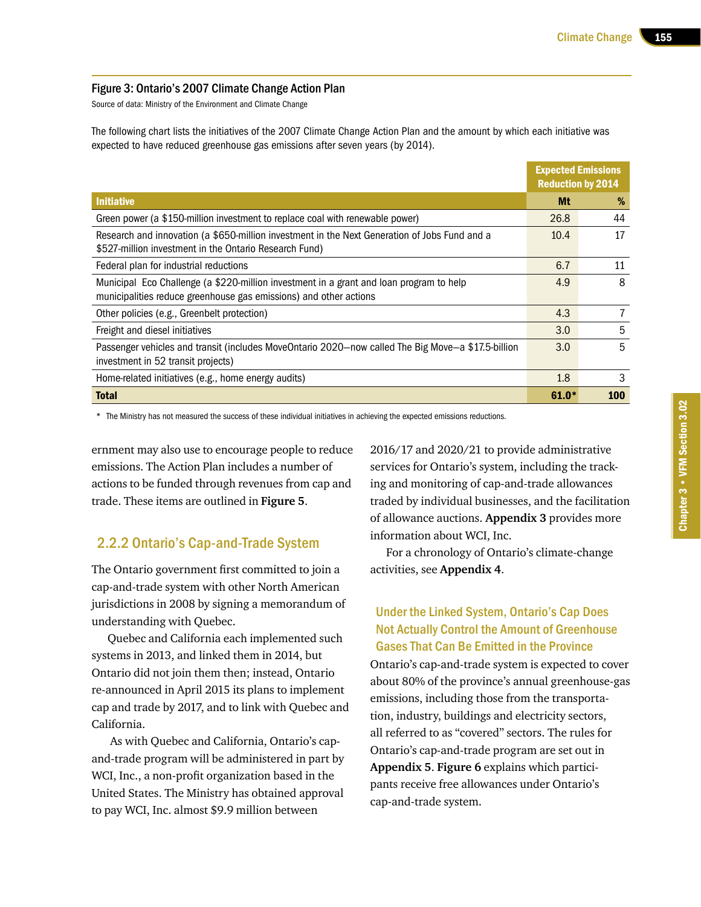### Figure 3: Ontario's 2007 Climate Change Action Plan

Source of data: Ministry of the Environment and Climate Change

The following chart lists the initiatives of the 2007 Climate Change Action Plan and the amount by which each initiative was expected to have reduced greenhouse gas emissions after seven years (by 2014).

| | Expected Emissions Reduction by 2014 | |
|---|---|---|
| **Initiative** | **Mt** | **%** |
| Green power (a $150-million investment to replace coal with renewable power) | 26.8 | 44 |
| Research and innovation (a $650-million investment in the Next Generation of Jobs Fund and a $527-million investment in the Ontario Research Fund) | 10.4 | 17 |
| Federal plan for industrial reductions | 6.7 | 11 |
| Municipal Eco Challenge (a $220-million investment in a grant and loan program to help municipalities reduce greenhouse gas emissions) and other actions | 4.9 | 8 |
| Other policies (e.g., Greenbelt protection) | 4.3 | 7 |
| Freight and diesel initiatives | 3.0 | 5 |
| Passenger vehicles and transit (includes MoveOntario 2020—now called The Big Move—a $17.5-billion investment in 52 transit projects) | 3.0 | 5 |
| Home-related initiatives (e.g., home energy audits) | 1.8 | 3 |
| **Total** | **61.0*** | **100** |

* The Ministry has not measured the success of these individual initiatives in achieving the expected emissions reductions.

ernment may also use to encourage people to reduce emissions. The Action Plan includes a number of actions to be funded through revenues from cap and trade. These items are outlined in **Figure 5**.

## 2.2.2 Ontario's Cap-and-Trade System

The Ontario government first committed to join a cap-and-trade system with other North American jurisdictions in 2008 by signing a memorandum of understanding with Quebec.

Quebec and California each implemented such systems in 2013, and linked them in 2014, but Ontario did not join them then; instead, Ontario re-announced in April 2015 its plans to implement cap and trade by 2017, and to link with Quebec and California.

As with Quebec and California, Ontario's cap-and-trade program will be administered in part by WCI, Inc., a non-profit organization based in the United States. The Ministry has obtained approval to pay WCI, Inc. almost $9.9 million between 2016/17 and 2020/21 to provide administrative services for Ontario's system, including the tracking and monitoring of cap-and-trade allowances traded by individual businesses, and the facilitation of allowance auctions. **Appendix 3** provides more information about WCI, Inc.

For a chronology of Ontario's climate-change activities, see **Appendix 4**.

### Under the Linked System, Ontario's Cap Does Not Actually Control the Amount of Greenhouse Gases That Can Be Emitted in the Province

Ontario's cap-and-trade system is expected to cover about 80% of the province's annual greenhouse-gas emissions, including those from the transportation, industry, buildings and electricity sectors, all referred to as "covered" sectors. The rules for Ontario's cap-and-trade program are set out in **Appendix 5**. **Figure 6** explains which participants receive free allowances under Ontario's cap-and-trade system.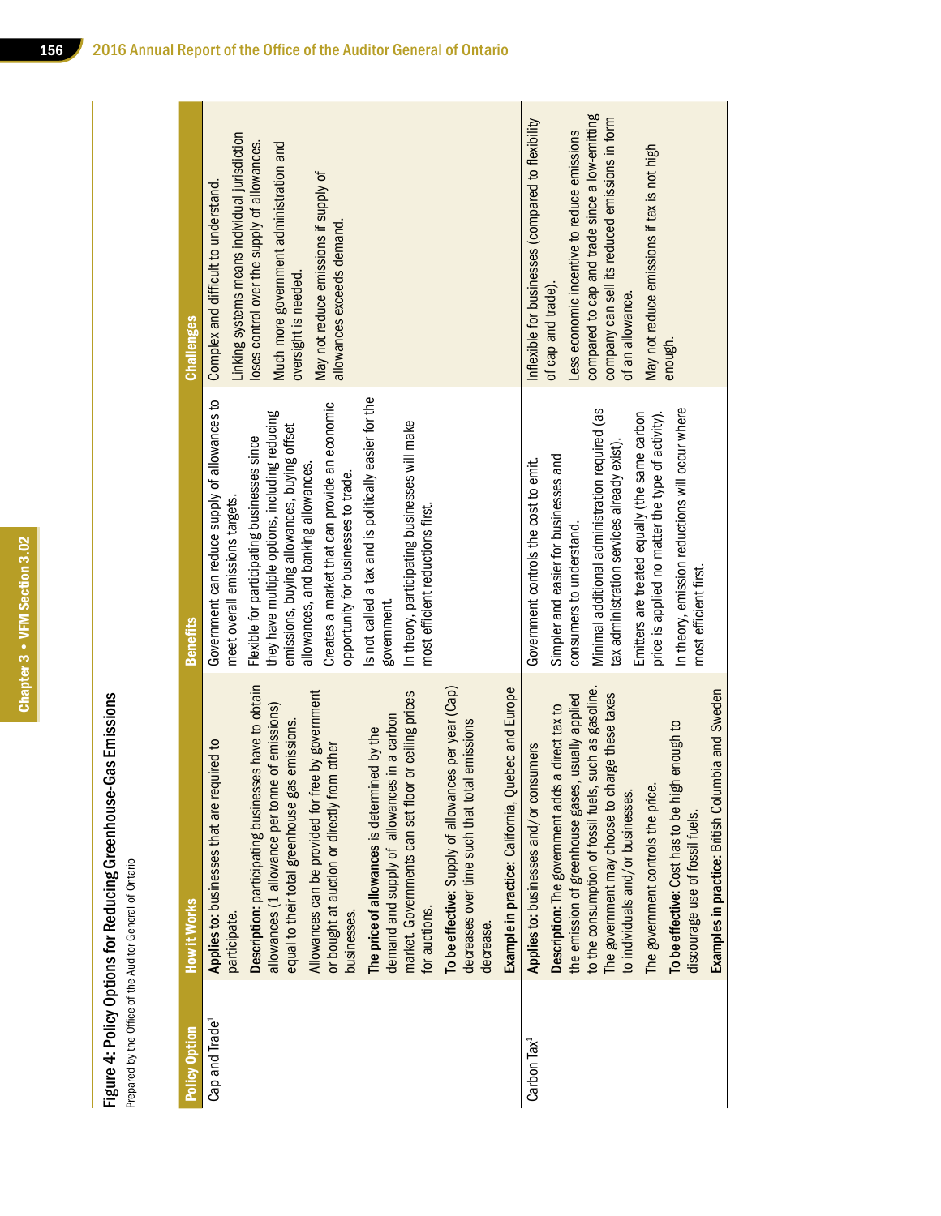**Figure 4: Policy Options for Reducing Greenhouse-Gas Emissions**

Prepared by the Office of the Auditor General of Ontario

| Policy Option | How it Works | Benefits | Challenges |
|---|---|---|---|
| Cap and Trade[1] | **Applies to:** businesses that are required to participate.<br>**Description:** participating businesses have to obtain allowances (1 allowance per tonne of emissions) equal to their total greenhouse gas emissions.<br>Allowances can be provided for free by government or bought at auction or directly from other businesses.<br>**The price of allowances** is determined by the demand and supply of allowances in a carbon market. Governments can set floor or ceiling prices for auctions.<br>**To be effective:** Supply of allowances per year (Cap) decreases over time such that total emissions decrease.<br>**Example in practice:** California, Quebec and Europe | Government can reduce supply of allowances to meet overall emissions targets.<br>Flexible for participating businesses since they have multiple options, including reducing emissions, buying allowances, buying offset allowances, and banking allowances.<br>Creates a market that can provide an economic opportunity for businesses to trade.<br>Is not called a tax and is politically easier for the government.<br>In theory, participating businesses will make most efficient reductions first. | Complex and difficult to understand.<br>Linking systems means individual jurisdiction loses control over the supply of allowances.<br>Much more government administration and oversight is needed.<br>May not reduce emissions if supply of allowances exceeds demand. |
| Carbon Tax[1] | **Applies to:** businesses and/or consumers<br>**Description:** The government adds a direct tax to the emission of greenhouse gases, usually applied to the consumption of fossil fuels, such as gasoline. The government may choose to charge these taxes to individuals and/or businesses.<br>The government controls the price.<br>**To be effective:** Cost has to be high enough to discourage use of fossil fuels.<br>**Examples in practice:** British Columbia and Sweden | Government controls the cost to emit.<br>Simpler and easier for businesses and consumers to understand.<br>Minimal additional administration required (as tax administration services already exist).<br>Emitters are treated equally (the same carbon price is applied no matter the type of activity).<br>In theory, emission reductions will occur where most efficient first. | Inflexible for businesses (compared to flexibility of cap and trade).<br>Less economic incentive to reduce emissions compared to cap and trade since a low-emitting company can sell its reduced emissions in form of an allowance.<br>May not reduce emissions if tax is not high enough. |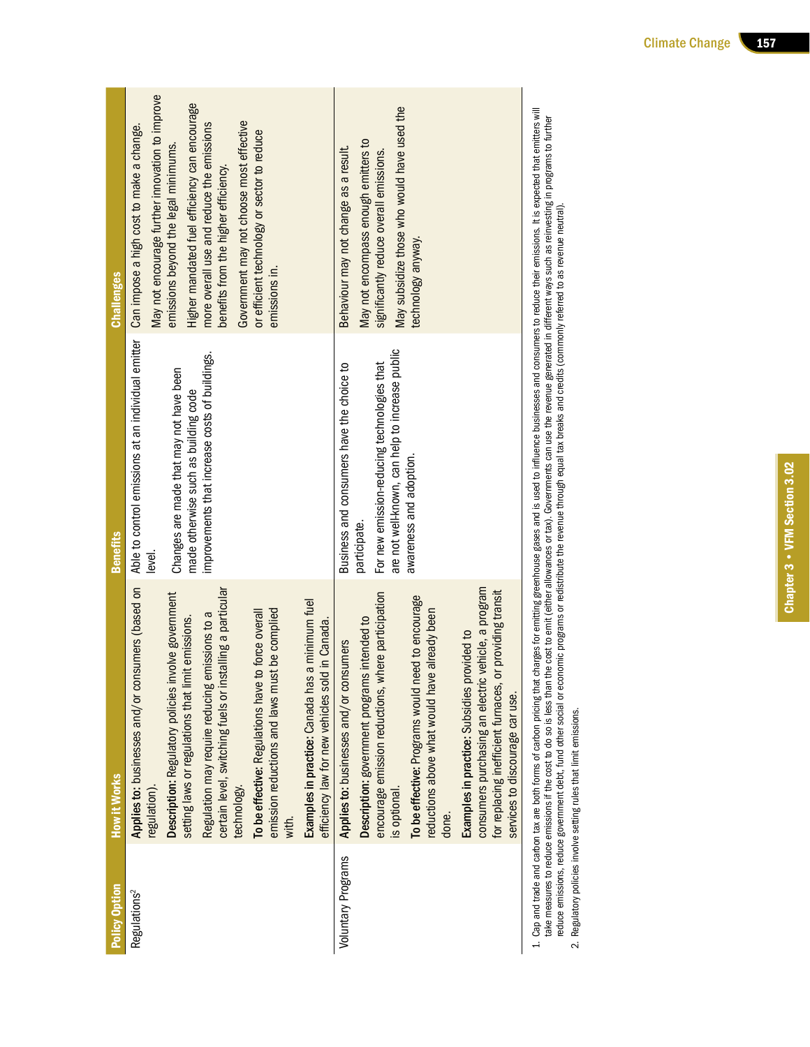| Policy Option | How it Works | Benefits | Challenges |
|---|---|---|---|
| Regulations[2] | **Applies to:** businesses and/or consumers (based on regulation).<br><br>**Description:** Regulatory policies involve government setting laws or regulations that limit emissions.<br><br>Regulation may require reducing emissions to a certain level, switching fuels or installing a particular technology.<br><br>**To be effective:** Regulations have to force overall emission reductions and laws must be complied with.<br><br>**Examples in practice:** Canada has a minimum fuel efficiency law for new vehicles sold in Canada. | Able to control emissions at an individual emitter level.<br><br>Changes are made that may not have been made otherwise such as building code improvements that increase costs of buildings. | Can impose a high cost to make a change.<br><br>May not encourage further innovation to improve emissions beyond the legal minimums.<br><br>Higher mandated fuel efficiency can encourage more overall use and reduce the emissions benefits from the higher efficiency.<br><br>Government may not choose most effective or efficient technology or sector to reduce emissions in. |
| Voluntary Programs | **Applies to:** businesses and/or consumers<br><br>**Description:** government programs intended to encourage emission reductions, where participation is optional.<br><br>**To be effective:** Programs would need to encourage reductions above what would have already been done.<br><br>**Examples in practice:** Subsidies provided to consumers purchasing an electric vehicle, a program for replacing inefficient furnaces, or providing transit services to discourage car use. | Business and consumers have the choice to participate.<br><br>For new emission-reducing technologies that are not well-known, can help to increase public awareness and adoption. | Behaviour may not change as a result.<br><br>May not encompass enough emitters to significantly reduce overall emissions.<br><br>May subsidize those who would have used the technology anyway. |

1. Cap and trade and carbon tax are both forms of carbon pricing that charges for emitting greenhouse gases and is used to influence businesses and consumers to reduce their emissions. It is expected that emitters will take measures to reduce emissions if the cost to do so is less than the cost to emit (either allowances or tax). Governments can use the revenue generated in different ways such as reinvesting in programs to further reduce emissions, reduce government debt, fund other social or economic programs or redistribute the revenue through equal tax breaks and credits (commonly referred to as revenue neutral).
2. Regulatory policies involve setting rules that limit emissions.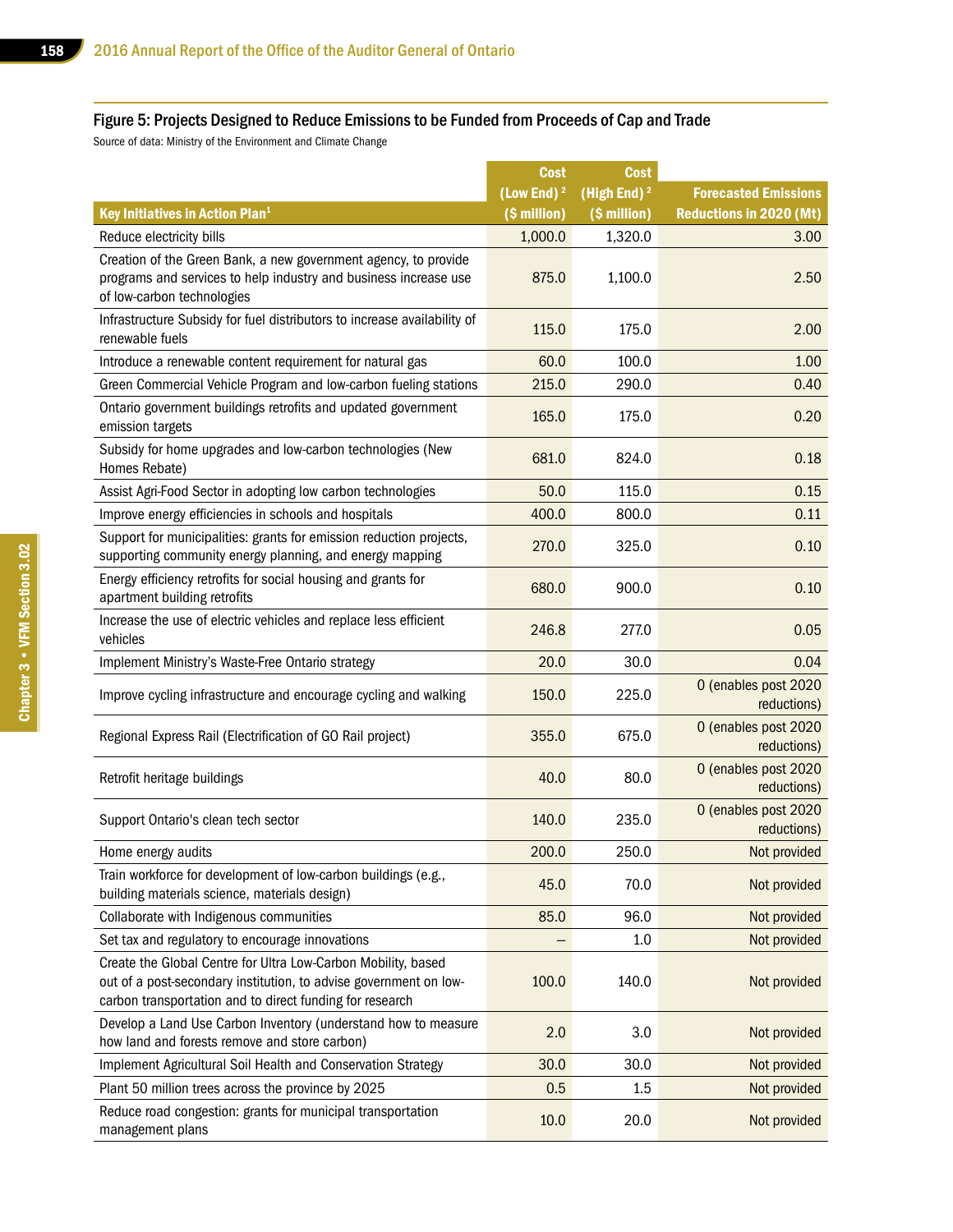### Figure 5: Projects Designed to Reduce Emissions to be Funded from Proceeds of Cap and Trade

Source of data: Ministry of the Environment and Climate Change

| Key Initiatives in Action Plan[1] | Cost (Low End)[2] ($ million) | Cost (High End)[2] ($ million) | Forecasted Emissions Reductions in 2020 (Mt) |
|---|---|---|---|
| Reduce electricity bills | 1,000.0 | 1,320.0 | 3.00 |
| Creation of the Green Bank, a new government agency, to provide programs and services to help industry and business increase use of low-carbon technologies | 875.0 | 1,100.0 | 2.50 |
| Infrastructure Subsidy for fuel distributors to increase availability of renewable fuels | 115.0 | 175.0 | 2.00 |
| Introduce a renewable content requirement for natural gas | 60.0 | 100.0 | 1.00 |
| Green Commercial Vehicle Program and low-carbon fueling stations | 215.0 | 290.0 | 0.40 |
| Ontario government buildings retrofits and updated government emission targets | 165.0 | 175.0 | 0.20 |
| Subsidy for home upgrades and low-carbon technologies (New Homes Rebate) | 681.0 | 824.0 | 0.18 |
| Assist Agri-Food Sector in adopting low carbon technologies | 50.0 | 115.0 | 0.15 |
| Improve energy efficiencies in schools and hospitals | 400.0 | 800.0 | 0.11 |
| Support for municipalities: grants for emission reduction projects, supporting community energy planning, and energy mapping | 270.0 | 325.0 | 0.10 |
| Energy efficiency retrofits for social housing and grants for apartment building retrofits | 680.0 | 900.0 | 0.10 |
| Increase the use of electric vehicles and replace less efficient vehicles | 246.8 | 277.0 | 0.05 |
| Implement Ministry's Waste-Free Ontario strategy | 20.0 | 30.0 | 0.04 |
| Improve cycling infrastructure and encourage cycling and walking | 150.0 | 225.0 | 0 (enables post 2020 reductions) |
| Regional Express Rail (Electrification of GO Rail project) | 355.0 | 675.0 | 0 (enables post 2020 reductions) |
| Retrofit heritage buildings | 40.0 | 80.0 | 0 (enables post 2020 reductions) |
| Support Ontario's clean tech sector | 140.0 | 235.0 | 0 (enables post 2020 reductions) |
| Home energy audits | 200.0 | 250.0 | Not provided |
| Train workforce for development of low-carbon buildings (e.g., building materials science, materials design) | 45.0 | 70.0 | Not provided |
| Collaborate with Indigenous communities | 85.0 | 96.0 | Not provided |
| Set tax and regulatory to encourage innovations | – | 1.0 | Not provided |
| Create the Global Centre for Ultra Low-Carbon Mobility, based out of a post-secondary institution, to advise government on low-carbon transportation and to direct funding for research | 100.0 | 140.0 | Not provided |
| Develop a Land Use Carbon Inventory (understand how to measure how land and forests remove and store carbon) | 2.0 | 3.0 | Not provided |
| Implement Agricultural Soil Health and Conservation Strategy | 30.0 | 30.0 | Not provided |
| Plant 50 million trees across the province by 2025 | 0.5 | 1.5 | Not provided |
| Reduce road congestion: grants for municipal transportation management plans | 10.0 | 20.0 | Not provided |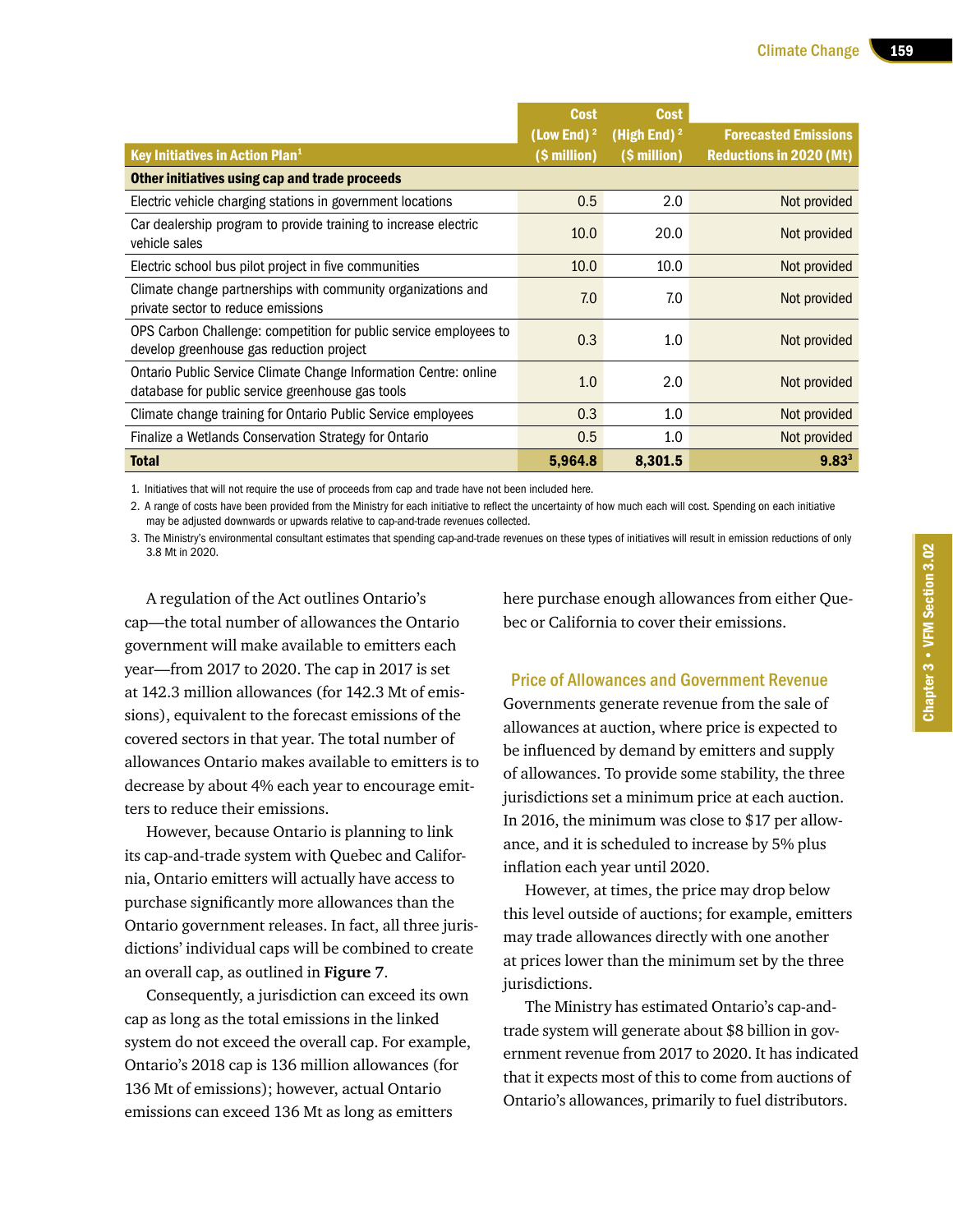| Key Initiatives in Action Plan[1] | Cost (Low End)[2] ($ million) | Cost (High End)[2] ($ million) | Forecasted Emissions Reductions in 2020 (Mt) |
|---|---|---|---|
| **Other initiatives using cap and trade proceeds** | | | |
| Electric vehicle charging stations in government locations | 0.5 | 2.0 | Not provided |
| Car dealership program to provide training to increase electric vehicle sales | 10.0 | 20.0 | Not provided |
| Electric school bus pilot project in five communities | 10.0 | 10.0 | Not provided |
| Climate change partnerships with community organizations and private sector to reduce emissions | 7.0 | 7.0 | Not provided |
| OPS Carbon Challenge: competition for public service employees to develop greenhouse gas reduction project | 0.3 | 1.0 | Not provided |
| Ontario Public Service Climate Change Information Centre: online database for public service greenhouse gas tools | 1.0 | 2.0 | Not provided |
| Climate change training for Ontario Public Service employees | 0.3 | 1.0 | Not provided |
| Finalize a Wetlands Conservation Strategy for Ontario | 0.5 | 1.0 | Not provided |
| **Total** | **5,964.8** | **8,301.5** | **9.83[3]** |

1. Initiatives that will not require the use of proceeds from cap and trade have not been included here.
2. A range of costs have been provided from the Ministry for each initiative to reflect the uncertainty of how much each will cost. Spending on each initiative may be adjusted downwards or upwards relative to cap-and-trade revenues collected.
3. The Ministry's environmental consultant estimates that spending cap-and-trade revenues on these types of initiatives will result in emission reductions of only 3.8 Mt in 2020.

A regulation of the Act outlines Ontario's cap—the total number of allowances the Ontario government will make available to emitters each year—from 2017 to 2020. The cap in 2017 is set at 142.3 million allowances (for 142.3 Mt of emissions), equivalent to the forecast emissions of the covered sectors in that year. The total number of allowances Ontario makes available to emitters is to decrease by about 4% each year to encourage emitters to reduce their emissions.

However, because Ontario is planning to link its cap-and-trade system with Quebec and California, Ontario emitters will actually have access to purchase significantly more allowances than the Ontario government releases. In fact, all three jurisdictions' individual caps will be combined to create an overall cap, as outlined in **Figure 7**.

Consequently, a jurisdiction can exceed its own cap as long as the total emissions in the linked system do not exceed the overall cap. For example, Ontario's 2018 cap is 136 million allowances (for 136 Mt of emissions); however, actual Ontario emissions can exceed 136 Mt as long as emitters here purchase enough allowances from either Quebec or California to cover their emissions.

### Price of Allowances and Government Revenue

Governments generate revenue from the sale of allowances at auction, where price is expected to be influenced by demand by emitters and supply of allowances. To provide some stability, the three jurisdictions set a minimum price at each auction. In 2016, the minimum was close to $17 per allowance, and it is scheduled to increase by 5% plus inflation each year until 2020.

However, at times, the price may drop below this level outside of auctions; for example, emitters may trade allowances directly with one another at prices lower than the minimum set by the three jurisdictions.

The Ministry has estimated Ontario's cap-and-trade system will generate about $8 billion in government revenue from 2017 to 2020. It has indicated that it expects most of this to come from auctions of Ontario's allowances, primarily to fuel distributors.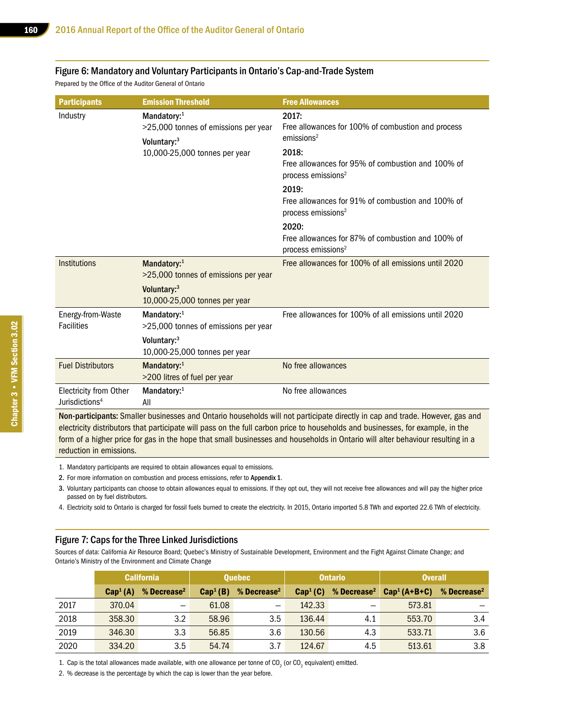## Figure 6: Mandatory and Voluntary Participants in Ontario's Cap-and-Trade System

Prepared by the Office of the Auditor General of Ontario

| Participants | Emission Threshold | Free Allowances |
|---|---|---|
| Industry | **Mandatory:**[1] >25,000 tonnes of emissions per year<br>**Voluntary:**[3] 10,000-25,000 tonnes per year | **2017:** Free allowances for 100% of combustion and process emissions[2]<br>**2018:** Free allowances for 95% of combustion and 100% of process emissions[2]<br>**2019:** Free allowances for 91% of combustion and 100% of process emissions[2]<br>**2020:** Free allowances for 87% of combustion and 100% of process emissions[2] |
| Institutions | **Mandatory:**[1] >25,000 tonnes of emissions per year<br>**Voluntary:**[3] 10,000-25,000 tonnes per year | Free allowances for 100% of all emissions until 2020 |
| Energy-from-Waste Facilities | **Mandatory:**[1] >25,000 tonnes of emissions per year<br>**Voluntary:**[3] 10,000-25,000 tonnes per year | Free allowances for 100% of all emissions until 2020 |
| Fuel Distributors | **Mandatory:**[1] >200 litres of fuel per year | No free allowances |
| Electricity from Other Jurisdictions[4] | **Mandatory:**[1] All | No free allowances |

**Non-participants:** Smaller businesses and Ontario households will not participate directly in cap and trade. However, gas and electricity distributors that participate will pass on the full carbon price to households and businesses, for example, in the form of a higher price for gas in the hope that small businesses and households in Ontario will alter behaviour resulting in a reduction in emissions.

1. Mandatory participants are required to obtain allowances equal to emissions.
2. For more information on combustion and process emissions, refer to **Appendix 1**.
3. Voluntary participants can choose to obtain allowances equal to emissions. If they opt out, they will not receive free allowances and will pay the higher price passed on by fuel distributors.
4. Electricity sold to Ontario is charged for fossil fuels burned to create the electricity. In 2015, Ontario imported 5.8 TWh and exported 22.6 TWh of electricity.

## Figure 7: Caps for the Three Linked Jurisdictions

Sources of data: California Air Resource Board; Quebec's Ministry of Sustainable Development, Environment and the Fight Against Climate Change; and Ontario's Ministry of the Environment and Climate Change

| | California | | Quebec | | Ontario | | Overall | |
|---|---|---|---|---|---|---|---|---|
| | Cap[1] (A) | % Decrease[2] | Cap[1] (B) | % Decrease[2] | Cap[1] (C) | % Decrease[2] | Cap[1] (A+B+C) | % Decrease[2] |
| 2017 | 370.04 | – | 61.08 | – | 142.33 | – | 573.81 | – |
| 2018 | 358.30 | 3.2 | 58.96 | 3.5 | 136.44 | 4.1 | 553.70 | 3.4 |
| 2019 | 346.30 | 3.3 | 56.85 | 3.6 | 130.56 | 4.3 | 533.71 | 3.6 |
| 2020 | 334.20 | 3.5 | 54.74 | 3.7 | 124.67 | 4.5 | 513.61 | 3.8 |

1. Cap is the total allowances made available, with one allowance per tonne of $CO_2$ (or $CO_2$ equivalent) emitted.
2. % decrease is the percentage by which the cap is lower than the year before.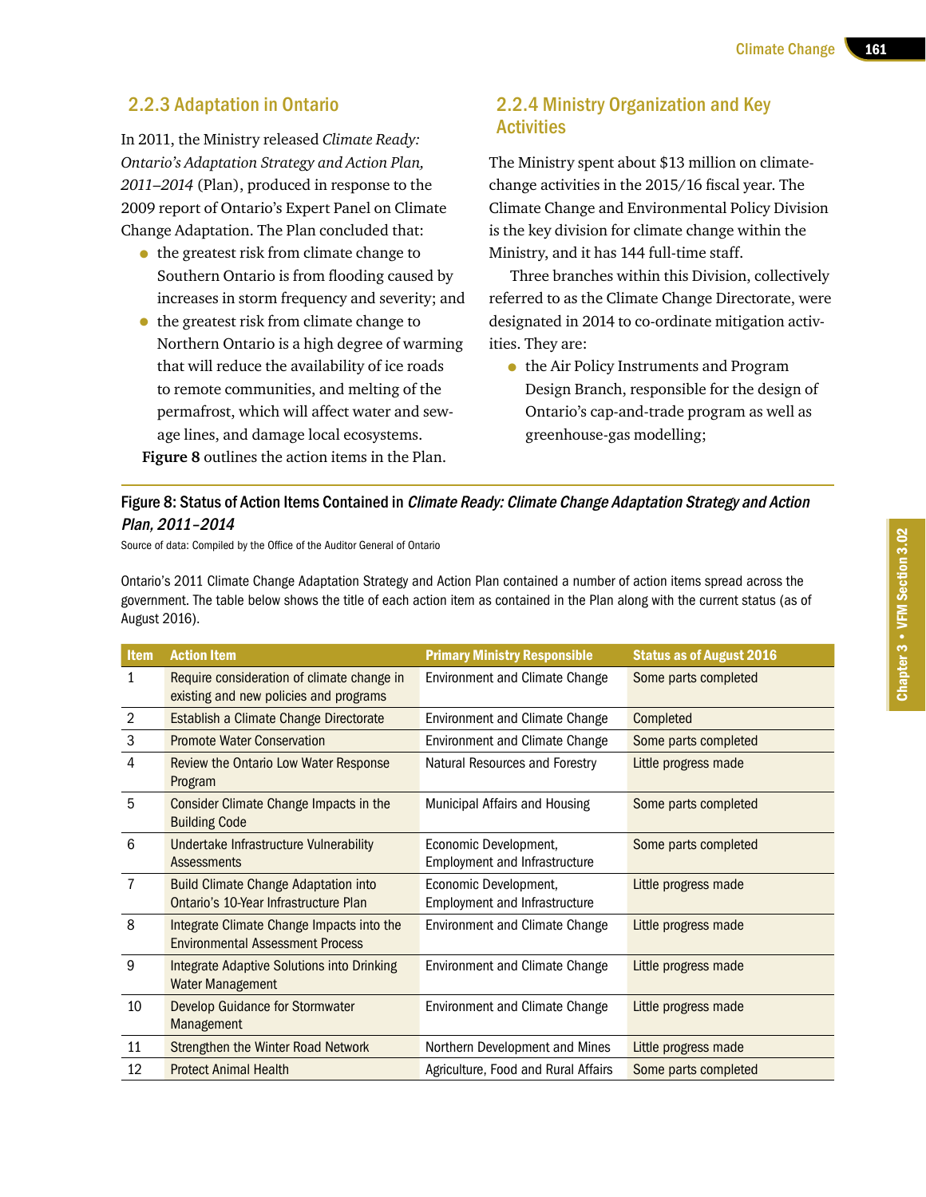## 2.2.3 Adaptation in Ontario

In 2011, the Ministry released *Climate Ready: Ontario's Adaptation Strategy and Action Plan, 2011–2014* (Plan), produced in response to the 2009 report of Ontario's Expert Panel on Climate Change Adaptation. The Plan concluded that:

- the greatest risk from climate change to Southern Ontario is from flooding caused by increases in storm frequency and severity; and
- the greatest risk from climate change to Northern Ontario is a high degree of warming that will reduce the availability of ice roads to remote communities, and melting of the permafrost, which will affect water and sewage lines, and damage local ecosystems.

**Figure 8** outlines the action items in the Plan.

## 2.2.4 Ministry Organization and Key Activities

The Ministry spent about $13 million on climate-change activities in the 2015/16 fiscal year. The Climate Change and Environmental Policy Division is the key division for climate change within the Ministry, and it has 144 full-time staff.

Three branches within this Division, collectively referred to as the Climate Change Directorate, were designated in 2014 to co-ordinate mitigation activities. They are:

- the Air Policy Instruments and Program Design Branch, responsible for the design of Ontario's cap-and-trade program as well as greenhouse-gas modelling;

**Figure 8: Status of Action Items Contained in *Climate Ready: Climate Change Adaptation Strategy and Action Plan, 2011–2014***

Source of data: Compiled by the Office of the Auditor General of Ontario

Ontario's 2011 Climate Change Adaptation Strategy and Action Plan contained a number of action items spread across the government. The table below shows the title of each action item as contained in the Plan along with the current status (as of August 2016).

| Item | Action Item | Primary Ministry Responsible | Status as of August 2016 |
|---|---|---|---|
| 1 | Require consideration of climate change in existing and new policies and programs | Environment and Climate Change | Some parts completed |
| 2 | Establish a Climate Change Directorate | Environment and Climate Change | Completed |
| 3 | Promote Water Conservation | Environment and Climate Change | Some parts completed |
| 4 | Review the Ontario Low Water Response Program | Natural Resources and Forestry | Little progress made |
| 5 | Consider Climate Change Impacts in the Building Code | Municipal Affairs and Housing | Some parts completed |
| 6 | Undertake Infrastructure Vulnerability Assessments | Economic Development, Employment and Infrastructure | Some parts completed |
| 7 | Build Climate Change Adaptation into Ontario's 10-Year Infrastructure Plan | Economic Development, Employment and Infrastructure | Little progress made |
| 8 | Integrate Climate Change Impacts into the Environmental Assessment Process | Environment and Climate Change | Little progress made |
| 9 | Integrate Adaptive Solutions into Drinking Water Management | Environment and Climate Change | Little progress made |
| 10 | Develop Guidance for Stormwater Management | Environment and Climate Change | Little progress made |
| 11 | Strengthen the Winter Road Network | Northern Development and Mines | Little progress made |
| 12 | Protect Animal Health | Agriculture, Food and Rural Affairs | Some parts completed |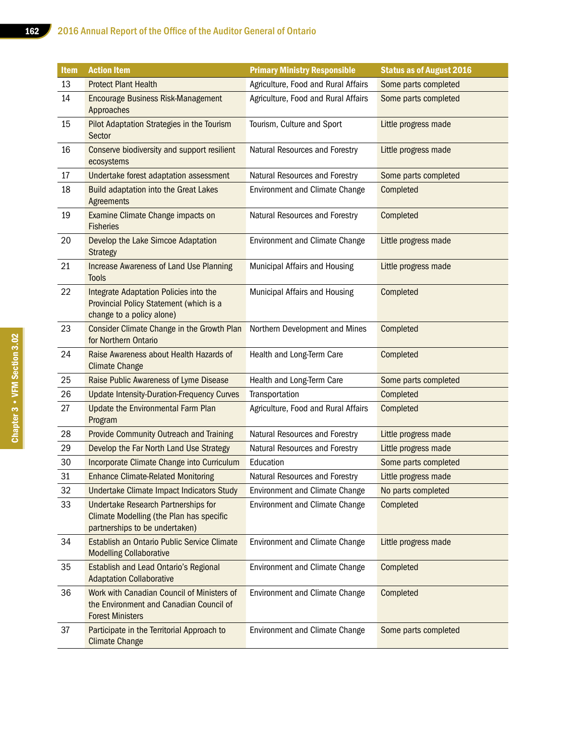| Item | Action Item | Primary Ministry Responsible | Status as of August 2016 |
|---|---|---|---|
| 13 | Protect Plant Health | Agriculture, Food and Rural Affairs | Some parts completed |
| 14 | Encourage Business Risk-Management Approaches | Agriculture, Food and Rural Affairs | Some parts completed |
| 15 | Pilot Adaptation Strategies in the Tourism Sector | Tourism, Culture and Sport | Little progress made |
| 16 | Conserve biodiversity and support resilient ecosystems | Natural Resources and Forestry | Little progress made |
| 17 | Undertake forest adaptation assessment | Natural Resources and Forestry | Some parts completed |
| 18 | Build adaptation into the Great Lakes Agreements | Environment and Climate Change | Completed |
| 19 | Examine Climate Change impacts on Fisheries | Natural Resources and Forestry | Completed |
| 20 | Develop the Lake Simcoe Adaptation Strategy | Environment and Climate Change | Little progress made |
| 21 | Increase Awareness of Land Use Planning Tools | Municipal Affairs and Housing | Little progress made |
| 22 | Integrate Adaptation Policies into the Provincial Policy Statement (which is a change to a policy alone) | Municipal Affairs and Housing | Completed |
| 23 | Consider Climate Change in the Growth Plan for Northern Ontario | Northern Development and Mines | Completed |
| 24 | Raise Awareness about Health Hazards of Climate Change | Health and Long-Term Care | Completed |
| 25 | Raise Public Awareness of Lyme Disease | Health and Long-Term Care | Some parts completed |
| 26 | Update Intensity-Duration-Frequency Curves | Transportation | Completed |
| 27 | Update the Environmental Farm Plan Program | Agriculture, Food and Rural Affairs | Completed |
| 28 | Provide Community Outreach and Training | Natural Resources and Forestry | Little progress made |
| 29 | Develop the Far North Land Use Strategy | Natural Resources and Forestry | Little progress made |
| 30 | Incorporate Climate Change into Curriculum | Education | Some parts completed |
| 31 | Enhance Climate-Related Monitoring | Natural Resources and Forestry | Little progress made |
| 32 | Undertake Climate Impact Indicators Study | Environment and Climate Change | No parts completed |
| 33 | Undertake Research Partnerships for Climate Modelling (the Plan has specific partnerships to be undertaken) | Environment and Climate Change | Completed |
| 34 | Establish an Ontario Public Service Climate Modelling Collaborative | Environment and Climate Change | Little progress made |
| 35 | Establish and Lead Ontario's Regional Adaptation Collaborative | Environment and Climate Change | Completed |
| 36 | Work with Canadian Council of Ministers of the Environment and Canadian Council of Forest Ministers | Environment and Climate Change | Completed |
| 37 | Participate in the Territorial Approach to Climate Change | Environment and Climate Change | Some parts completed |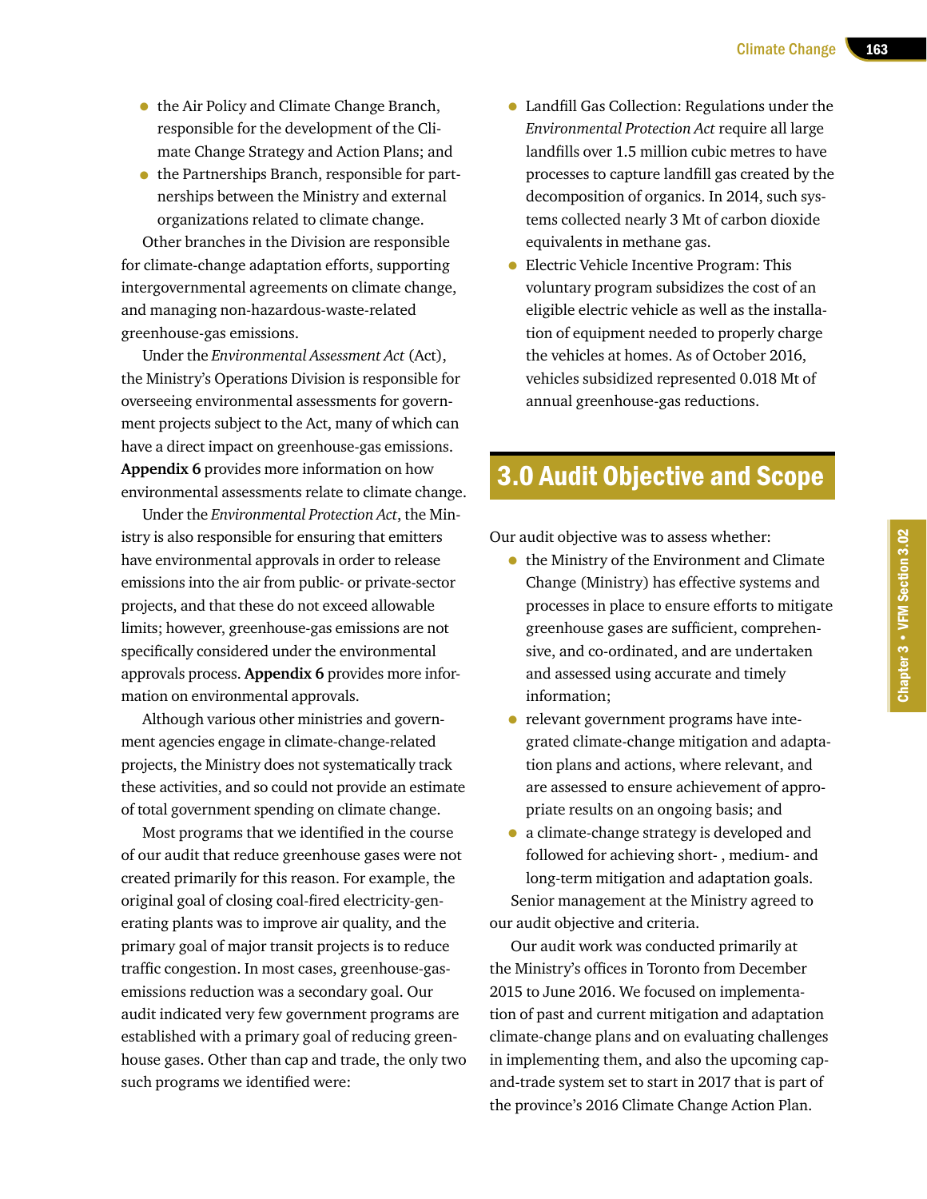- the Air Policy and Climate Change Branch, responsible for the development of the Climate Change Strategy and Action Plans; and
- the Partnerships Branch, responsible for partnerships between the Ministry and external organizations related to climate change.

Other branches in the Division are responsible for climate-change adaptation efforts, supporting intergovernmental agreements on climate change, and managing non-hazardous-waste-related greenhouse-gas emissions.

Under the *Environmental Assessment Act* (Act), the Ministry's Operations Division is responsible for overseeing environmental assessments for government projects subject to the Act, many of which can have a direct impact on greenhouse-gas emissions. **Appendix 6** provides more information on how environmental assessments relate to climate change.

Under the *Environmental Protection Act*, the Ministry is also responsible for ensuring that emitters have environmental approvals in order to release emissions into the air from public- or private-sector projects, and that these do not exceed allowable limits; however, greenhouse-gas emissions are not specifically considered under the environmental approvals process. **Appendix 6** provides more information on environmental approvals.

Although various other ministries and government agencies engage in climate-change-related projects, the Ministry does not systematically track these activities, and so could not provide an estimate of total government spending on climate change.

Most programs that we identified in the course of our audit that reduce greenhouse gases were not created primarily for this reason. For example, the original goal of closing coal-fired electricity-generating plants was to improve air quality, and the primary goal of major transit projects is to reduce traffic congestion. In most cases, greenhouse-gas-emissions reduction was a secondary goal. Our audit indicated very few government programs are established with a primary goal of reducing greenhouse gases. Other than cap and trade, the only two such programs we identified were:

- Landfill Gas Collection: Regulations under the *Environmental Protection Act* require all large landfills over 1.5 million cubic metres to have processes to capture landfill gas created by the decomposition of organics. In 2014, such systems collected nearly 3 Mt of carbon dioxide equivalents in methane gas.
- Electric Vehicle Incentive Program: This voluntary program subsidizes the cost of an eligible electric vehicle as well as the installation of equipment needed to properly charge the vehicles at homes. As of October 2016, vehicles subsidized represented 0.018 Mt of annual greenhouse-gas reductions.

## 3.0 Audit Objective and Scope

Our audit objective was to assess whether:

- the Ministry of the Environment and Climate Change (Ministry) has effective systems and processes in place to ensure efforts to mitigate greenhouse gases are sufficient, comprehensive, and co-ordinated, and are undertaken and assessed using accurate and timely information;
- relevant government programs have integrated climate-change mitigation and adaptation plans and actions, where relevant, and are assessed to ensure achievement of appropriate results on an ongoing basis; and
- a climate-change strategy is developed and followed for achieving short- , medium- and long-term mitigation and adaptation goals.

Senior management at the Ministry agreed to our audit objective and criteria.

Our audit work was conducted primarily at the Ministry's offices in Toronto from December 2015 to June 2016. We focused on implementation of past and current mitigation and adaptation climate-change plans and on evaluating challenges in implementing them, and also the upcoming cap-and-trade system set to start in 2017 that is part of the province's 2016 Climate Change Action Plan.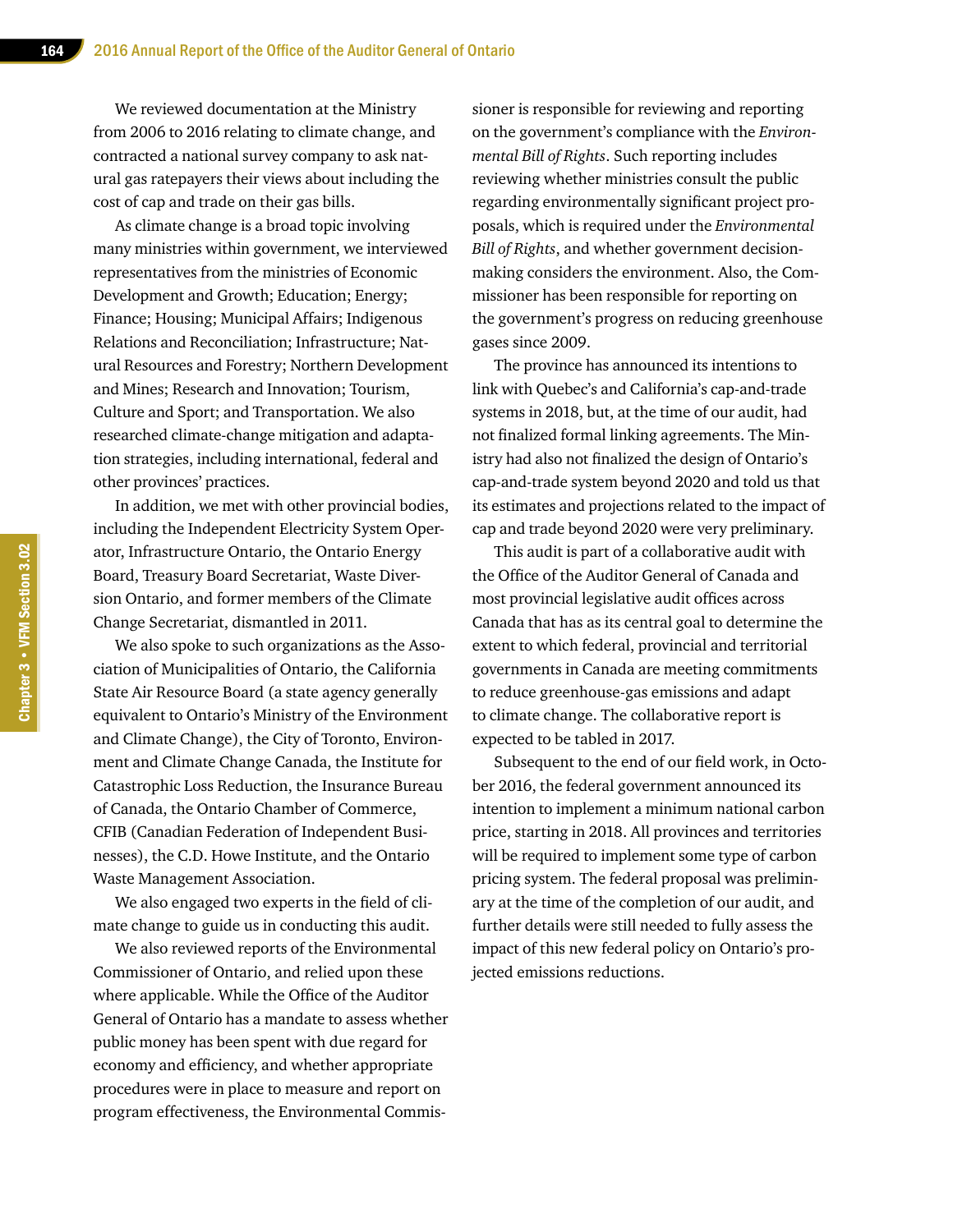We reviewed documentation at the Ministry from 2006 to 2016 relating to climate change, and contracted a national survey company to ask natural gas ratepayers their views about including the cost of cap and trade on their gas bills.

As climate change is a broad topic involving many ministries within government, we interviewed representatives from the ministries of Economic Development and Growth; Education; Energy; Finance; Housing; Municipal Affairs; Indigenous Relations and Reconciliation; Infrastructure; Natural Resources and Forestry; Northern Development and Mines; Research and Innovation; Tourism, Culture and Sport; and Transportation. We also researched climate-change mitigation and adaptation strategies, including international, federal and other provinces' practices.

In addition, we met with other provincial bodies, including the Independent Electricity System Operator, Infrastructure Ontario, the Ontario Energy Board, Treasury Board Secretariat, Waste Diversion Ontario, and former members of the Climate Change Secretariat, dismantled in 2011.

We also spoke to such organizations as the Association of Municipalities of Ontario, the California State Air Resource Board (a state agency generally equivalent to Ontario's Ministry of the Environment and Climate Change), the City of Toronto, Environment and Climate Change Canada, the Institute for Catastrophic Loss Reduction, the Insurance Bureau of Canada, the Ontario Chamber of Commerce, CFIB (Canadian Federation of Independent Businesses), the C.D. Howe Institute, and the Ontario Waste Management Association.

We also engaged two experts in the field of climate change to guide us in conducting this audit.

We also reviewed reports of the Environmental Commissioner of Ontario, and relied upon these where applicable. While the Office of the Auditor General of Ontario has a mandate to assess whether public money has been spent with due regard for economy and efficiency, and whether appropriate procedures were in place to measure and report on program effectiveness, the Environmental Commissioner is responsible for reviewing and reporting on the government's compliance with the *Environmental Bill of Rights*. Such reporting includes reviewing whether ministries consult the public regarding environmentally significant project proposals, which is required under the *Environmental Bill of Rights*, and whether government decision-making considers the environment. Also, the Commissioner has been responsible for reporting on the government's progress on reducing greenhouse gases since 2009.

The province has announced its intentions to link with Quebec's and California's cap-and-trade systems in 2018, but, at the time of our audit, had not finalized formal linking agreements. The Ministry had also not finalized the design of Ontario's cap-and-trade system beyond 2020 and told us that its estimates and projections related to the impact of cap and trade beyond 2020 were very preliminary.

This audit is part of a collaborative audit with the Office of the Auditor General of Canada and most provincial legislative audit offices across Canada that has as its central goal to determine the extent to which federal, provincial and territorial governments in Canada are meeting commitments to reduce greenhouse-gas emissions and adapt to climate change. The collaborative report is expected to be tabled in 2017.

Subsequent to the end of our field work, in October 2016, the federal government announced its intention to implement a minimum national carbon price, starting in 2018. All provinces and territories will be required to implement some type of carbon pricing system. The federal proposal was preliminary at the time of the completion of our audit, and further details were still needed to fully assess the impact of this new federal policy on Ontario's projected emissions reductions.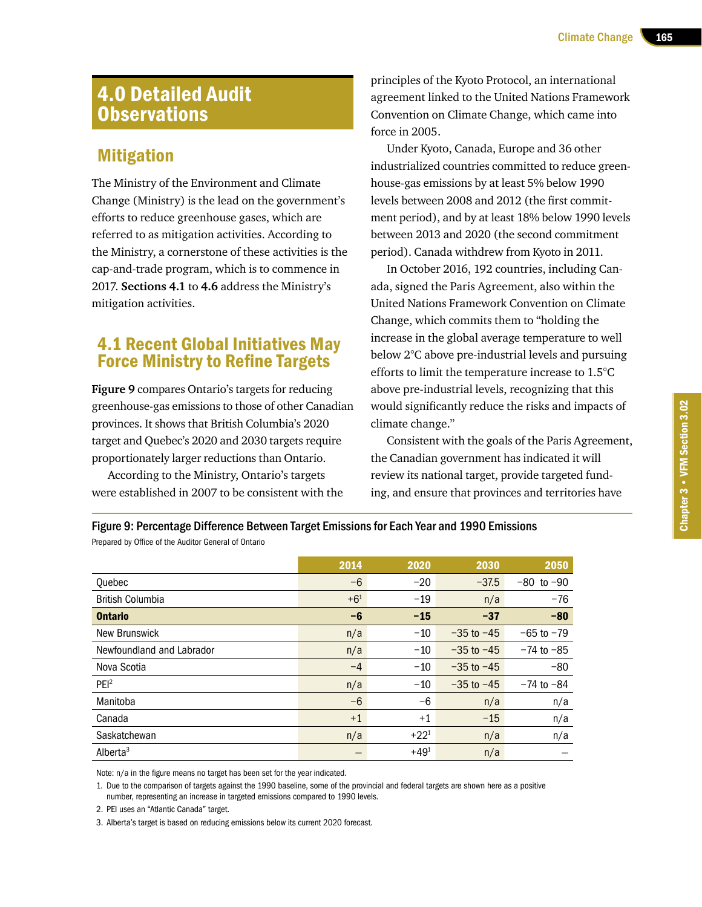# 4.0 Detailed Audit Observations

## Mitigation

The Ministry of the Environment and Climate Change (Ministry) is the lead on the government's efforts to reduce greenhouse gases, which are referred to as mitigation activities. According to the Ministry, a cornerstone of these activities is the cap-and-trade program, which is to commence in 2017. **Sections 4.1** to **4.6** address the Ministry's mitigation activities.

## 4.1 Recent Global Initiatives May Force Ministry to Refine Targets

**Figure 9** compares Ontario's targets for reducing greenhouse-gas emissions to those of other Canadian provinces. It shows that British Columbia's 2020 target and Quebec's 2020 and 2030 targets require proportionately larger reductions than Ontario.

According to the Ministry, Ontario's targets were established in 2007 to be consistent with the principles of the Kyoto Protocol, an international agreement linked to the United Nations Framework Convention on Climate Change, which came into force in 2005.

Under Kyoto, Canada, Europe and 36 other industrialized countries committed to reduce greenhouse-gas emissions by at least 5% below 1990 levels between 2008 and 2012 (the first commitment period), and by at least 18% below 1990 levels between 2013 and 2020 (the second commitment period). Canada withdrew from Kyoto in 2011.

In October 2016, 192 countries, including Canada, signed the Paris Agreement, also within the United Nations Framework Convention on Climate Change, which commits them to "holding the increase in the global average temperature to well below 2°C above pre-industrial levels and pursuing efforts to limit the temperature increase to 1.5°C above pre-industrial levels, recognizing that this would significantly reduce the risks and impacts of climate change."

Consistent with the goals of the Paris Agreement, the Canadian government has indicated it will review its national target, provide targeted funding, and ensure that provinces and territories have

**Figure 9: Percentage Difference Between Target Emissions for Each Year and 1990 Emissions**

Prepared by Office of the Auditor General of Ontario

| | 2014 | 2020 | 2030 | 2050 |
|---|---|---|---|---|
| Quebec | −6 | −20 | −37.5 | −80 to −90 |
| British Columbia | +6[1] | −19 | n/a | −76 |
| **Ontario** | **−6** | **−15** | **−37** | **−80** |
| New Brunswick | n/a | −10 | −35 to −45 | −65 to −79 |
| Newfoundland and Labrador | n/a | −10 | −35 to −45 | −74 to −85 |
| Nova Scotia | −4 | −10 | −35 to −45 | −80 |
| PEI[2] | n/a | −10 | −35 to −45 | −74 to −84 |
| Manitoba | −6 | −6 | n/a | n/a |
| Canada | +1 | +1 | −15 | n/a |
| Saskatchewan | n/a | +22[1] | n/a | n/a |
| Alberta[3] | – | +49[1] | n/a | – |

Note: n/a in the figure means no target has been set for the year indicated.

1. Due to the comparison of targets against the 1990 baseline, some of the provincial and federal targets are shown here as a positive number, representing an increase in targeted emissions compared to 1990 levels.
2. PEI uses an "Atlantic Canada" target.
3. Alberta's target is based on reducing emissions below its current 2020 forecast.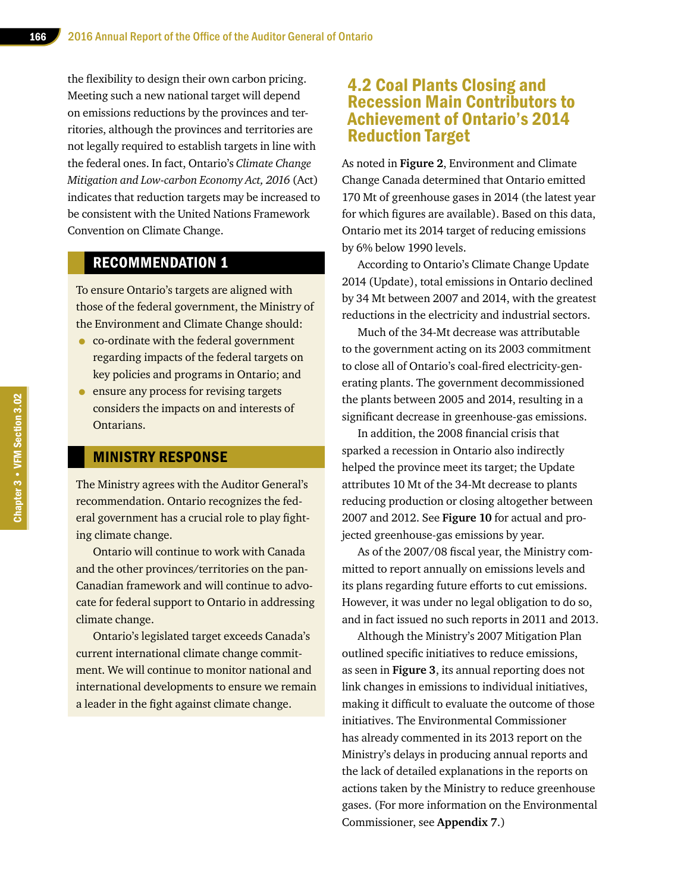the flexibility to design their own carbon pricing. Meeting such a new national target will depend on emissions reductions by the provinces and territories, although the provinces and territories are not legally required to establish targets in line with the federal ones. In fact, Ontario's *Climate Change Mitigation and Low-carbon Economy Act, 2016* (Act) indicates that reduction targets may be increased to be consistent with the United Nations Framework Convention on Climate Change.

## RECOMMENDATION 1

To ensure Ontario's targets are aligned with those of the federal government, the Ministry of the Environment and Climate Change should:

- co-ordinate with the federal government regarding impacts of the federal targets on key policies and programs in Ontario; and
- ensure any process for revising targets considers the impacts on and interests of Ontarians.

## MINISTRY RESPONSE

The Ministry agrees with the Auditor General's recommendation. Ontario recognizes the federal government has a crucial role to play fighting climate change.

Ontario will continue to work with Canada and the other provinces/territories on the pan-Canadian framework and will continue to advocate for federal support to Ontario in addressing climate change.

Ontario's legislated target exceeds Canada's current international climate change commitment. We will continue to monitor national and international developments to ensure we remain a leader in the fight against climate change.

## 4.2 Coal Plants Closing and Recession Main Contributors to Achievement of Ontario's 2014 Reduction Target

As noted in **Figure 2**, Environment and Climate Change Canada determined that Ontario emitted 170 Mt of greenhouse gases in 2014 (the latest year for which figures are available). Based on this data, Ontario met its 2014 target of reducing emissions by 6% below 1990 levels.

According to Ontario's Climate Change Update 2014 (Update), total emissions in Ontario declined by 34 Mt between 2007 and 2014, with the greatest reductions in the electricity and industrial sectors.

Much of the 34-Mt decrease was attributable to the government acting on its 2003 commitment to close all of Ontario's coal-fired electricity-generating plants. The government decommissioned the plants between 2005 and 2014, resulting in a significant decrease in greenhouse-gas emissions.

In addition, the 2008 financial crisis that sparked a recession in Ontario also indirectly helped the province meet its target; the Update attributes 10 Mt of the 34-Mt decrease to plants reducing production or closing altogether between 2007 and 2012. See **Figure 10** for actual and projected greenhouse-gas emissions by year.

As of the 2007/08 fiscal year, the Ministry committed to report annually on emissions levels and its plans regarding future efforts to cut emissions. However, it was under no legal obligation to do so, and in fact issued no such reports in 2011 and 2013.

Although the Ministry's 2007 Mitigation Plan outlined specific initiatives to reduce emissions, as seen in **Figure 3**, its annual reporting does not link changes in emissions to individual initiatives, making it difficult to evaluate the outcome of those initiatives. The Environmental Commissioner has already commented in its 2013 report on the Ministry's delays in producing annual reports and the lack of detailed explanations in the reports on actions taken by the Ministry to reduce greenhouse gases. (For more information on the Environmental Commissioner, see **Appendix 7**.)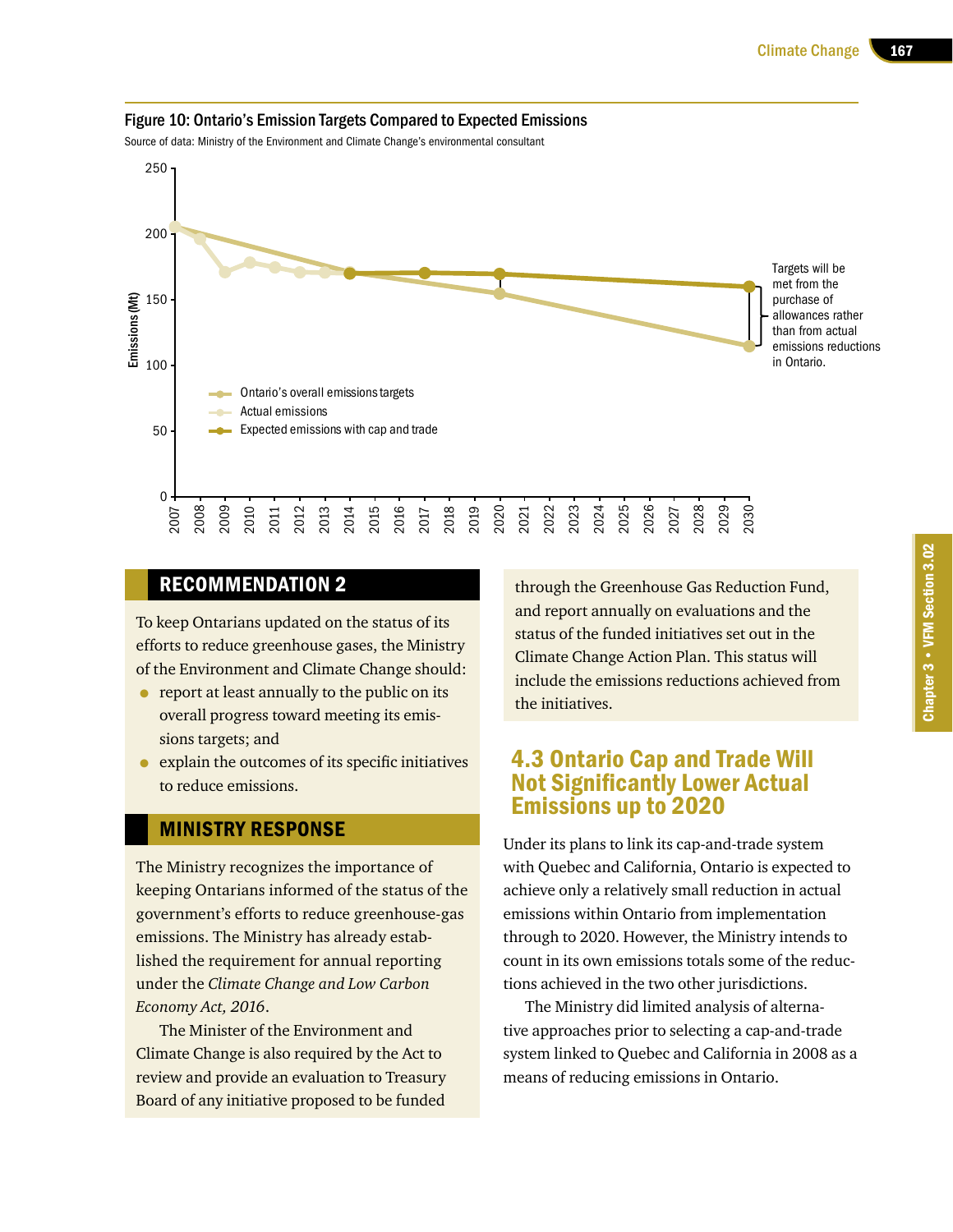**Figure 10: Ontario's Emission Targets Compared to Expected Emissions**

Source of data: Ministry of the Environment and Climate Change's environmental consultant

## RECOMMENDATION 2

To keep Ontarians updated on the status of its efforts to reduce greenhouse gases, the Ministry of the Environment and Climate Change should:

- report at least annually to the public on its overall progress toward meeting its emissions targets; and
- explain the outcomes of its specific initiatives to reduce emissions.

## MINISTRY RESPONSE

The Ministry recognizes the importance of keeping Ontarians informed of the status of the government's efforts to reduce greenhouse-gas emissions. The Ministry has already established the requirement for annual reporting under the *Climate Change and Low Carbon Economy Act, 2016*.

The Minister of the Environment and Climate Change is also required by the Act to review and provide an evaluation to Treasury Board of any initiative proposed to be funded through the Greenhouse Gas Reduction Fund, and report annually on evaluations and the status of the funded initiatives set out in the Climate Change Action Plan. This status will include the emissions reductions achieved from the initiatives.

## 4.3 Ontario Cap and Trade Will Not Significantly Lower Actual Emissions up to 2020

Under its plans to link its cap-and-trade system with Quebec and California, Ontario is expected to achieve only a relatively small reduction in actual emissions within Ontario from implementation through to 2020. However, the Ministry intends to count in its own emissions totals some of the reductions achieved in the two other jurisdictions.

The Ministry did limited analysis of alternative approaches prior to selecting a cap-and-trade system linked to Quebec and California in 2008 as a means of reducing emissions in Ontario.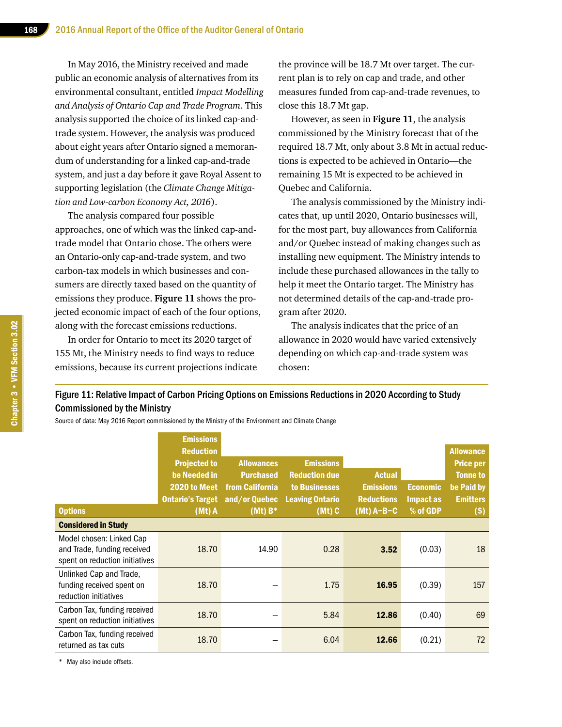In May 2016, the Ministry received and made public an economic analysis of alternatives from its environmental consultant, entitled *Impact Modelling and Analysis of Ontario Cap and Trade Program*. This analysis supported the choice of its linked cap-and-trade system. However, the analysis was produced about eight years after Ontario signed a memorandum of understanding for a linked cap-and-trade system, and just a day before it gave Royal Assent to supporting legislation (the *Climate Change Mitigation and Low-carbon Economy Act, 2016*).

The analysis compared four possible approaches, one of which was the linked cap-and-trade model that Ontario chose. The others were an Ontario-only cap-and-trade system, and two carbon-tax models in which businesses and consumers are directly taxed based on the quantity of emissions they produce. **Figure 11** shows the projected economic impact of each of the four options, along with the forecast emissions reductions.

In order for Ontario to meet its 2020 target of 155 Mt, the Ministry needs to find ways to reduce emissions, because its current projections indicate the province will be 18.7 Mt over target. The current plan is to rely on cap and trade, and other measures funded from cap-and-trade revenues, to close this 18.7 Mt gap.

However, as seen in **Figure 11**, the analysis commissioned by the Ministry forecast that of the required 18.7 Mt, only about 3.8 Mt in actual reductions is expected to be achieved in Ontario—the remaining 15 Mt is expected to be achieved in Quebec and California.

The analysis commissioned by the Ministry indicates that, up until 2020, Ontario businesses will, for the most part, buy allowances from California and/or Quebec instead of making changes such as installing new equipment. The Ministry intends to include these purchased allowances in the tally to help it meet the Ontario target. The Ministry has not determined details of the cap-and-trade program after 2020.

The analysis indicates that the price of an allowance in 2020 would have varied extensively depending on which cap-and-trade system was chosen:

**Figure 11: Relative Impact of Carbon Pricing Options on Emissions Reductions in 2020 According to Study Commissioned by the Ministry**

Source of data: May 2016 Report commissioned by the Ministry of the Environment and Climate Change

| Options | Emissions Reduction Projected to be Needed in 2020 to Meet Ontario's Target (Mt) A | Allowances Purchased from California and/or Quebec (Mt) B* | Emissions Reduction due to Businesses Leaving Ontario (Mt) C | Actual Emissions Reductions (Mt) A–B–C | Economic Impact as % of GDP | Allowance Price per Tonne to be Paid by Emitters ($) |
|---|---|---|---|---|---|---|
| **Considered in Study** | | | | | | |
| Model chosen: Linked Cap and Trade, funding received spent on reduction initiatives | 18.70 | 14.90 | 0.28 | **3.52** | (0.03) | 18 |
| Unlinked Cap and Trade, funding received spent on reduction initiatives | 18.70 | – | 1.75 | **16.95** | (0.39) | 157 |
| Carbon Tax, funding received spent on reduction initiatives | 18.70 | – | 5.84 | **12.86** | (0.40) | 69 |
| Carbon Tax, funding received returned as tax cuts | 18.70 | – | 6.04 | **12.66** | (0.21) | 72 |

\* May also include offsets.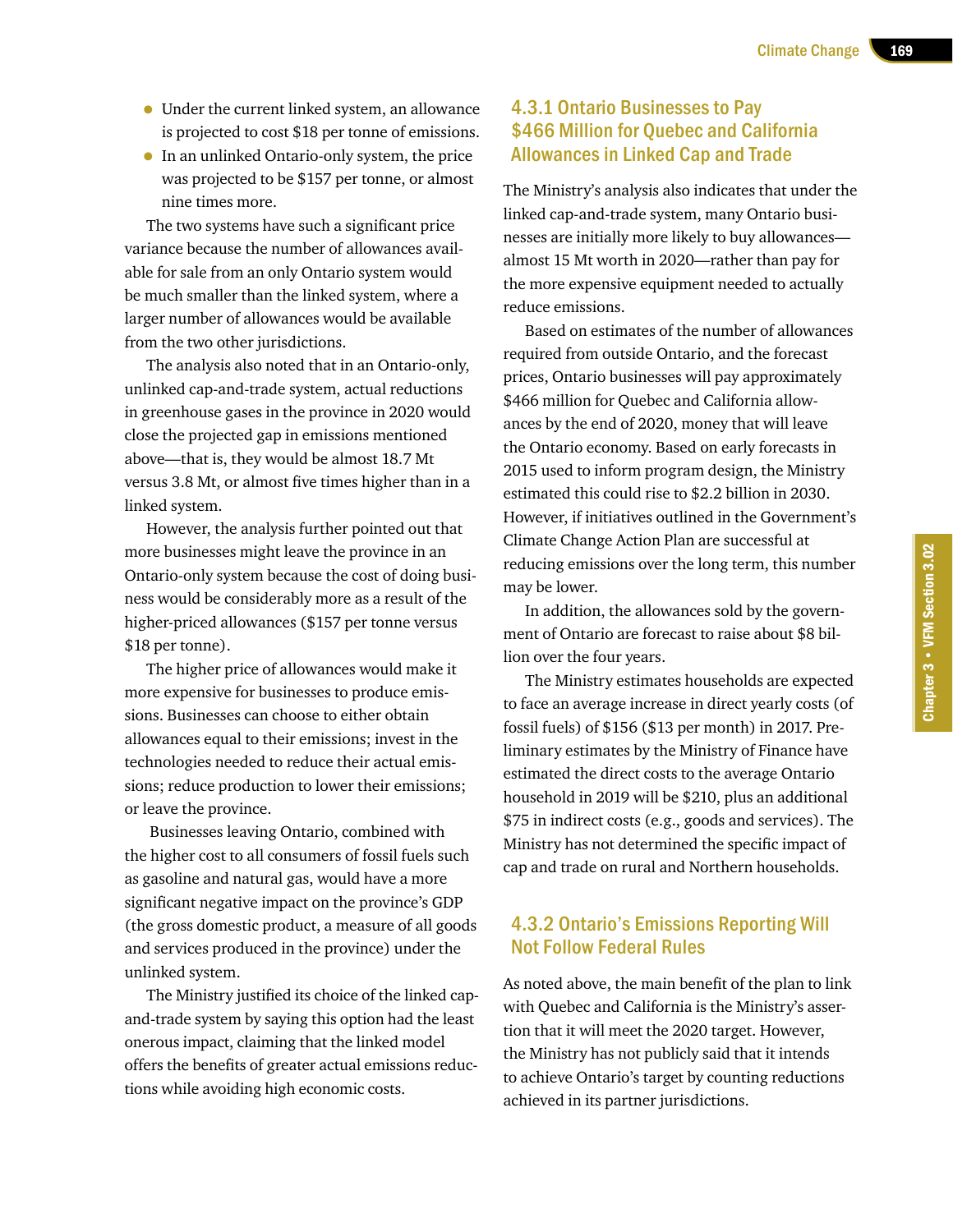- Under the current linked system, an allowance is projected to cost $18 per tonne of emissions.
- In an unlinked Ontario-only system, the price was projected to be $157 per tonne, or almost nine times more.

The two systems have such a significant price variance because the number of allowances available for sale from an only Ontario system would be much smaller than the linked system, where a larger number of allowances would be available from the two other jurisdictions.

The analysis also noted that in an Ontario-only, unlinked cap-and-trade system, actual reductions in greenhouse gases in the province in 2020 would close the projected gap in emissions mentioned above—that is, they would be almost 18.7 Mt versus 3.8 Mt, or almost five times higher than in a linked system.

However, the analysis further pointed out that more businesses might leave the province in an Ontario-only system because the cost of doing business would be considerably more as a result of the higher-priced allowances ($157 per tonne versus $18 per tonne).

The higher price of allowances would make it more expensive for businesses to produce emissions. Businesses can choose to either obtain allowances equal to their emissions; invest in the technologies needed to reduce their actual emissions; reduce production to lower their emissions; or leave the province.

Businesses leaving Ontario, combined with the higher cost to all consumers of fossil fuels such as gasoline and natural gas, would have a more significant negative impact on the province's GDP (the gross domestic product, a measure of all goods and services produced in the province) under the unlinked system.

The Ministry justified its choice of the linked cap-and-trade system by saying this option had the least onerous impact, claiming that the linked model offers the benefits of greater actual emissions reductions while avoiding high economic costs.

### 4.3.1 Ontario Businesses to Pay $466 Million for Quebec and California Allowances in Linked Cap and Trade

The Ministry's analysis also indicates that under the linked cap-and-trade system, many Ontario businesses are initially more likely to buy allowances—almost 15 Mt worth in 2020—rather than pay for the more expensive equipment needed to actually reduce emissions.

Based on estimates of the number of allowances required from outside Ontario, and the forecast prices, Ontario businesses will pay approximately $466 million for Quebec and California allowances by the end of 2020, money that will leave the Ontario economy. Based on early forecasts in 2015 used to inform program design, the Ministry estimated this could rise to $2.2 billion in 2030. However, if initiatives outlined in the Government's Climate Change Action Plan are successful at reducing emissions over the long term, this number may be lower.

In addition, the allowances sold by the government of Ontario are forecast to raise about $8 billion over the four years.

The Ministry estimates households are expected to face an average increase in direct yearly costs (of fossil fuels) of $156 ($13 per month) in 2017. Preliminary estimates by the Ministry of Finance have estimated the direct costs to the average Ontario household in 2019 will be $210, plus an additional $75 in indirect costs (e.g., goods and services). The Ministry has not determined the specific impact of cap and trade on rural and Northern households.

### 4.3.2 Ontario's Emissions Reporting Will Not Follow Federal Rules

As noted above, the main benefit of the plan to link with Quebec and California is the Ministry's assertion that it will meet the 2020 target. However, the Ministry has not publicly said that it intends to achieve Ontario's target by counting reductions achieved in its partner jurisdictions.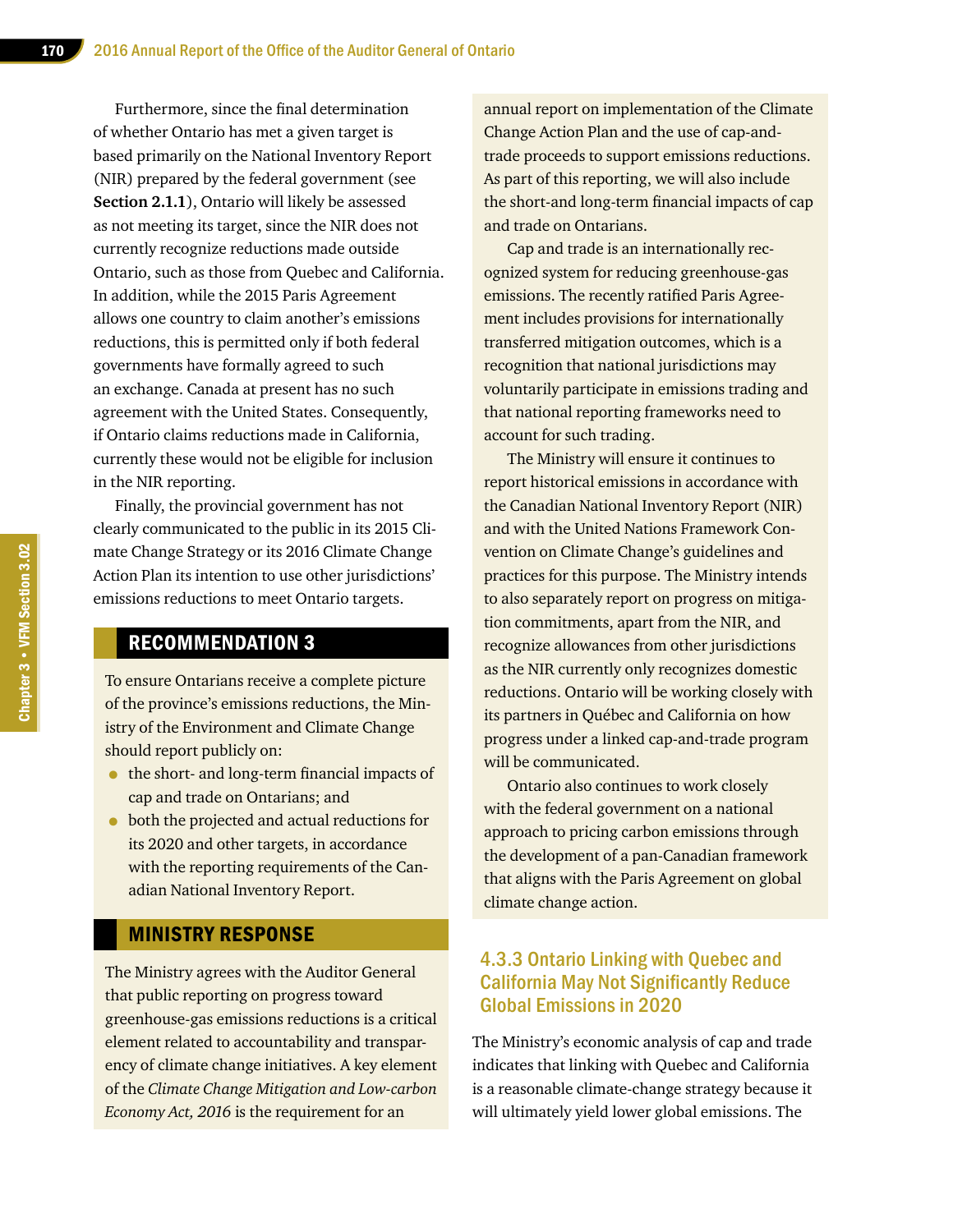Furthermore, since the final determination of whether Ontario has met a given target is based primarily on the National Inventory Report (NIR) prepared by the federal government (see **Section 2.1.1**), Ontario will likely be assessed as not meeting its target, since the NIR does not currently recognize reductions made outside Ontario, such as those from Quebec and California. In addition, while the 2015 Paris Agreement allows one country to claim another's emissions reductions, this is permitted only if both federal governments have formally agreed to such an exchange. Canada at present has no such agreement with the United States. Consequently, if Ontario claims reductions made in California, currently these would not be eligible for inclusion in the NIR reporting.

Finally, the provincial government has not clearly communicated to the public in its 2015 Climate Change Strategy or its 2016 Climate Change Action Plan its intention to use other jurisdictions' emissions reductions to meet Ontario targets.

## RECOMMENDATION 3

To ensure Ontarians receive a complete picture of the province's emissions reductions, the Ministry of the Environment and Climate Change should report publicly on:

- the short- and long-term financial impacts of cap and trade on Ontarians; and
- both the projected and actual reductions for its 2020 and other targets, in accordance with the reporting requirements of the Canadian National Inventory Report.

## MINISTRY RESPONSE

The Ministry agrees with the Auditor General that public reporting on progress toward greenhouse-gas emissions reductions is a critical element related to accountability and transparency of climate change initiatives. A key element of the *Climate Change Mitigation and Low-carbon Economy Act, 2016* is the requirement for an annual report on implementation of the Climate Change Action Plan and the use of cap-and-trade proceeds to support emissions reductions. As part of this reporting, we will also include the short-and long-term financial impacts of cap and trade on Ontarians.

Cap and trade is an internationally recognized system for reducing greenhouse-gas emissions. The recently ratified Paris Agreement includes provisions for internationally transferred mitigation outcomes, which is a recognition that national jurisdictions may voluntarily participate in emissions trading and that national reporting frameworks need to account for such trading.

The Ministry will ensure it continues to report historical emissions in accordance with the Canadian National Inventory Report (NIR) and with the United Nations Framework Convention on Climate Change's guidelines and practices for this purpose. The Ministry intends to also separately report on progress on mitigation commitments, apart from the NIR, and recognize allowances from other jurisdictions as the NIR currently only recognizes domestic reductions. Ontario will be working closely with its partners in Québec and California on how progress under a linked cap-and-trade program will be communicated.

Ontario also continues to work closely with the federal government on a national approach to pricing carbon emissions through the development of a pan-Canadian framework that aligns with the Paris Agreement on global climate change action.

### 4.3.3 Ontario Linking with Quebec and California May Not Significantly Reduce Global Emissions in 2020

The Ministry's economic analysis of cap and trade indicates that linking with Quebec and California is a reasonable climate-change strategy because it will ultimately yield lower global emissions. The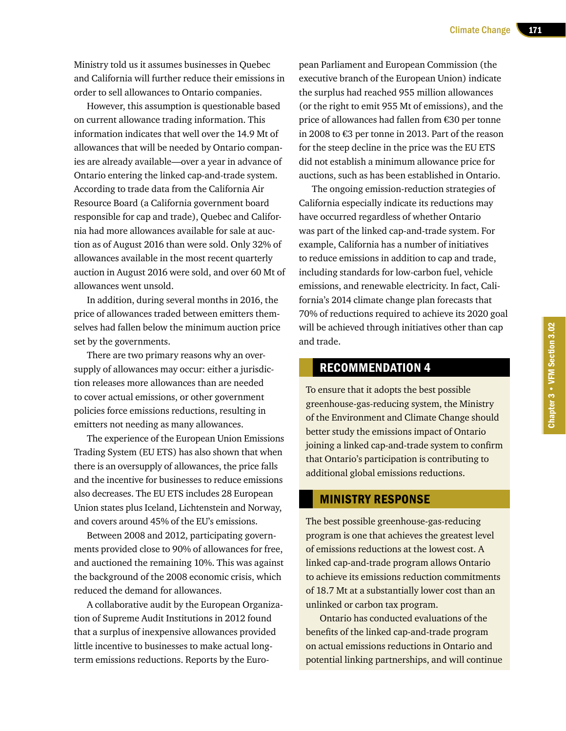Ministry told us it assumes businesses in Quebec and California will further reduce their emissions in order to sell allowances to Ontario companies.

However, this assumption is questionable based on current allowance trading information. This information indicates that well over the 14.9 Mt of allowances that will be needed by Ontario companies are already available—over a year in advance of Ontario entering the linked cap-and-trade system. According to trade data from the California Air Resource Board (a California government board responsible for cap and trade), Quebec and California had more allowances available for sale at auction as of August 2016 than were sold. Only 32% of allowances available in the most recent quarterly auction in August 2016 were sold, and over 60 Mt of allowances went unsold.

In addition, during several months in 2016, the price of allowances traded between emitters themselves had fallen below the minimum auction price set by the governments.

There are two primary reasons why an oversupply of allowances may occur: either a jurisdiction releases more allowances than are needed to cover actual emissions, or other government policies force emissions reductions, resulting in emitters not needing as many allowances.

The experience of the European Union Emissions Trading System (EU ETS) has also shown that when there is an oversupply of allowances, the price falls and the incentive for businesses to reduce emissions also decreases. The EU ETS includes 28 European Union states plus Iceland, Lichtenstein and Norway, and covers around 45% of the EU's emissions.

Between 2008 and 2012, participating governments provided close to 90% of allowances for free, and auctioned the remaining 10%. This was against the background of the 2008 economic crisis, which reduced the demand for allowances.

A collaborative audit by the European Organization of Supreme Audit Institutions in 2012 found that a surplus of inexpensive allowances provided little incentive to businesses to make actual long-term emissions reductions. Reports by the European Parliament and European Commission (the executive branch of the European Union) indicate the surplus had reached 955 million allowances (or the right to emit 955 Mt of emissions), and the price of allowances had fallen from €30 per tonne in 2008 to €3 per tonne in 2013. Part of the reason for the steep decline in the price was the EU ETS did not establish a minimum allowance price for auctions, such as has been established in Ontario.

The ongoing emission-reduction strategies of California especially indicate its reductions may have occurred regardless of whether Ontario was part of the linked cap-and-trade system. For example, California has a number of initiatives to reduce emissions in addition to cap and trade, including standards for low-carbon fuel, vehicle emissions, and renewable electricity. In fact, California's 2014 climate change plan forecasts that 70% of reductions required to achieve its 2020 goal will be achieved through initiatives other than cap and trade.

## RECOMMENDATION 4

To ensure that it adopts the best possible greenhouse-gas-reducing system, the Ministry of the Environment and Climate Change should better study the emissions impact of Ontario joining a linked cap-and-trade system to confirm that Ontario's participation is contributing to additional global emissions reductions.

## MINISTRY RESPONSE

The best possible greenhouse-gas-reducing program is one that achieves the greatest level of emissions reductions at the lowest cost. A linked cap-and-trade program allows Ontario to achieve its emissions reduction commitments of 18.7 Mt at a substantially lower cost than an unlinked or carbon tax program.

Ontario has conducted evaluations of the benefits of the linked cap-and-trade program on actual emissions reductions in Ontario and potential linking partnerships, and will continue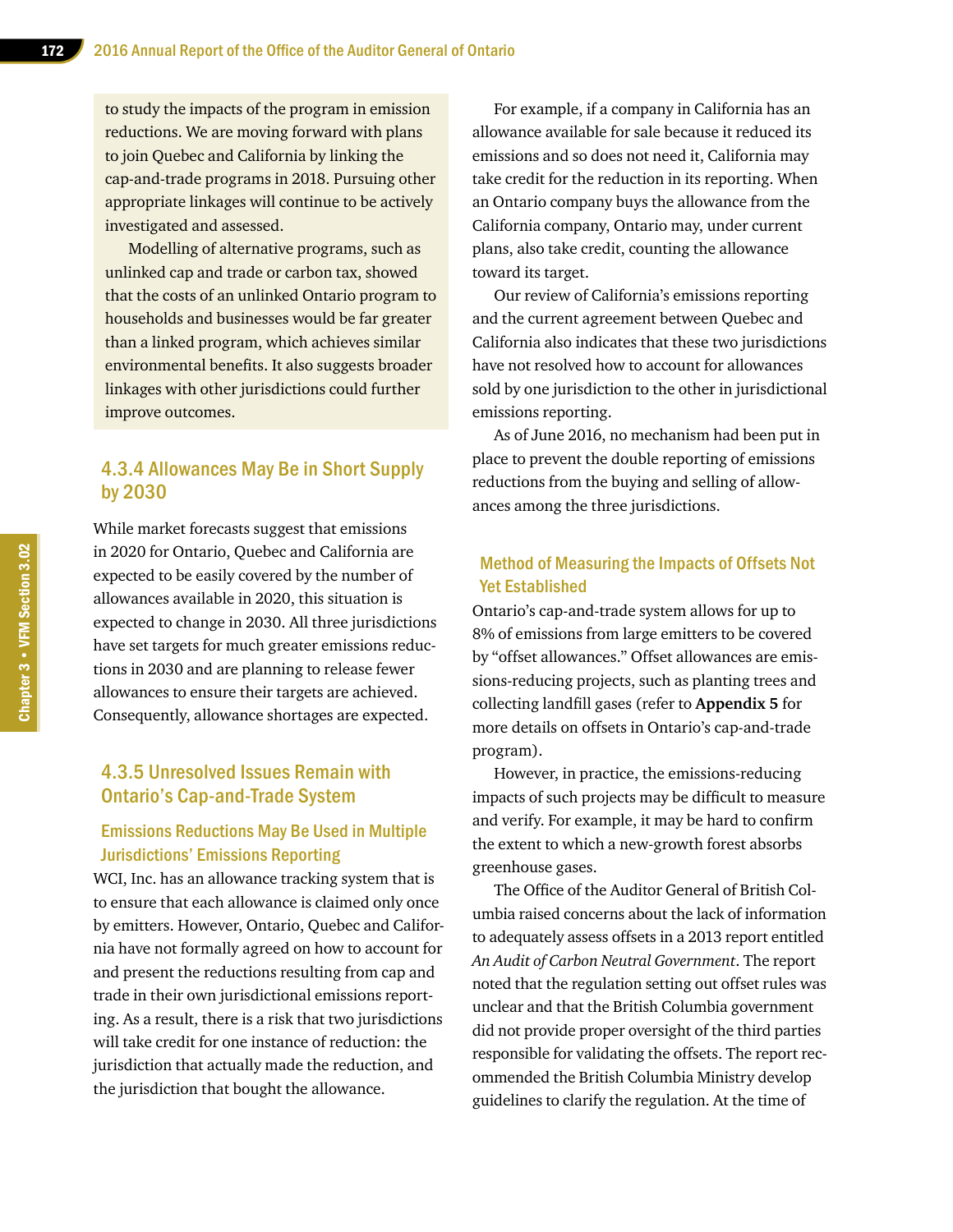to study the impacts of the program in emission reductions. We are moving forward with plans to join Quebec and California by linking the cap-and-trade programs in 2018. Pursuing other appropriate linkages will continue to be actively investigated and assessed.

Modelling of alternative programs, such as unlinked cap and trade or carbon tax, showed that the costs of an unlinked Ontario program to households and businesses would be far greater than a linked program, which achieves similar environmental benefits. It also suggests broader linkages with other jurisdictions could further improve outcomes.

### 4.3.4 Allowances May Be in Short Supply by 2030

While market forecasts suggest that emissions in 2020 for Ontario, Quebec and California are expected to be easily covered by the number of allowances available in 2020, this situation is expected to change in 2030. All three jurisdictions have set targets for much greater emissions reductions in 2030 and are planning to release fewer allowances to ensure their targets are achieved. Consequently, allowance shortages are expected.

### 4.3.5 Unresolved Issues Remain with Ontario's Cap-and-Trade System

#### Emissions Reductions May Be Used in Multiple Jurisdictions' Emissions Reporting

WCI, Inc. has an allowance tracking system that is to ensure that each allowance is claimed only once by emitters. However, Ontario, Quebec and California have not formally agreed on how to account for and present the reductions resulting from cap and trade in their own jurisdictional emissions reporting. As a result, there is a risk that two jurisdictions will take credit for one instance of reduction: the jurisdiction that actually made the reduction, and the jurisdiction that bought the allowance.

For example, if a company in California has an allowance available for sale because it reduced its emissions and so does not need it, California may take credit for the reduction in its reporting. When an Ontario company buys the allowance from the California company, Ontario may, under current plans, also take credit, counting the allowance toward its target.

Our review of California's emissions reporting and the current agreement between Quebec and California also indicates that these two jurisdictions have not resolved how to account for allowances sold by one jurisdiction to the other in jurisdictional emissions reporting.

As of June 2016, no mechanism had been put in place to prevent the double reporting of emissions reductions from the buying and selling of allowances among the three jurisdictions.

#### Method of Measuring the Impacts of Offsets Not Yet Established

Ontario's cap-and-trade system allows for up to 8% of emissions from large emitters to be covered by "offset allowances." Offset allowances are emissions-reducing projects, such as planting trees and collecting landfill gases (refer to **Appendix 5** for more details on offsets in Ontario's cap-and-trade program).

However, in practice, the emissions-reducing impacts of such projects may be difficult to measure and verify. For example, it may be hard to confirm the extent to which a new-growth forest absorbs greenhouse gases.

The Office of the Auditor General of British Columbia raised concerns about the lack of information to adequately assess offsets in a 2013 report entitled *An Audit of Carbon Neutral Government*. The report noted that the regulation setting out offset rules was unclear and that the British Columbia government did not provide proper oversight of the third parties responsible for validating the offsets. The report recommended the British Columbia Ministry develop guidelines to clarify the regulation. At the time of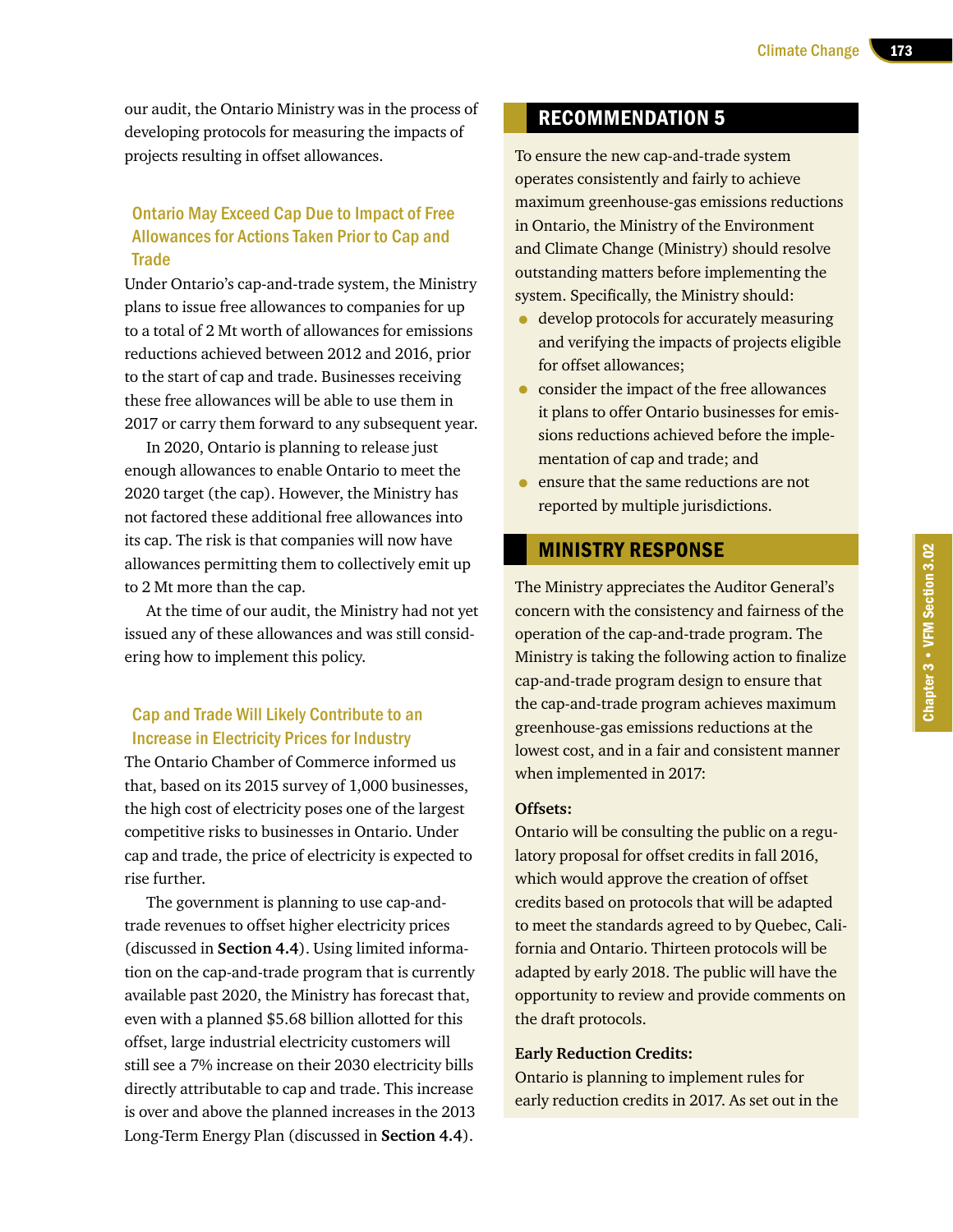our audit, the Ontario Ministry was in the process of developing protocols for measuring the impacts of projects resulting in offset allowances.

### Ontario May Exceed Cap Due to Impact of Free Allowances for Actions Taken Prior to Cap and Trade

Under Ontario's cap-and-trade system, the Ministry plans to issue free allowances to companies for up to a total of 2 Mt worth of allowances for emissions reductions achieved between 2012 and 2016, prior to the start of cap and trade. Businesses receiving these free allowances will be able to use them in 2017 or carry them forward to any subsequent year.

In 2020, Ontario is planning to release just enough allowances to enable Ontario to meet the 2020 target (the cap). However, the Ministry has not factored these additional free allowances into its cap. The risk is that companies will now have allowances permitting them to collectively emit up to 2 Mt more than the cap.

At the time of our audit, the Ministry had not yet issued any of these allowances and was still considering how to implement this policy.

### Cap and Trade Will Likely Contribute to an Increase in Electricity Prices for Industry

The Ontario Chamber of Commerce informed us that, based on its 2015 survey of 1,000 businesses, the high cost of electricity poses one of the largest competitive risks to businesses in Ontario. Under cap and trade, the price of electricity is expected to rise further.

The government is planning to use cap-and-trade revenues to offset higher electricity prices (discussed in **Section 4.4**). Using limited information on the cap-and-trade program that is currently available past 2020, the Ministry has forecast that, even with a planned $5.68 billion allotted for this offset, large industrial electricity customers will still see a 7% increase on their 2030 electricity bills directly attributable to cap and trade. This increase is over and above the planned increases in the 2013 Long-Term Energy Plan (discussed in **Section 4.4**).

## RECOMMENDATION 5

To ensure the new cap-and-trade system operates consistently and fairly to achieve maximum greenhouse-gas emissions reductions in Ontario, the Ministry of the Environment and Climate Change (Ministry) should resolve outstanding matters before implementing the system. Specifically, the Ministry should:

- develop protocols for accurately measuring and verifying the impacts of projects eligible for offset allowances;
- consider the impact of the free allowances it plans to offer Ontario businesses for emissions reductions achieved before the implementation of cap and trade; and
- ensure that the same reductions are not reported by multiple jurisdictions.

## MINISTRY RESPONSE

The Ministry appreciates the Auditor General's concern with the consistency and fairness of the operation of the cap-and-trade program. The Ministry is taking the following action to finalize cap-and-trade program design to ensure that the cap-and-trade program achieves maximum greenhouse-gas emissions reductions at the lowest cost, and in a fair and consistent manner when implemented in 2017:

**Offsets:**

Ontario will be consulting the public on a regulatory proposal for offset credits in fall 2016, which would approve the creation of offset credits based on protocols that will be adapted to meet the standards agreed to by Quebec, California and Ontario. Thirteen protocols will be adapted by early 2018. The public will have the opportunity to review and provide comments on the draft protocols.

**Early Reduction Credits:**

Ontario is planning to implement rules for early reduction credits in 2017. As set out in the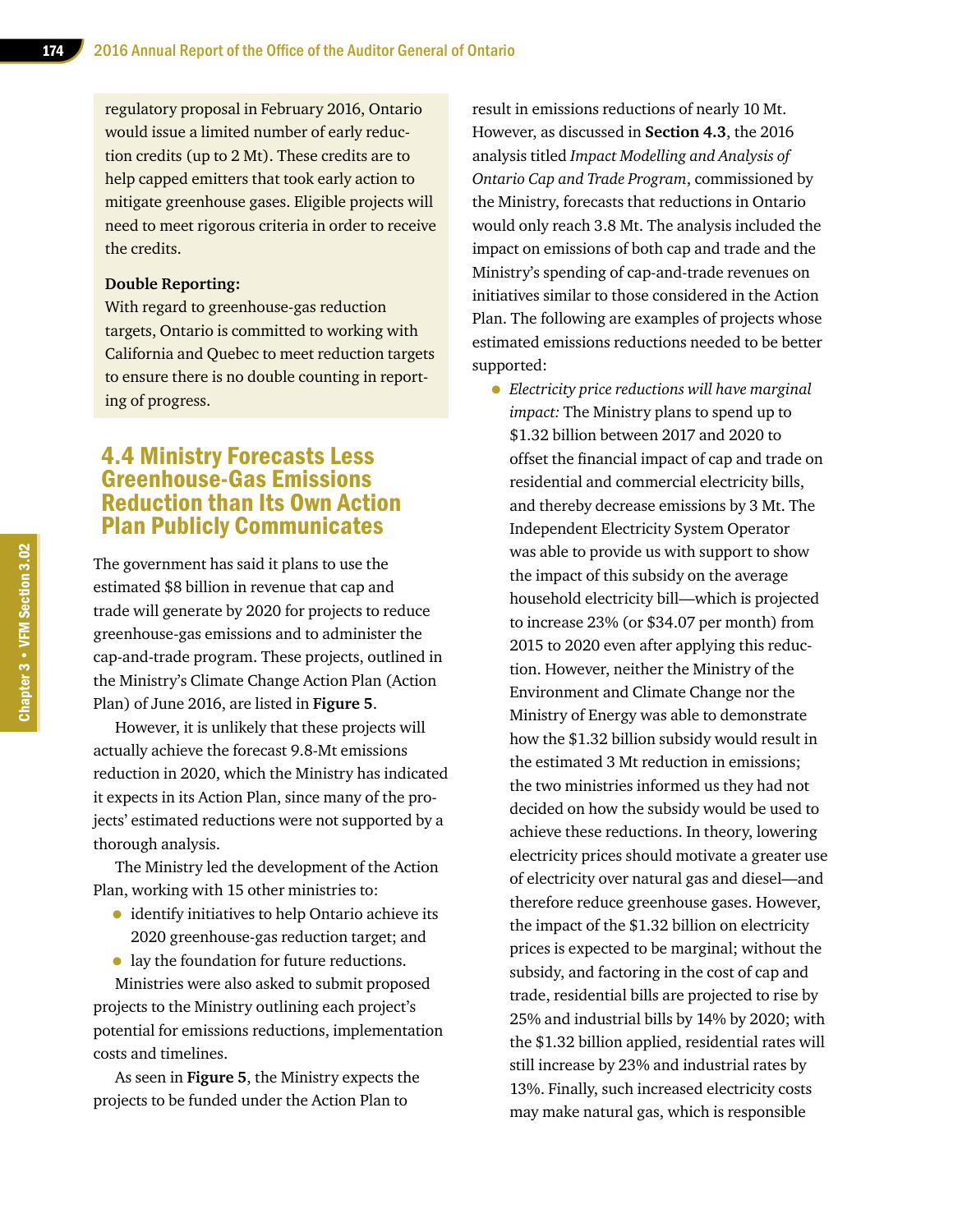regulatory proposal in February 2016, Ontario would issue a limited number of early reduction credits (up to 2 Mt). These credits are to help capped emitters that took early action to mitigate greenhouse gases. Eligible projects will need to meet rigorous criteria in order to receive the credits.

**Double Reporting:**

With regard to greenhouse-gas reduction targets, Ontario is committed to working with California and Quebec to meet reduction targets to ensure there is no double counting in reporting of progress.

## 4.4 Ministry Forecasts Less Greenhouse-Gas Emissions Reduction than Its Own Action Plan Publicly Communicates

The government has said it plans to use the estimated $8 billion in revenue that cap and trade will generate by 2020 for projects to reduce greenhouse-gas emissions and to administer the cap-and-trade program. These projects, outlined in the Ministry's Climate Change Action Plan (Action Plan) of June 2016, are listed in **Figure 5**.

However, it is unlikely that these projects will actually achieve the forecast 9.8-Mt emissions reduction in 2020, which the Ministry has indicated it expects in its Action Plan, since many of the projects' estimated reductions were not supported by a thorough analysis.

The Ministry led the development of the Action Plan, working with 15 other ministries to:

- identify initiatives to help Ontario achieve its 2020 greenhouse-gas reduction target; and
- lay the foundation for future reductions.

Ministries were also asked to submit proposed projects to the Ministry outlining each project's potential for emissions reductions, implementation costs and timelines.

As seen in **Figure 5**, the Ministry expects the projects to be funded under the Action Plan to result in emissions reductions of nearly 10 Mt. However, as discussed in **Section 4.3**, the 2016 analysis titled *Impact Modelling and Analysis of Ontario Cap and Trade Program*, commissioned by the Ministry, forecasts that reductions in Ontario would only reach 3.8 Mt. The analysis included the impact on emissions of both cap and trade and the Ministry's spending of cap-and-trade revenues on initiatives similar to those considered in the Action Plan. The following are examples of projects whose estimated emissions reductions needed to be better supported:

- *Electricity price reductions will have marginal impact:* The Ministry plans to spend up to $1.32 billion between 2017 and 2020 to offset the financial impact of cap and trade on residential and commercial electricity bills, and thereby decrease emissions by 3 Mt. The Independent Electricity System Operator was able to provide us with support to show the impact of this subsidy on the average household electricity bill—which is projected to increase 23% (or $34.07 per month) from 2015 to 2020 even after applying this reduction. However, neither the Ministry of the Environment and Climate Change nor the Ministry of Energy was able to demonstrate how the $1.32 billion subsidy would result in the estimated 3 Mt reduction in emissions; the two ministries informed us they had not decided on how the subsidy would be used to achieve these reductions. In theory, lowering electricity prices should motivate a greater use of electricity over natural gas and diesel—and therefore reduce greenhouse gases. However, the impact of the $1.32 billion on electricity prices is expected to be marginal; without the subsidy, and factoring in the cost of cap and trade, residential bills are projected to rise by 25% and industrial bills by 14% by 2020; with the $1.32 billion applied, residential rates will still increase by 23% and industrial rates by 13%. Finally, such increased electricity costs may make natural gas, which is responsible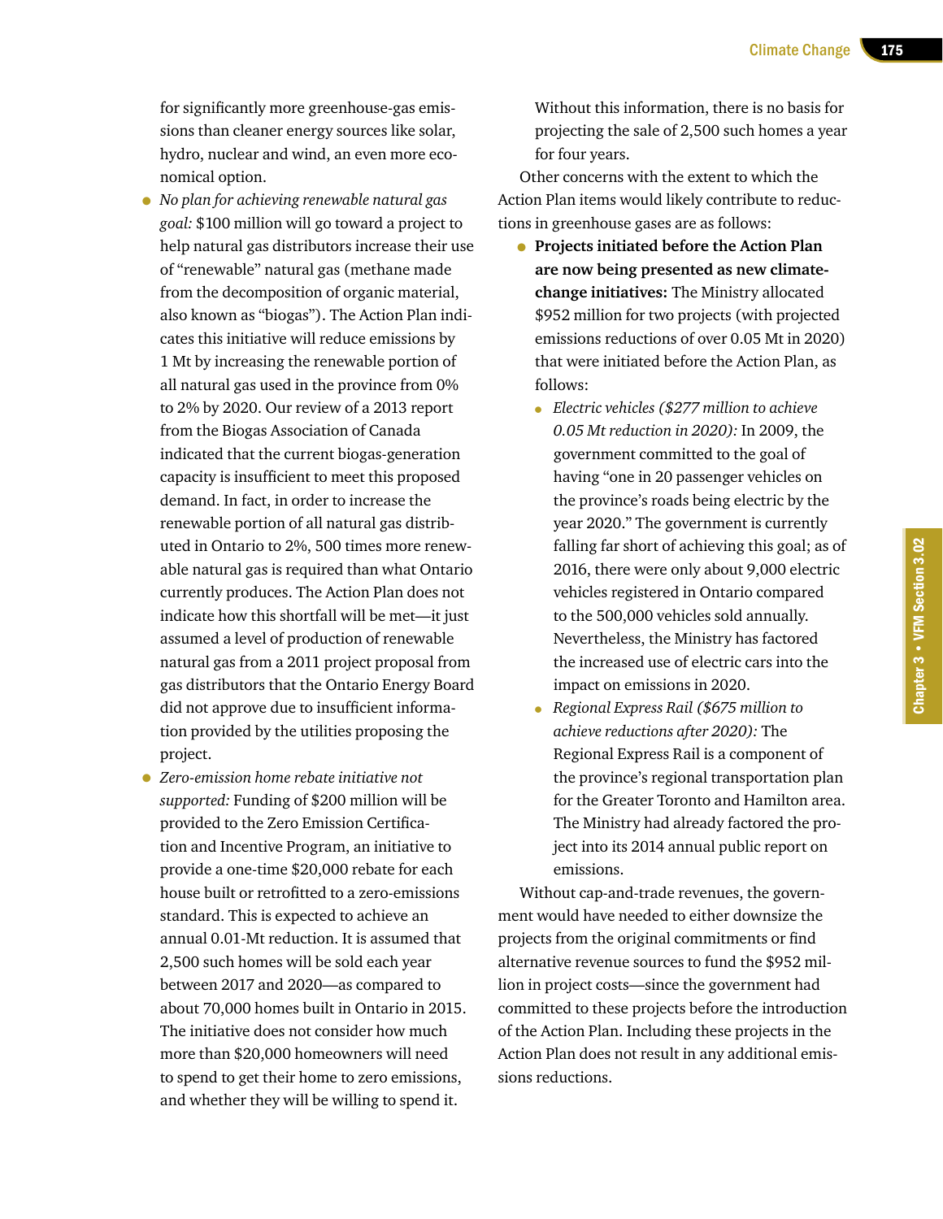for significantly more greenhouse-gas emissions than cleaner energy sources like solar, hydro, nuclear and wind, an even more economical option.

- *No plan for achieving renewable natural gas goal:* $100 million will go toward a project to help natural gas distributors increase their use of "renewable" natural gas (methane made from the decomposition of organic material, also known as "biogas"). The Action Plan indicates this initiative will reduce emissions by 1 Mt by increasing the renewable portion of all natural gas used in the province from 0% to 2% by 2020. Our review of a 2013 report from the Biogas Association of Canada indicated that the current biogas-generation capacity is insufficient to meet this proposed demand. In fact, in order to increase the renewable portion of all natural gas distributed in Ontario to 2%, 500 times more renewable natural gas is required than what Ontario currently produces. The Action Plan does not indicate how this shortfall will be met—it just assumed a level of production of renewable natural gas from a 2011 project proposal from gas distributors that the Ontario Energy Board did not approve due to insufficient information provided by the utilities proposing the project.
- *Zero-emission home rebate initiative not supported:* Funding of $200 million will be provided to the Zero Emission Certification and Incentive Program, an initiative to provide a one-time $20,000 rebate for each house built or retrofitted to a zero-emissions standard. This is expected to achieve an annual 0.01-Mt reduction. It is assumed that 2,500 such homes will be sold each year between 2017 and 2020—as compared to about 70,000 homes built in Ontario in 2015. The initiative does not consider how much more than $20,000 homeowners will need to spend to get their home to zero emissions, and whether they will be willing to spend it. Without this information, there is no basis for projecting the sale of 2,500 such homes a year for four years.

Other concerns with the extent to which the Action Plan items would likely contribute to reductions in greenhouse gases are as follows:

- **Projects initiated before the Action Plan are now being presented as new climate-change initiatives:** The Ministry allocated $952 million for two projects (with projected emissions reductions of over 0.05 Mt in 2020) that were initiated before the Action Plan, as follows:
  - *Electric vehicles ($277 million to achieve 0.05 Mt reduction in 2020):* In 2009, the government committed to the goal of having "one in 20 passenger vehicles on the province's roads being electric by the year 2020." The government is currently falling far short of achieving this goal; as of 2016, there were only about 9,000 electric vehicles registered in Ontario compared to the 500,000 vehicles sold annually. Nevertheless, the Ministry has factored the increased use of electric cars into the impact on emissions in 2020.
  - *Regional Express Rail ($675 million to achieve reductions after 2020):* The Regional Express Rail is a component of the province's regional transportation plan for the Greater Toronto and Hamilton area. The Ministry had already factored the project into its 2014 annual public report on emissions.

Without cap-and-trade revenues, the government would have needed to either downsize the projects from the original commitments or find alternative revenue sources to fund the $952 million in project costs—since the government had committed to these projects before the introduction of the Action Plan. Including these projects in the Action Plan does not result in any additional emissions reductions.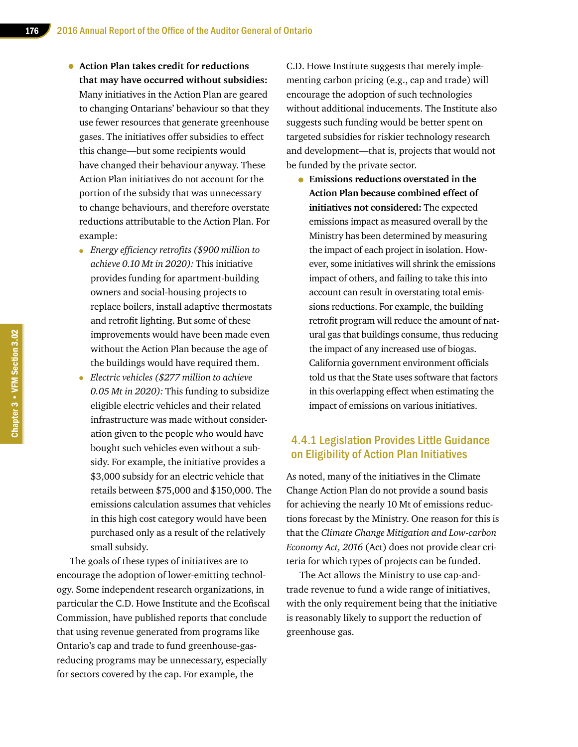- **Action Plan takes credit for reductions that may have occurred without subsidies:** Many initiatives in the Action Plan are geared to changing Ontarians' behaviour so that they use fewer resources that generate greenhouse gases. The initiatives offer subsidies to effect this change—but some recipients would have changed their behaviour anyway. These Action Plan initiatives do not account for the portion of the subsidy that was unnecessary to change behaviours, and therefore overstate reductions attributable to the Action Plan. For example:
  - *Energy efficiency retrofits ($900 million to achieve 0.10 Mt in 2020):* This initiative provides funding for apartment-building owners and social-housing projects to replace boilers, install adaptive thermostats and retrofit lighting. But some of these improvements would have been made even without the Action Plan because the age of the buildings would have required them.
  - *Electric vehicles ($277 million to achieve 0.05 Mt in 2020):* This funding to subsidize eligible electric vehicles and their related infrastructure was made without consideration given to the people who would have bought such vehicles even without a subsidy. For example, the initiative provides a $3,000 subsidy for an electric vehicle that retails between $75,000 and $150,000. The emissions calculation assumes that vehicles in this high cost category would have been purchased only as a result of the relatively small subsidy.

The goals of these types of initiatives are to encourage the adoption of lower-emitting technology. Some independent research organizations, in particular the C.D. Howe Institute and the Ecofiscal Commission, have published reports that conclude that using revenue generated from programs like Ontario's cap and trade to fund greenhouse-gas-reducing programs may be unnecessary, especially for sectors covered by the cap. For example, the C.D. Howe Institute suggests that merely implementing carbon pricing (e.g., cap and trade) will encourage the adoption of such technologies without additional inducements. The Institute also suggests such funding would be better spent on targeted subsidies for riskier technology research and development—that is, projects that would not be funded by the private sector.

- **Emissions reductions overstated in the Action Plan because combined effect of initiatives not considered:** The expected emissions impact as measured overall by the Ministry has been determined by measuring the impact of each project in isolation. However, some initiatives will shrink the emissions impact of others, and failing to take this into account can result in overstating total emissions reductions. For example, the building retrofit program will reduce the amount of natural gas that buildings consume, thus reducing the impact of any increased use of biogas. California government environment officials told us that the State uses software that factors in this overlapping effect when estimating the impact of emissions on various initiatives.

### 4.4.1 Legislation Provides Little Guidance on Eligibility of Action Plan Initiatives

As noted, many of the initiatives in the Climate Change Action Plan do not provide a sound basis for achieving the nearly 10 Mt of emissions reductions forecast by the Ministry. One reason for this is that the *Climate Change Mitigation and Low-carbon Economy Act, 2016* (Act) does not provide clear criteria for which types of projects can be funded.

The Act allows the Ministry to use cap-and-trade revenue to fund a wide range of initiatives, with the only requirement being that the initiative is reasonably likely to support the reduction of greenhouse gas.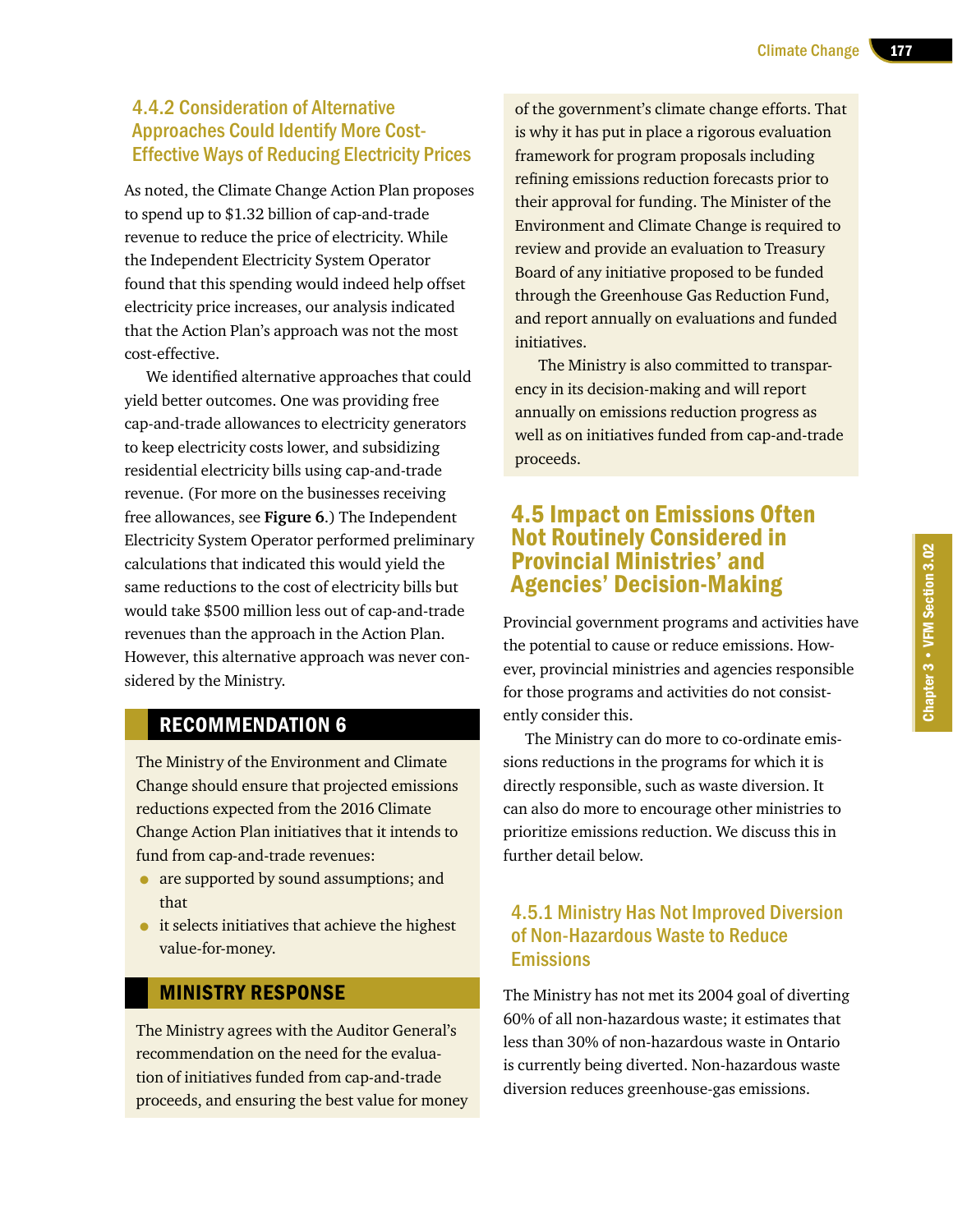### 4.4.2 Consideration of Alternative Approaches Could Identify More Cost-Effective Ways of Reducing Electricity Prices

As noted, the Climate Change Action Plan proposes to spend up to $1.32 billion of cap-and-trade revenue to reduce the price of electricity. While the Independent Electricity System Operator found that this spending would indeed help offset electricity price increases, our analysis indicated that the Action Plan's approach was not the most cost-effective.

We identified alternative approaches that could yield better outcomes. One was providing free cap-and-trade allowances to electricity generators to keep electricity costs lower, and subsidizing residential electricity bills using cap-and-trade revenue. (For more on the businesses receiving free allowances, see **Figure 6**.) The Independent Electricity System Operator performed preliminary calculations that indicated this would yield the same reductions to the cost of electricity bills but would take $500 million less out of cap-and-trade revenues than the approach in the Action Plan. However, this alternative approach was never considered by the Ministry.

## RECOMMENDATION 6

The Ministry of the Environment and Climate Change should ensure that projected emissions reductions expected from the 2016 Climate Change Action Plan initiatives that it intends to fund from cap-and-trade revenues:

- are supported by sound assumptions; and that
- it selects initiatives that achieve the highest value-for-money.

## MINISTRY RESPONSE

The Ministry agrees with the Auditor General's recommendation on the need for the evaluation of initiatives funded from cap-and-trade proceeds, and ensuring the best value for money of the government's climate change efforts. That is why it has put in place a rigorous evaluation framework for program proposals including refining emissions reduction forecasts prior to their approval for funding. The Minister of the Environment and Climate Change is required to review and provide an evaluation to Treasury Board of any initiative proposed to be funded through the Greenhouse Gas Reduction Fund, and report annually on evaluations and funded initiatives.

The Ministry is also committed to transparency in its decision-making and will report annually on emissions reduction progress as well as on initiatives funded from cap-and-trade proceeds.

## 4.5 Impact on Emissions Often Not Routinely Considered in Provincial Ministries' and Agencies' Decision-Making

Provincial government programs and activities have the potential to cause or reduce emissions. However, provincial ministries and agencies responsible for those programs and activities do not consistently consider this.

The Ministry can do more to co-ordinate emissions reductions in the programs for which it is directly responsible, such as waste diversion. It can also do more to encourage other ministries to prioritize emissions reduction. We discuss this in further detail below.

### 4.5.1 Ministry Has Not Improved Diversion of Non-Hazardous Waste to Reduce Emissions

The Ministry has not met its 2004 goal of diverting 60% of all non-hazardous waste; it estimates that less than 30% of non-hazardous waste in Ontario is currently being diverted. Non-hazardous waste diversion reduces greenhouse-gas emissions.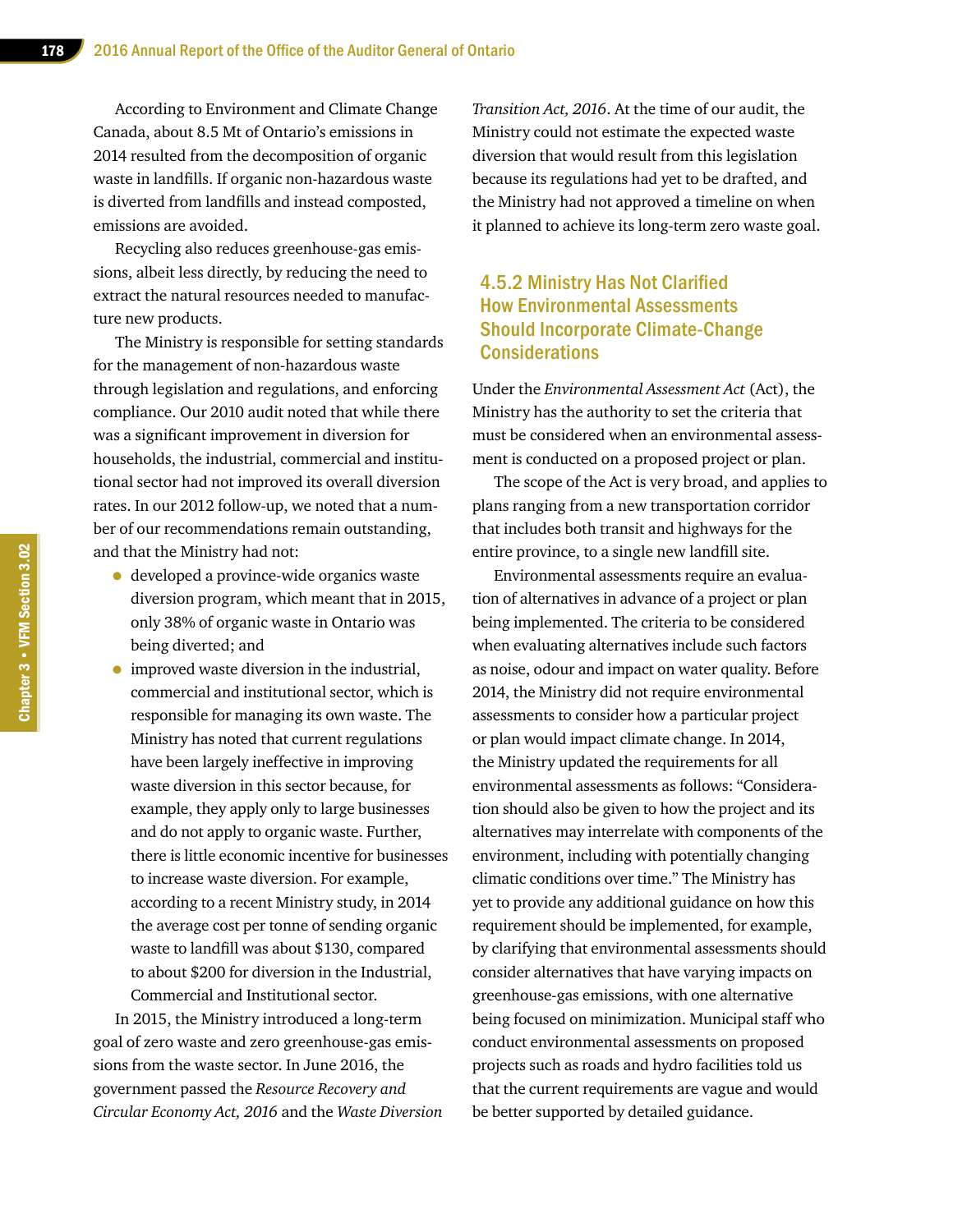According to Environment and Climate Change Canada, about 8.5 Mt of Ontario's emissions in 2014 resulted from the decomposition of organic waste in landfills. If organic non-hazardous waste is diverted from landfills and instead composted, emissions are avoided.

Recycling also reduces greenhouse-gas emissions, albeit less directly, by reducing the need to extract the natural resources needed to manufacture new products.

The Ministry is responsible for setting standards for the management of non-hazardous waste through legislation and regulations, and enforcing compliance. Our 2010 audit noted that while there was a significant improvement in diversion for households, the industrial, commercial and institutional sector had not improved its overall diversion rates. In our 2012 follow-up, we noted that a number of our recommendations remain outstanding, and that the Ministry had not:

- developed a province-wide organics waste diversion program, which meant that in 2015, only 38% of organic waste in Ontario was being diverted; and
- improved waste diversion in the industrial, commercial and institutional sector, which is responsible for managing its own waste. The Ministry has noted that current regulations have been largely ineffective in improving waste diversion in this sector because, for example, they apply only to large businesses and do not apply to organic waste. Further, there is little economic incentive for businesses to increase waste diversion. For example, according to a recent Ministry study, in 2014 the average cost per tonne of sending organic waste to landfill was about $130, compared to about $200 for diversion in the Industrial, Commercial and Institutional sector.

In 2015, the Ministry introduced a long-term goal of zero waste and zero greenhouse-gas emissions from the waste sector. In June 2016, the government passed the *Resource Recovery and Circular Economy Act, 2016* and the *Waste Diversion Transition Act, 2016*. At the time of our audit, the Ministry could not estimate the expected waste diversion that would result from this legislation because its regulations had yet to be drafted, and the Ministry had not approved a timeline on when it planned to achieve its long-term zero waste goal.

### 4.5.2 Ministry Has Not Clarified How Environmental Assessments Should Incorporate Climate-Change Considerations

Under the *Environmental Assessment Act* (Act), the Ministry has the authority to set the criteria that must be considered when an environmental assessment is conducted on a proposed project or plan.

The scope of the Act is very broad, and applies to plans ranging from a new transportation corridor that includes both transit and highways for the entire province, to a single new landfill site.

Environmental assessments require an evaluation of alternatives in advance of a project or plan being implemented. The criteria to be considered when evaluating alternatives include such factors as noise, odour and impact on water quality. Before 2014, the Ministry did not require environmental assessments to consider how a particular project or plan would impact climate change. In 2014, the Ministry updated the requirements for all environmental assessments as follows: "Consideration should also be given to how the project and its alternatives may interrelate with components of the environment, including with potentially changing climatic conditions over time." The Ministry has yet to provide any additional guidance on how this requirement should be implemented, for example, by clarifying that environmental assessments should consider alternatives that have varying impacts on greenhouse-gas emissions, with one alternative being focused on minimization. Municipal staff who conduct environmental assessments on proposed projects such as roads and hydro facilities told us that the current requirements are vague and would be better supported by detailed guidance.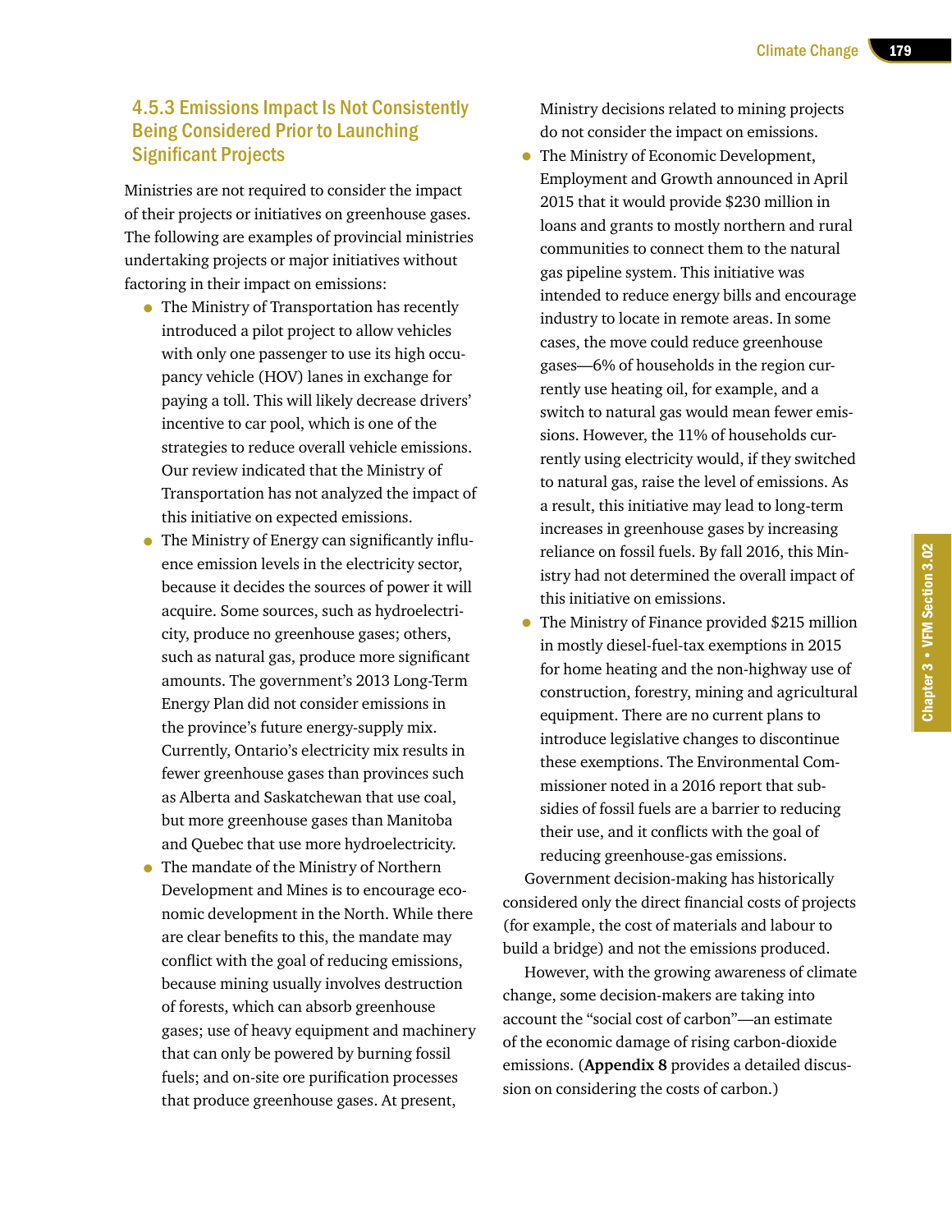### 4.5.3 Emissions Impact Is Not Consistently Being Considered Prior to Launching Significant Projects

Ministries are not required to consider the impact of their projects or initiatives on greenhouse gases. The following are examples of provincial ministries undertaking projects or major initiatives without factoring in their impact on emissions:

- The Ministry of Transportation has recently introduced a pilot project to allow vehicles with only one passenger to use its high occupancy vehicle (HOV) lanes in exchange for paying a toll. This will likely decrease drivers' incentive to car pool, which is one of the strategies to reduce overall vehicle emissions. Our review indicated that the Ministry of Transportation has not analyzed the impact of this initiative on expected emissions.
- The Ministry of Energy can significantly influence emission levels in the electricity sector, because it decides the sources of power it will acquire. Some sources, such as hydroelectricity, produce no greenhouse gases; others, such as natural gas, produce more significant amounts. The government's 2013 Long-Term Energy Plan did not consider emissions in the province's future energy-supply mix. Currently, Ontario's electricity mix results in fewer greenhouse gases than provinces such as Alberta and Saskatchewan that use coal, but more greenhouse gases than Manitoba and Quebec that use more hydroelectricity.
- The mandate of the Ministry of Northern Development and Mines is to encourage economic development in the North. While there are clear benefits to this, the mandate may conflict with the goal of reducing emissions, because mining usually involves destruction of forests, which can absorb greenhouse gases; use of heavy equipment and machinery that can only be powered by burning fossil fuels; and on-site ore purification processes that produce greenhouse gases. At present, Ministry decisions related to mining projects do not consider the impact on emissions.
- The Ministry of Economic Development, Employment and Growth announced in April 2015 that it would provide $230 million in loans and grants to mostly northern and rural communities to connect them to the natural gas pipeline system. This initiative was intended to reduce energy bills and encourage industry to locate in remote areas. In some cases, the move could reduce greenhouse gases—6% of households in the region currently use heating oil, for example, and a switch to natural gas would mean fewer emissions. However, the 11% of households currently using electricity would, if they switched to natural gas, raise the level of emissions. As a result, this initiative may lead to long-term increases in greenhouse gases by increasing reliance on fossil fuels. By fall 2016, this Ministry had not determined the overall impact of this initiative on emissions.
- The Ministry of Finance provided $215 million in mostly diesel-fuel-tax exemptions in 2015 for home heating and the non-highway use of construction, forestry, mining and agricultural equipment. There are no current plans to introduce legislative changes to discontinue these exemptions. The Environmental Commissioner noted in a 2016 report that subsidies of fossil fuels are a barrier to reducing their use, and it conflicts with the goal of reducing greenhouse-gas emissions.

Government decision-making has historically considered only the direct financial costs of projects (for example, the cost of materials and labour to build a bridge) and not the emissions produced.

However, with the growing awareness of climate change, some decision-makers are taking into account the "social cost of carbon"—an estimate of the economic damage of rising carbon-dioxide emissions. (**Appendix 8** provides a detailed discussion on considering the costs of carbon.)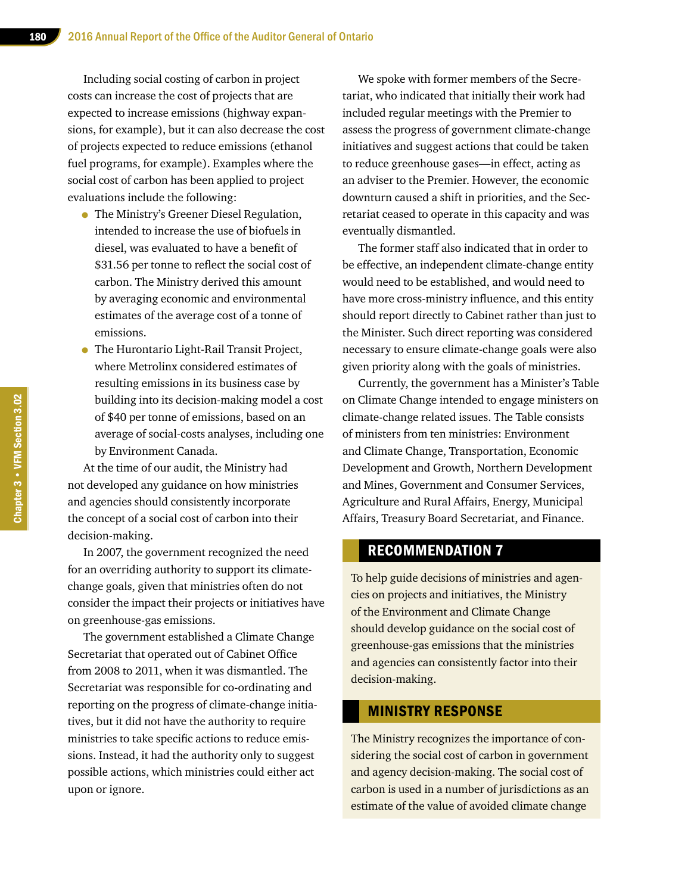Including social costing of carbon in project costs can increase the cost of projects that are expected to increase emissions (highway expansions, for example), but it can also decrease the cost of projects expected to reduce emissions (ethanol fuel programs, for example). Examples where the social cost of carbon has been applied to project evaluations include the following:

- The Ministry's Greener Diesel Regulation, intended to increase the use of biofuels in diesel, was evaluated to have a benefit of $31.56 per tonne to reflect the social cost of carbon. The Ministry derived this amount by averaging economic and environmental estimates of the average cost of a tonne of emissions.
- The Hurontario Light-Rail Transit Project, where Metrolinx considered estimates of resulting emissions in its business case by building into its decision-making model a cost of $40 per tonne of emissions, based on an average of social-costs analyses, including one by Environment Canada.

At the time of our audit, the Ministry had not developed any guidance on how ministries and agencies should consistently incorporate the concept of a social cost of carbon into their decision-making.

In 2007, the government recognized the need for an overriding authority to support its climate-change goals, given that ministries often do not consider the impact their projects or initiatives have on greenhouse-gas emissions.

The government established a Climate Change Secretariat that operated out of Cabinet Office from 2008 to 2011, when it was dismantled. The Secretariat was responsible for co-ordinating and reporting on the progress of climate-change initiatives, but it did not have the authority to require ministries to take specific actions to reduce emissions. Instead, it had the authority only to suggest possible actions, which ministries could either act upon or ignore.

We spoke with former members of the Secretariat, who indicated that initially their work had included regular meetings with the Premier to assess the progress of government climate-change initiatives and suggest actions that could be taken to reduce greenhouse gases—in effect, acting as an adviser to the Premier. However, the economic downturn caused a shift in priorities, and the Secretariat ceased to operate in this capacity and was eventually dismantled.

The former staff also indicated that in order to be effective, an independent climate-change entity would need to be established, and would need to have more cross-ministry influence, and this entity should report directly to Cabinet rather than just to the Minister. Such direct reporting was considered necessary to ensure climate-change goals were also given priority along with the goals of ministries.

Currently, the government has a Minister's Table on Climate Change intended to engage ministers on climate-change related issues. The Table consists of ministers from ten ministries: Environment and Climate Change, Transportation, Economic Development and Growth, Northern Development and Mines, Government and Consumer Services, Agriculture and Rural Affairs, Energy, Municipal Affairs, Treasury Board Secretariat, and Finance.

## RECOMMENDATION 7

To help guide decisions of ministries and agencies on projects and initiatives, the Ministry of the Environment and Climate Change should develop guidance on the social cost of greenhouse-gas emissions that the ministries and agencies can consistently factor into their decision-making.

## MINISTRY RESPONSE

The Ministry recognizes the importance of considering the social cost of carbon in government and agency decision-making. The social cost of carbon is used in a number of jurisdictions as an estimate of the value of avoided climate change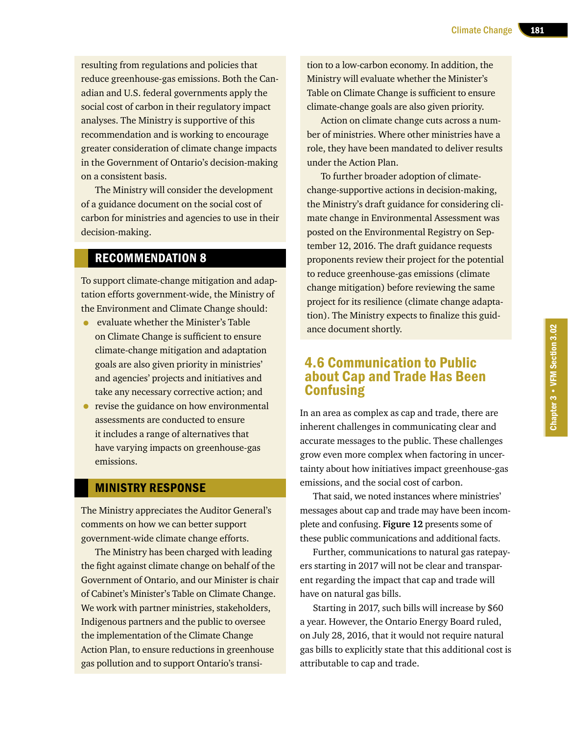resulting from regulations and policies that reduce greenhouse-gas emissions. Both the Canadian and U.S. federal governments apply the social cost of carbon in their regulatory impact analyses. The Ministry is supportive of this recommendation and is working to encourage greater consideration of climate change impacts in the Government of Ontario's decision-making on a consistent basis.

The Ministry will consider the development of a guidance document on the social cost of carbon for ministries and agencies to use in their decision-making.

## RECOMMENDATION 8

To support climate-change mitigation and adaptation efforts government-wide, the Ministry of the Environment and Climate Change should:

- evaluate whether the Minister's Table on Climate Change is sufficient to ensure climate-change mitigation and adaptation goals are also given priority in ministries' and agencies' projects and initiatives and take any necessary corrective action; and
- revise the guidance on how environmental assessments are conducted to ensure it includes a range of alternatives that have varying impacts on greenhouse-gas emissions.

## MINISTRY RESPONSE

The Ministry appreciates the Auditor General's comments on how we can better support government-wide climate change efforts.

The Ministry has been charged with leading the fight against climate change on behalf of the Government of Ontario, and our Minister is chair of Cabinet's Minister's Table on Climate Change. We work with partner ministries, stakeholders, Indigenous partners and the public to oversee the implementation of the Climate Change Action Plan, to ensure reductions in greenhouse gas pollution and to support Ontario's transition to a low-carbon economy. In addition, the Ministry will evaluate whether the Minister's Table on Climate Change is sufficient to ensure climate-change goals are also given priority.

Action on climate change cuts across a number of ministries. Where other ministries have a role, they have been mandated to deliver results under the Action Plan.

To further broader adoption of climate-change-supportive actions in decision-making, the Ministry's draft guidance for considering climate change in Environmental Assessment was posted on the Environmental Registry on September 12, 2016. The draft guidance requests proponents review their project for the potential to reduce greenhouse-gas emissions (climate change mitigation) before reviewing the same project for its resilience (climate change adaptation). The Ministry expects to finalize this guidance document shortly.

## 4.6 Communication to Public about Cap and Trade Has Been Confusing

In an area as complex as cap and trade, there are inherent challenges in communicating clear and accurate messages to the public. These challenges grow even more complex when factoring in uncertainty about how initiatives impact greenhouse-gas emissions, and the social cost of carbon.

That said, we noted instances where ministries' messages about cap and trade may have been incomplete and confusing. **Figure 12** presents some of these public communications and additional facts.

Further, communications to natural gas ratepayers starting in 2017 will not be clear and transparent regarding the impact that cap and trade will have on natural gas bills.

Starting in 2017, such bills will increase by $60 a year. However, the Ontario Energy Board ruled, on July 28, 2016, that it would not require natural gas bills to explicitly state that this additional cost is attributable to cap and trade.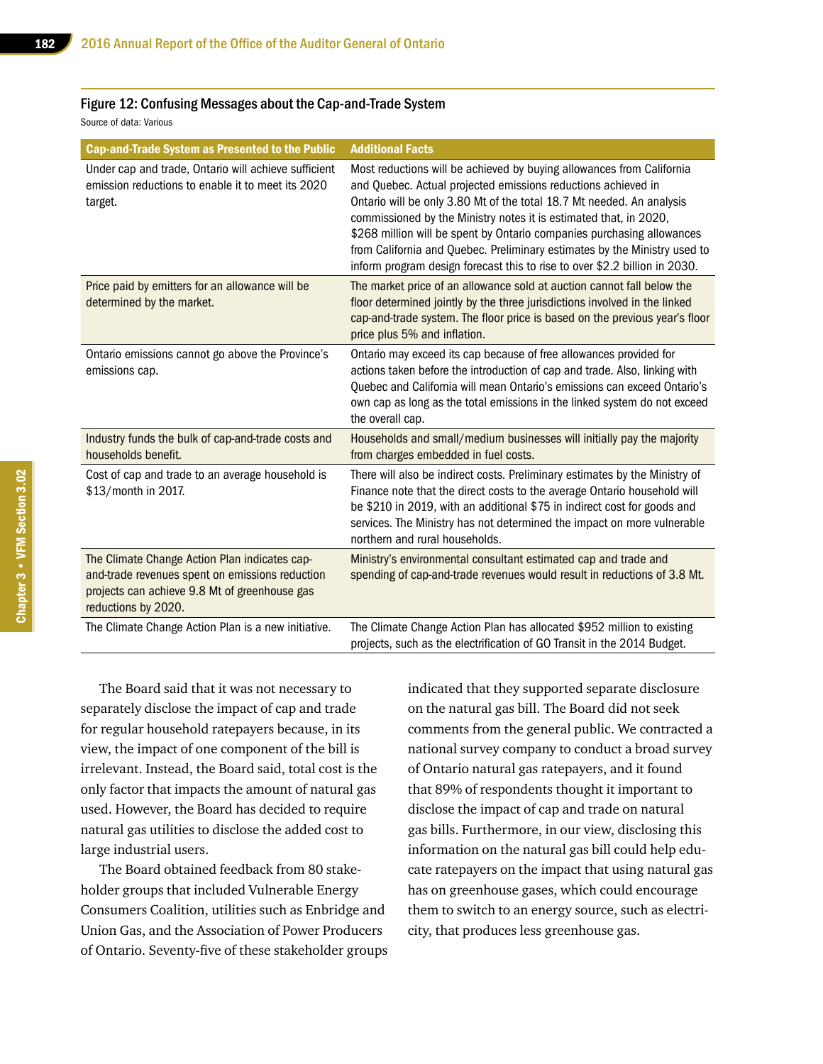### Figure 12: Confusing Messages about the Cap-and-Trade System

Source of data: Various

| Cap-and-Trade System as Presented to the Public | Additional Facts |
|---|---|
| Under cap and trade, Ontario will achieve sufficient emission reductions to enable it to meet its 2020 target. | Most reductions will be achieved by buying allowances from California and Quebec. Actual projected emissions reductions achieved in Ontario will be only 3.80 Mt of the total 18.7 Mt needed. An analysis commissioned by the Ministry notes it is estimated that, in 2020, $268 million will be spent by Ontario companies purchasing allowances from California and Quebec. Preliminary estimates by the Ministry used to inform program design forecast this to rise to over $2.2 billion in 2030. |
| Price paid by emitters for an allowance will be determined by the market. | The market price of an allowance sold at auction cannot fall below the floor determined jointly by the three jurisdictions involved in the linked cap-and-trade system. The floor price is based on the previous year's floor price plus 5% and inflation. |
| Ontario emissions cannot go above the Province's emissions cap. | Ontario may exceed its cap because of free allowances provided for actions taken before the introduction of cap and trade. Also, linking with Quebec and California will mean Ontario's emissions can exceed Ontario's own cap as long as the total emissions in the linked system do not exceed the overall cap. |
| Industry funds the bulk of cap-and-trade costs and households benefit. | Households and small/medium businesses will initially pay the majority from charges embedded in fuel costs. |
| Cost of cap and trade to an average household is $13/month in 2017. | There will also be indirect costs. Preliminary estimates by the Ministry of Finance note that the direct costs to the average Ontario household will be $210 in 2019, with an additional $75 in indirect cost for goods and services. The Ministry has not determined the impact on more vulnerable northern and rural households. |
| The Climate Change Action Plan indicates cap-and-trade revenues spent on emissions reduction projects can achieve 9.8 Mt of greenhouse gas reductions by 2020. | Ministry's environmental consultant estimated cap and trade and spending of cap-and-trade revenues would result in reductions of 3.8 Mt. |
| The Climate Change Action Plan is a new initiative. | The Climate Change Action Plan has allocated $952 million to existing projects, such as the electrification of GO Transit in the 2014 Budget. |

The Board said that it was not necessary to separately disclose the impact of cap and trade for regular household ratepayers because, in its view, the impact of one component of the bill is irrelevant. Instead, the Board said, total cost is the only factor that impacts the amount of natural gas used. However, the Board has decided to require natural gas utilities to disclose the added cost to large industrial users.

The Board obtained feedback from 80 stakeholder groups that included Vulnerable Energy Consumers Coalition, utilities such as Enbridge and Union Gas, and the Association of Power Producers of Ontario. Seventy-five of these stakeholder groups indicated that they supported separate disclosure on the natural gas bill. The Board did not seek comments from the general public. We contracted a national survey company to conduct a broad survey of Ontario natural gas ratepayers, and it found that 89% of respondents thought it important to disclose the impact of cap and trade on natural gas bills. Furthermore, in our view, disclosing this information on the natural gas bill could help educate ratepayers on the impact that using natural gas has on greenhouse gases, which could encourage them to switch to an energy source, such as electricity, that produces less greenhouse gas.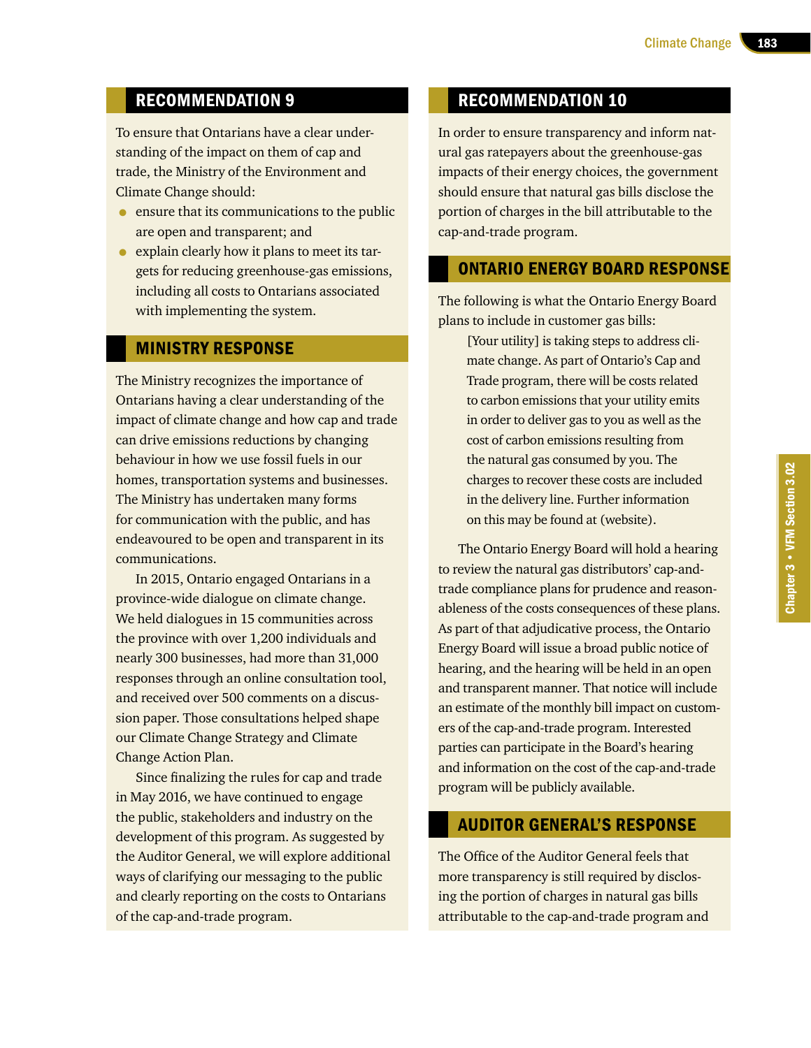## RECOMMENDATION 9

To ensure that Ontarians have a clear understanding of the impact on them of cap and trade, the Ministry of the Environment and Climate Change should:

- ensure that its communications to the public are open and transparent; and
- explain clearly how it plans to meet its targets for reducing greenhouse-gas emissions, including all costs to Ontarians associated with implementing the system.

## MINISTRY RESPONSE

The Ministry recognizes the importance of Ontarians having a clear understanding of the impact of climate change and how cap and trade can drive emissions reductions by changing behaviour in how we use fossil fuels in our homes, transportation systems and businesses. The Ministry has undertaken many forms for communication with the public, and has endeavoured to be open and transparent in its communications.

In 2015, Ontario engaged Ontarians in a province-wide dialogue on climate change. We held dialogues in 15 communities across the province with over 1,200 individuals and nearly 300 businesses, had more than 31,000 responses through an online consultation tool, and received over 500 comments on a discussion paper. Those consultations helped shape our Climate Change Strategy and Climate Change Action Plan.

Since finalizing the rules for cap and trade in May 2016, we have continued to engage the public, stakeholders and industry on the development of this program. As suggested by the Auditor General, we will explore additional ways of clarifying our messaging to the public and clearly reporting on the costs to Ontarians of the cap-and-trade program.

## RECOMMENDATION 10

In order to ensure transparency and inform natural gas ratepayers about the greenhouse-gas impacts of their energy choices, the government should ensure that natural gas bills disclose the portion of charges in the bill attributable to the cap-and-trade program.

## ONTARIO ENERGY BOARD RESPONSE

The following is what the Ontario Energy Board plans to include in customer gas bills:

> [Your utility] is taking steps to address climate change. As part of Ontario's Cap and Trade program, there will be costs related to carbon emissions that your utility emits in order to deliver gas to you as well as the cost of carbon emissions resulting from the natural gas consumed by you. The charges to recover these costs are included in the delivery line. Further information on this may be found at (website).

The Ontario Energy Board will hold a hearing to review the natural gas distributors' cap-and-trade compliance plans for prudence and reasonableness of the costs consequences of these plans. As part of that adjudicative process, the Ontario Energy Board will issue a broad public notice of hearing, and the hearing will be held in an open and transparent manner. That notice will include an estimate of the monthly bill impact on customers of the cap-and-trade program. Interested parties can participate in the Board's hearing and information on the cost of the cap-and-trade program will be publicly available.

## AUDITOR GENERAL'S RESPONSE

The Office of the Auditor General feels that more transparency is still required by disclosing the portion of charges in natural gas bills attributable to the cap-and-trade program and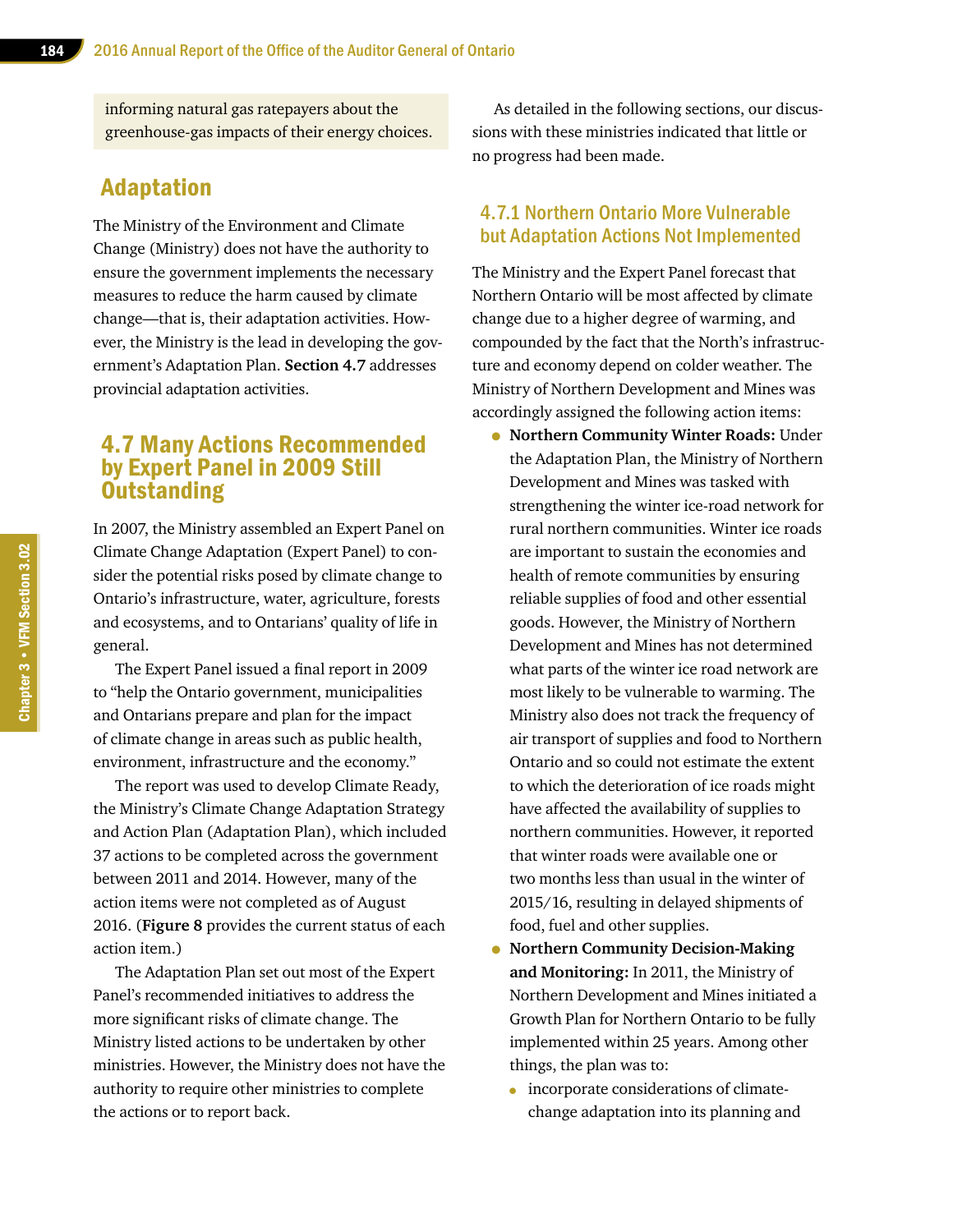informing natural gas ratepayers about the greenhouse-gas impacts of their energy choices.

## Adaptation

The Ministry of the Environment and Climate Change (Ministry) does not have the authority to ensure the government implements the necessary measures to reduce the harm caused by climate change—that is, their adaptation activities. However, the Ministry is the lead in developing the government's Adaptation Plan. **Section 4.7** addresses provincial adaptation activities.

## 4.7 Many Actions Recommended by Expert Panel in 2009 Still Outstanding

In 2007, the Ministry assembled an Expert Panel on Climate Change Adaptation (Expert Panel) to consider the potential risks posed by climate change to Ontario's infrastructure, water, agriculture, forests and ecosystems, and to Ontarians' quality of life in general.

The Expert Panel issued a final report in 2009 to "help the Ontario government, municipalities and Ontarians prepare and plan for the impact of climate change in areas such as public health, environment, infrastructure and the economy."

The report was used to develop Climate Ready, the Ministry's Climate Change Adaptation Strategy and Action Plan (Adaptation Plan), which included 37 actions to be completed across the government between 2011 and 2014. However, many of the action items were not completed as of August 2016. (**Figure 8** provides the current status of each action item.)

The Adaptation Plan set out most of the Expert Panel's recommended initiatives to address the more significant risks of climate change. The Ministry listed actions to be undertaken by other ministries. However, the Ministry does not have the authority to require other ministries to complete the actions or to report back.

As detailed in the following sections, our discussions with these ministries indicated that little or no progress had been made.

### 4.7.1 Northern Ontario More Vulnerable but Adaptation Actions Not Implemented

The Ministry and the Expert Panel forecast that Northern Ontario will be most affected by climate change due to a higher degree of warming, and compounded by the fact that the North's infrastructure and economy depend on colder weather. The Ministry of Northern Development and Mines was accordingly assigned the following action items:

- **Northern Community Winter Roads:** Under the Adaptation Plan, the Ministry of Northern Development and Mines was tasked with strengthening the winter ice-road network for rural northern communities. Winter ice roads are important to sustain the economies and health of remote communities by ensuring reliable supplies of food and other essential goods. However, the Ministry of Northern Development and Mines has not determined what parts of the winter ice road network are most likely to be vulnerable to warming. The Ministry also does not track the frequency of air transport of supplies and food to Northern Ontario and so could not estimate the extent to which the deterioration of ice roads might have affected the availability of supplies to northern communities. However, it reported that winter roads were available one or two months less than usual in the winter of 2015/16, resulting in delayed shipments of food, fuel and other supplies.
- **Northern Community Decision-Making and Monitoring:** In 2011, the Ministry of Northern Development and Mines initiated a Growth Plan for Northern Ontario to be fully implemented within 25 years. Among other things, the plan was to:
  - incorporate considerations of climate-change adaptation into its planning and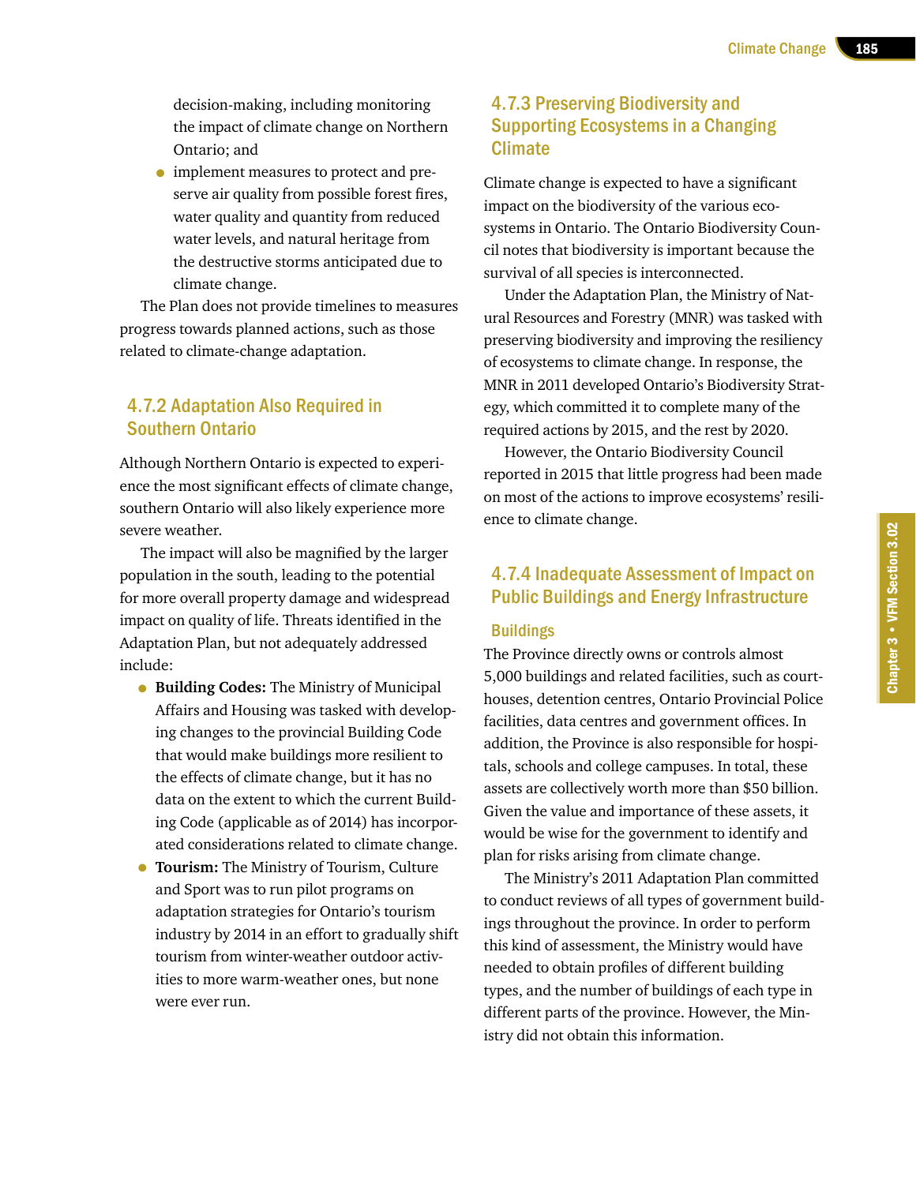decision-making, including monitoring the impact of climate change on Northern Ontario; and

- implement measures to protect and preserve air quality from possible forest fires, water quality and quantity from reduced water levels, and natural heritage from the destructive storms anticipated due to climate change.

The Plan does not provide timelines to measures progress towards planned actions, such as those related to climate-change adaptation.

### 4.7.2 Adaptation Also Required in Southern Ontario

Although Northern Ontario is expected to experience the most significant effects of climate change, southern Ontario will also likely experience more severe weather.

The impact will also be magnified by the larger population in the south, leading to the potential for more overall property damage and widespread impact on quality of life. Threats identified in the Adaptation Plan, but not adequately addressed include:

- **Building Codes:** The Ministry of Municipal Affairs and Housing was tasked with developing changes to the provincial Building Code that would make buildings more resilient to the effects of climate change, but it has no data on the extent to which the current Building Code (applicable as of 2014) has incorporated considerations related to climate change.
- **Tourism:** The Ministry of Tourism, Culture and Sport was to run pilot programs on adaptation strategies for Ontario's tourism industry by 2014 in an effort to gradually shift tourism from winter-weather outdoor activities to more warm-weather ones, but none were ever run.

### 4.7.3 Preserving Biodiversity and Supporting Ecosystems in a Changing Climate

Climate change is expected to have a significant impact on the biodiversity of the various ecosystems in Ontario. The Ontario Biodiversity Council notes that biodiversity is important because the survival of all species is interconnected.

Under the Adaptation Plan, the Ministry of Natural Resources and Forestry (MNR) was tasked with preserving biodiversity and improving the resiliency of ecosystems to climate change. In response, the MNR in 2011 developed Ontario's Biodiversity Strategy, which committed it to complete many of the required actions by 2015, and the rest by 2020.

However, the Ontario Biodiversity Council reported in 2015 that little progress had been made on most of the actions to improve ecosystems' resilience to climate change.

### 4.7.4 Inadequate Assessment of Impact on Public Buildings and Energy Infrastructure

#### Buildings

The Province directly owns or controls almost 5,000 buildings and related facilities, such as courthouses, detention centres, Ontario Provincial Police facilities, data centres and government offices. In addition, the Province is also responsible for hospitals, schools and college campuses. In total, these assets are collectively worth more than $50 billion. Given the value and importance of these assets, it would be wise for the government to identify and plan for risks arising from climate change.

The Ministry's 2011 Adaptation Plan committed to conduct reviews of all types of government buildings throughout the province. In order to perform this kind of assessment, the Ministry would have needed to obtain profiles of different building types, and the number of buildings of each type in different parts of the province. However, the Ministry did not obtain this information.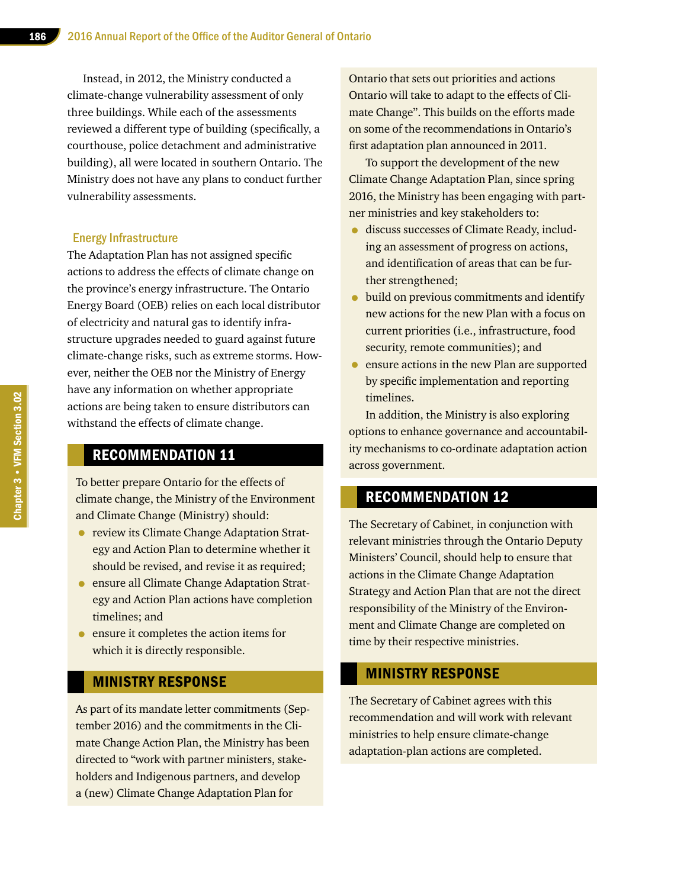Instead, in 2012, the Ministry conducted a climate-change vulnerability assessment of only three buildings. While each of the assessments reviewed a different type of building (specifically, a courthouse, police detachment and administrative building), all were located in southern Ontario. The Ministry does not have any plans to conduct further vulnerability assessments.

### Energy Infrastructure

The Adaptation Plan has not assigned specific actions to address the effects of climate change on the province's energy infrastructure. The Ontario Energy Board (OEB) relies on each local distributor of electricity and natural gas to identify infrastructure upgrades needed to guard against future climate-change risks, such as extreme storms. However, neither the OEB nor the Ministry of Energy have any information on whether appropriate actions are being taken to ensure distributors can withstand the effects of climate change.

## RECOMMENDATION 11

To better prepare Ontario for the effects of climate change, the Ministry of the Environment and Climate Change (Ministry) should:

- review its Climate Change Adaptation Strategy and Action Plan to determine whether it should be revised, and revise it as required;
- ensure all Climate Change Adaptation Strategy and Action Plan actions have completion timelines; and
- ensure it completes the action items for which it is directly responsible.

## MINISTRY RESPONSE

As part of its mandate letter commitments (September 2016) and the commitments in the Climate Change Action Plan, the Ministry has been directed to "work with partner ministers, stakeholders and Indigenous partners, and develop a (new) Climate Change Adaptation Plan for Ontario that sets out priorities and actions Ontario will take to adapt to the effects of Climate Change". This builds on the efforts made on some of the recommendations in Ontario's first adaptation plan announced in 2011.

To support the development of the new Climate Change Adaptation Plan, since spring 2016, the Ministry has been engaging with partner ministries and key stakeholders to:

- discuss successes of Climate Ready, including an assessment of progress on actions, and identification of areas that can be further strengthened;
- build on previous commitments and identify new actions for the new Plan with a focus on current priorities (i.e., infrastructure, food security, remote communities); and
- ensure actions in the new Plan are supported by specific implementation and reporting timelines.

In addition, the Ministry is also exploring options to enhance governance and accountability mechanisms to co-ordinate adaptation action across government.

## RECOMMENDATION 12

The Secretary of Cabinet, in conjunction with relevant ministries through the Ontario Deputy Ministers' Council, should help to ensure that actions in the Climate Change Adaptation Strategy and Action Plan that are not the direct responsibility of the Ministry of the Environment and Climate Change are completed on time by their respective ministries.

## MINISTRY RESPONSE

The Secretary of Cabinet agrees with this recommendation and will work with relevant ministries to help ensure climate-change adaptation-plan actions are completed.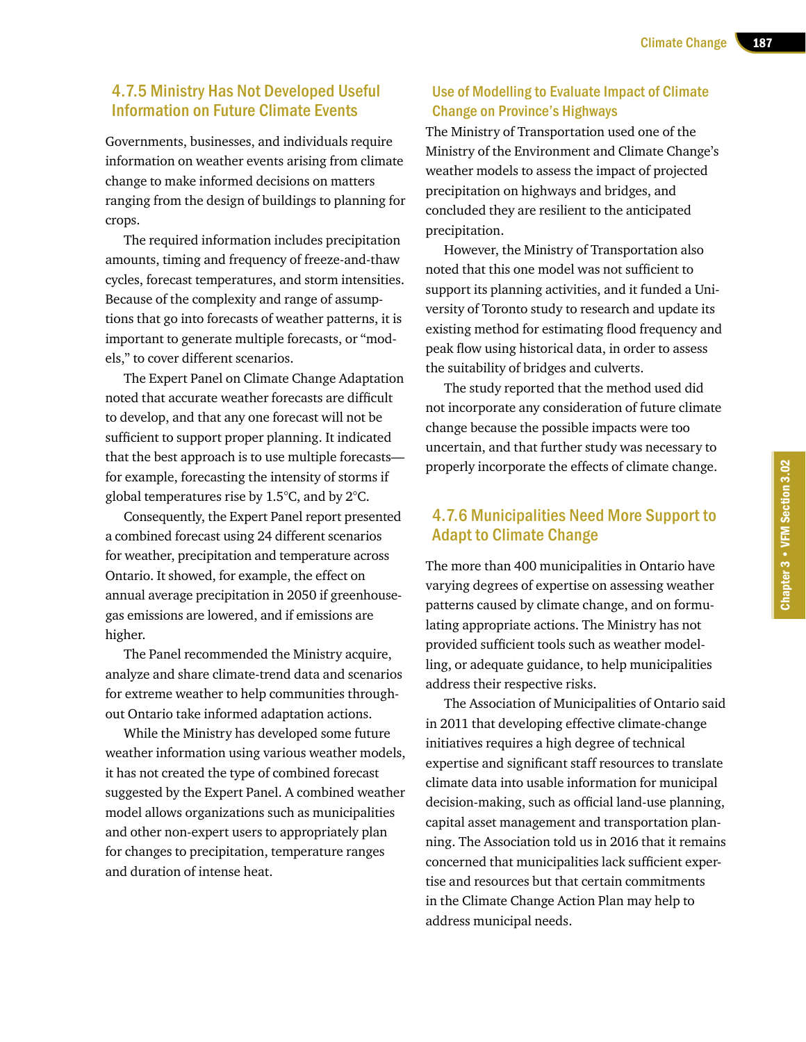### 4.7.5 Ministry Has Not Developed Useful Information on Future Climate Events

Governments, businesses, and individuals require information on weather events arising from climate change to make informed decisions on matters ranging from the design of buildings to planning for crops.

The required information includes precipitation amounts, timing and frequency of freeze-and-thaw cycles, forecast temperatures, and storm intensities. Because of the complexity and range of assumptions that go into forecasts of weather patterns, it is important to generate multiple forecasts, or "models," to cover different scenarios.

The Expert Panel on Climate Change Adaptation noted that accurate weather forecasts are difficult to develop, and that any one forecast will not be sufficient to support proper planning. It indicated that the best approach is to use multiple forecasts—for example, forecasting the intensity of storms if global temperatures rise by 1.5°C, and by 2°C.

Consequently, the Expert Panel report presented a combined forecast using 24 different scenarios for weather, precipitation and temperature across Ontario. It showed, for example, the effect on annual average precipitation in 2050 if greenhouse-gas emissions are lowered, and if emissions are higher.

The Panel recommended the Ministry acquire, analyze and share climate-trend data and scenarios for extreme weather to help communities throughout Ontario take informed adaptation actions.

While the Ministry has developed some future weather information using various weather models, it has not created the type of combined forecast suggested by the Expert Panel. A combined weather model allows organizations such as municipalities and other non-expert users to appropriately plan for changes to precipitation, temperature ranges and duration of intense heat.

#### Use of Modelling to Evaluate Impact of Climate Change on Province's Highways

The Ministry of Transportation used one of the Ministry of the Environment and Climate Change's weather models to assess the impact of projected precipitation on highways and bridges, and concluded they are resilient to the anticipated precipitation.

However, the Ministry of Transportation also noted that this one model was not sufficient to support its planning activities, and it funded a University of Toronto study to research and update its existing method for estimating flood frequency and peak flow using historical data, in order to assess the suitability of bridges and culverts.

The study reported that the method used did not incorporate any consideration of future climate change because the possible impacts were too uncertain, and that further study was necessary to properly incorporate the effects of climate change.

### 4.7.6 Municipalities Need More Support to Adapt to Climate Change

The more than 400 municipalities in Ontario have varying degrees of expertise on assessing weather patterns caused by climate change, and on formulating appropriate actions. The Ministry has not provided sufficient tools such as weather modelling, or adequate guidance, to help municipalities address their respective risks.

The Association of Municipalities of Ontario said in 2011 that developing effective climate-change initiatives requires a high degree of technical expertise and significant staff resources to translate climate data into usable information for municipal decision-making, such as official land-use planning, capital asset management and transportation planning. The Association told us in 2016 that it remains concerned that municipalities lack sufficient expertise and resources but that certain commitments in the Climate Change Action Plan may help to address municipal needs.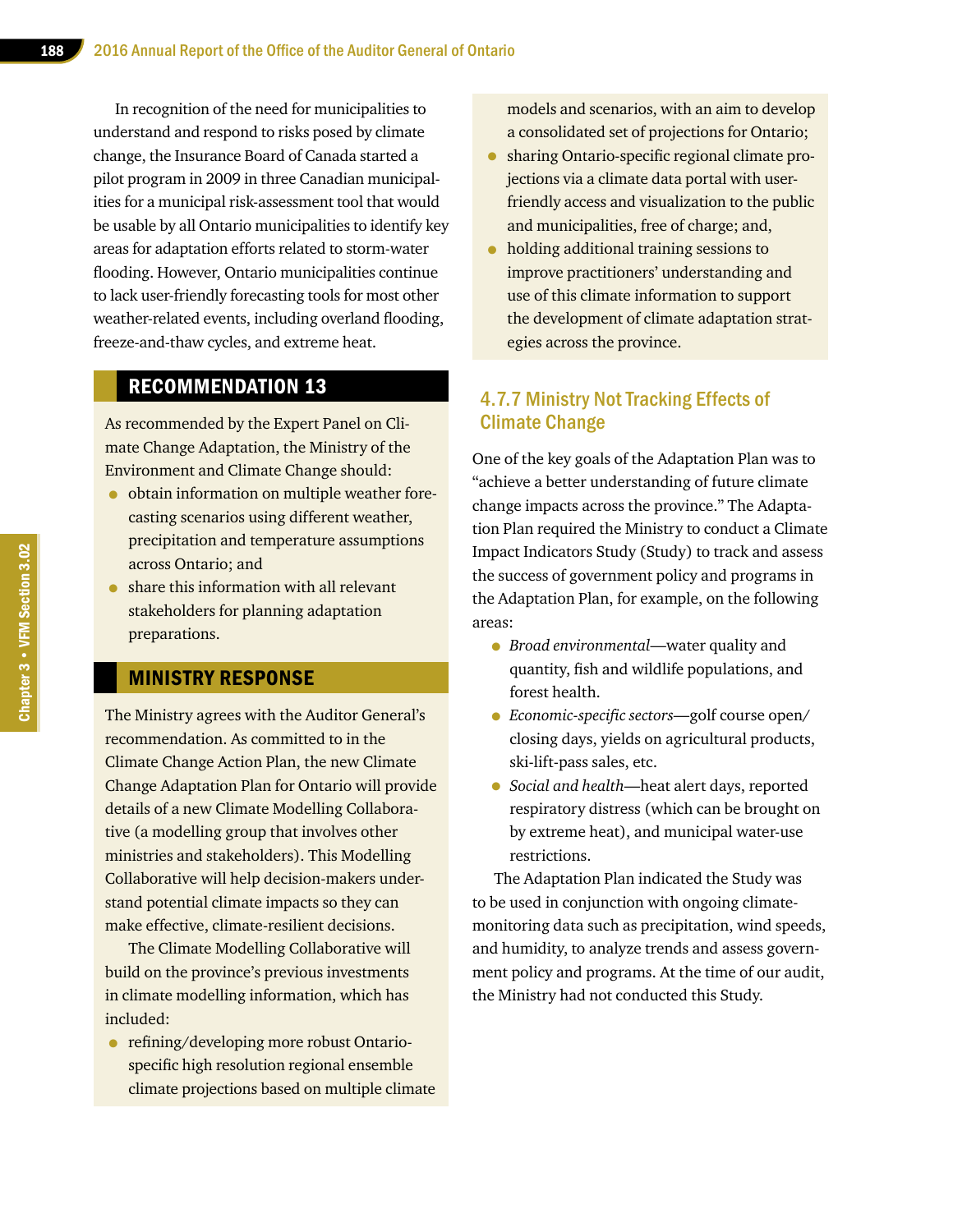In recognition of the need for municipalities to understand and respond to risks posed by climate change, the Insurance Board of Canada started a pilot program in 2009 in three Canadian municipalities for a municipal risk-assessment tool that would be usable by all Ontario municipalities to identify key areas for adaptation efforts related to storm-water flooding. However, Ontario municipalities continue to lack user-friendly forecasting tools for most other weather-related events, including overland flooding, freeze-and-thaw cycles, and extreme heat.

## RECOMMENDATION 13

As recommended by the Expert Panel on Climate Change Adaptation, the Ministry of the Environment and Climate Change should:

- obtain information on multiple weather forecasting scenarios using different weather, precipitation and temperature assumptions across Ontario; and
- share this information with all relevant stakeholders for planning adaptation preparations.

## MINISTRY RESPONSE

The Ministry agrees with the Auditor General's recommendation. As committed to in the Climate Change Action Plan, the new Climate Change Adaptation Plan for Ontario will provide details of a new Climate Modelling Collaborative (a modelling group that involves other ministries and stakeholders). This Modelling Collaborative will help decision-makers understand potential climate impacts so they can make effective, climate-resilient decisions.

The Climate Modelling Collaborative will build on the province's previous investments in climate modelling information, which has included:

- refining/developing more robust Ontario-specific high resolution regional ensemble climate projections based on multiple climate models and scenarios, with an aim to develop a consolidated set of projections for Ontario;
- sharing Ontario-specific regional climate projections via a climate data portal with user-friendly access and visualization to the public and municipalities, free of charge; and,
- holding additional training sessions to improve practitioners' understanding and use of this climate information to support the development of climate adaptation strategies across the province.

### 4.7.7 Ministry Not Tracking Effects of Climate Change

One of the key goals of the Adaptation Plan was to "achieve a better understanding of future climate change impacts across the province." The Adaptation Plan required the Ministry to conduct a Climate Impact Indicators Study (Study) to track and assess the success of government policy and programs in the Adaptation Plan, for example, on the following areas:

- *Broad environmental*—water quality and quantity, fish and wildlife populations, and forest health.
- *Economic-specific sectors*—golf course open/closing days, yields on agricultural products, ski-lift-pass sales, etc.
- *Social and health*—heat alert days, reported respiratory distress (which can be brought on by extreme heat), and municipal water-use restrictions.

The Adaptation Plan indicated the Study was to be used in conjunction with ongoing climate-monitoring data such as precipitation, wind speeds, and humidity, to analyze trends and assess government policy and programs. At the time of our audit, the Ministry had not conducted this Study.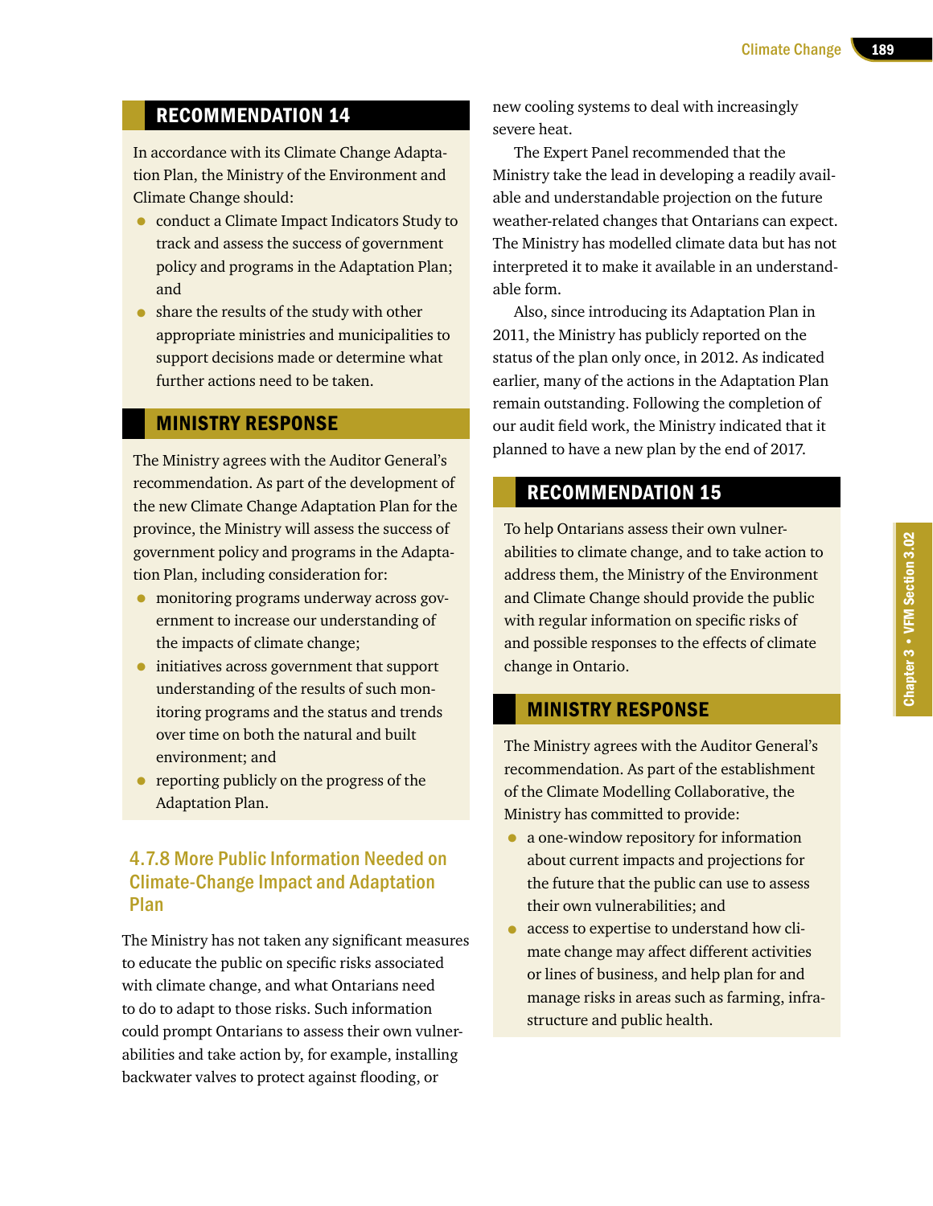## RECOMMENDATION 14

In accordance with its Climate Change Adaptation Plan, the Ministry of the Environment and Climate Change should:

- conduct a Climate Impact Indicators Study to track and assess the success of government policy and programs in the Adaptation Plan; and
- share the results of the study with other appropriate ministries and municipalities to support decisions made or determine what further actions need to be taken.

## MINISTRY RESPONSE

The Ministry agrees with the Auditor General's recommendation. As part of the development of the new Climate Change Adaptation Plan for the province, the Ministry will assess the success of government policy and programs in the Adaptation Plan, including consideration for:

- monitoring programs underway across government to increase our understanding of the impacts of climate change;
- initiatives across government that support understanding of the results of such monitoring programs and the status and trends over time on both the natural and built environment; and
- reporting publicly on the progress of the Adaptation Plan.

### 4.7.8 More Public Information Needed on Climate-Change Impact and Adaptation Plan

The Ministry has not taken any significant measures to educate the public on specific risks associated with climate change, and what Ontarians need to do to adapt to those risks. Such information could prompt Ontarians to assess their own vulnerabilities and take action by, for example, installing backwater valves to protect against flooding, or new cooling systems to deal with increasingly severe heat.

The Expert Panel recommended that the Ministry take the lead in developing a readily available and understandable projection on the future weather-related changes that Ontarians can expect. The Ministry has modelled climate data but has not interpreted it to make it available in an understandable form.

Also, since introducing its Adaptation Plan in 2011, the Ministry has publicly reported on the status of the plan only once, in 2012. As indicated earlier, many of the actions in the Adaptation Plan remain outstanding. Following the completion of our audit field work, the Ministry indicated that it planned to have a new plan by the end of 2017.

## RECOMMENDATION 15

To help Ontarians assess their own vulnerabilities to climate change, and to take action to address them, the Ministry of the Environment and Climate Change should provide the public with regular information on specific risks of and possible responses to the effects of climate change in Ontario.

## MINISTRY RESPONSE

The Ministry agrees with the Auditor General's recommendation. As part of the establishment of the Climate Modelling Collaborative, the Ministry has committed to provide:

- a one-window repository for information about current impacts and projections for the future that the public can use to assess their own vulnerabilities; and
- access to expertise to understand how climate change may affect different activities or lines of business, and help plan for and manage risks in areas such as farming, infrastructure and public health.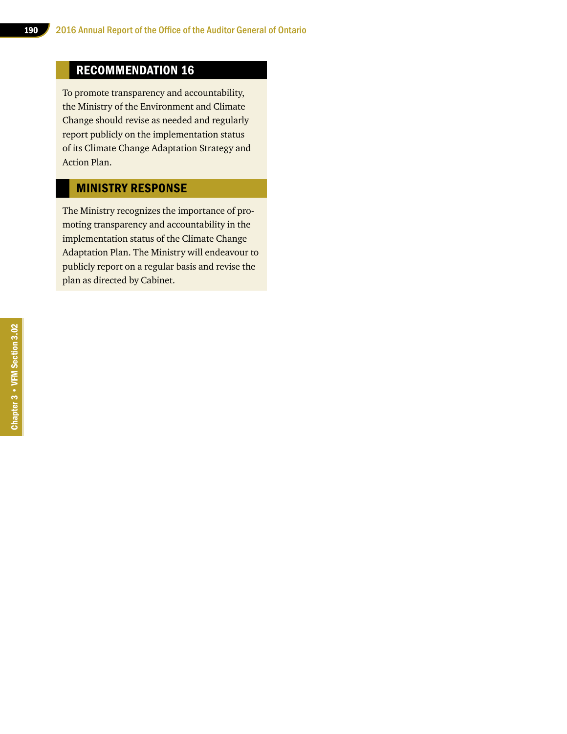## RECOMMENDATION 16

To promote transparency and accountability, the Ministry of the Environment and Climate Change should revise as needed and regularly report publicly on the implementation status of its Climate Change Adaptation Strategy and Action Plan.

## MINISTRY RESPONSE

The Ministry recognizes the importance of promoting transparency and accountability in the implementation status of the Climate Change Adaptation Plan. The Ministry will endeavour to publicly report on a regular basis and revise the plan as directed by Cabinet.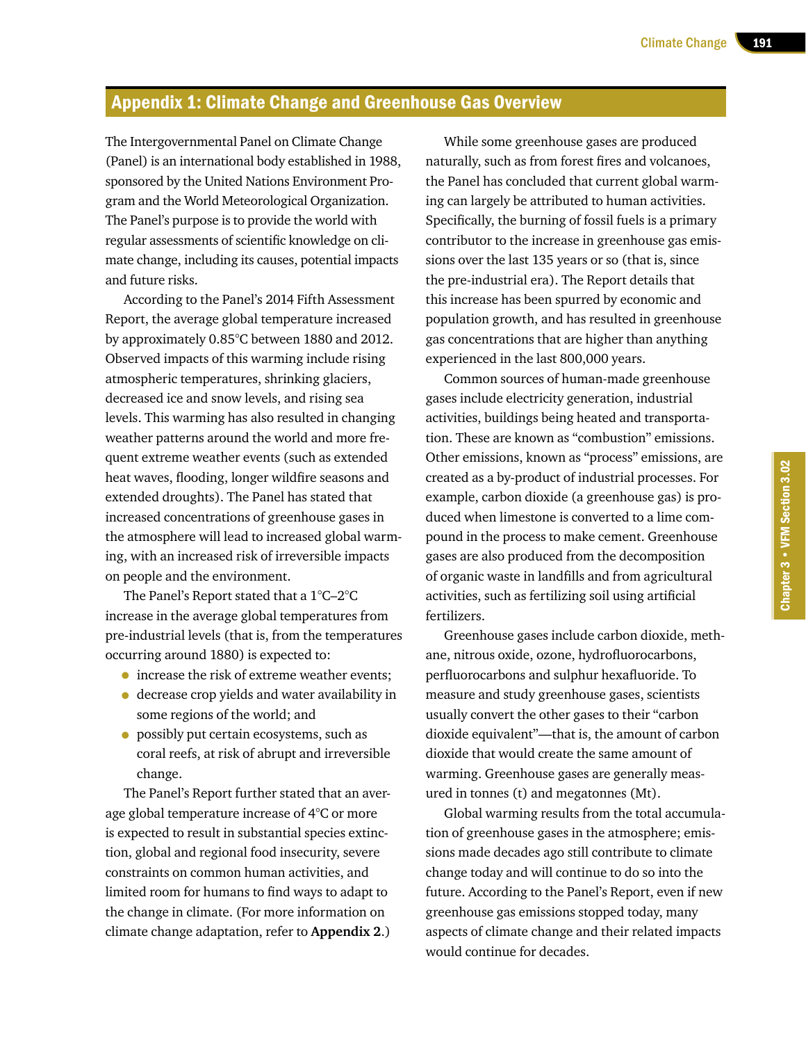## Appendix 1: Climate Change and Greenhouse Gas Overview

The Intergovernmental Panel on Climate Change (Panel) is an international body established in 1988, sponsored by the United Nations Environment Program and the World Meteorological Organization. The Panel's purpose is to provide the world with regular assessments of scientific knowledge on climate change, including its causes, potential impacts and future risks.

According to the Panel's 2014 Fifth Assessment Report, the average global temperature increased by approximately 0.85°C between 1880 and 2012. Observed impacts of this warming include rising atmospheric temperatures, shrinking glaciers, decreased ice and snow levels, and rising sea levels. This warming has also resulted in changing weather patterns around the world and more frequent extreme weather events (such as extended heat waves, flooding, longer wildfire seasons and extended droughts). The Panel has stated that increased concentrations of greenhouse gases in the atmosphere will lead to increased global warming, with an increased risk of irreversible impacts on people and the environment.

The Panel's Report stated that a 1°C–2°C increase in the average global temperatures from pre-industrial levels (that is, from the temperatures occurring around 1880) is expected to:

- increase the risk of extreme weather events;
- decrease crop yields and water availability in some regions of the world; and
- possibly put certain ecosystems, such as coral reefs, at risk of abrupt and irreversible change.

The Panel's Report further stated that an average global temperature increase of 4°C or more is expected to result in substantial species extinction, global and regional food insecurity, severe constraints on common human activities, and limited room for humans to find ways to adapt to the change in climate. (For more information on climate change adaptation, refer to **Appendix 2**.)

While some greenhouse gases are produced naturally, such as from forest fires and volcanoes, the Panel has concluded that current global warming can largely be attributed to human activities. Specifically, the burning of fossil fuels is a primary contributor to the increase in greenhouse gas emissions over the last 135 years or so (that is, since the pre-industrial era). The Report details that this increase has been spurred by economic and population growth, and has resulted in greenhouse gas concentrations that are higher than anything experienced in the last 800,000 years.

Common sources of human-made greenhouse gases include electricity generation, industrial activities, buildings being heated and transportation. These are known as "combustion" emissions. Other emissions, known as "process" emissions, are created as a by-product of industrial processes. For example, carbon dioxide (a greenhouse gas) is produced when limestone is converted to a lime compound in the process to make cement. Greenhouse gases are also produced from the decomposition of organic waste in landfills and from agricultural activities, such as fertilizing soil using artificial fertilizers.

Greenhouse gases include carbon dioxide, methane, nitrous oxide, ozone, hydrofluorocarbons, perfluorocarbons and sulphur hexafluoride. To measure and study greenhouse gases, scientists usually convert the other gases to their "carbon dioxide equivalent"—that is, the amount of carbon dioxide that would create the same amount of warming. Greenhouse gases are generally measured in tonnes (t) and megatonnes (Mt).

Global warming results from the total accumulation of greenhouse gases in the atmosphere; emissions made decades ago still contribute to climate change today and will continue to do so into the future. According to the Panel's Report, even if new greenhouse gas emissions stopped today, many aspects of climate change and their related impacts would continue for decades.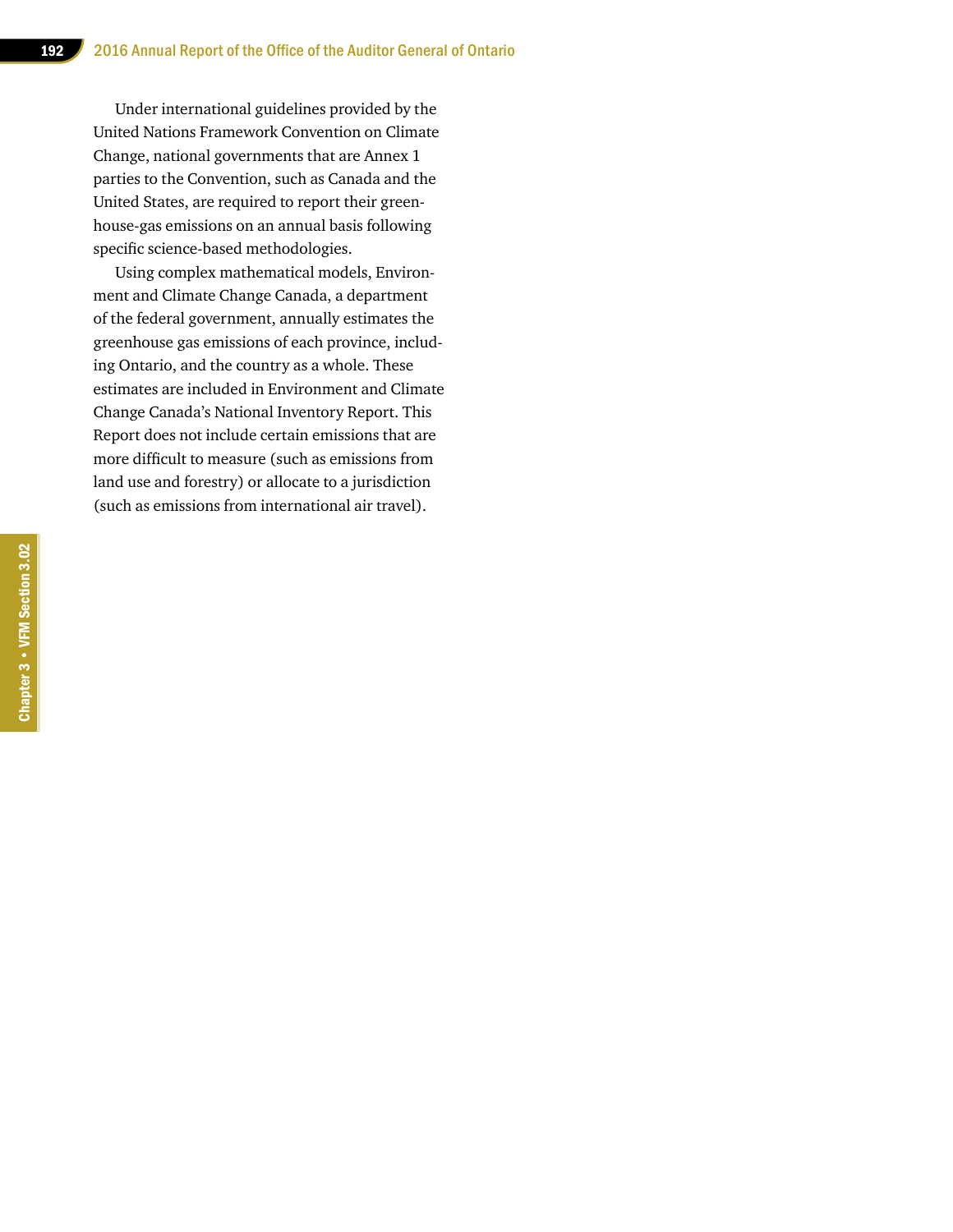Under international guidelines provided by the United Nations Framework Convention on Climate Change, national governments that are Annex 1 parties to the Convention, such as Canada and the United States, are required to report their greenhouse-gas emissions on an annual basis following specific science-based methodologies.

Using complex mathematical models, Environment and Climate Change Canada, a department of the federal government, annually estimates the greenhouse gas emissions of each province, including Ontario, and the country as a whole. These estimates are included in Environment and Climate Change Canada's National Inventory Report. This Report does not include certain emissions that are more difficult to measure (such as emissions from land use and forestry) or allocate to a jurisdiction (such as emissions from international air travel).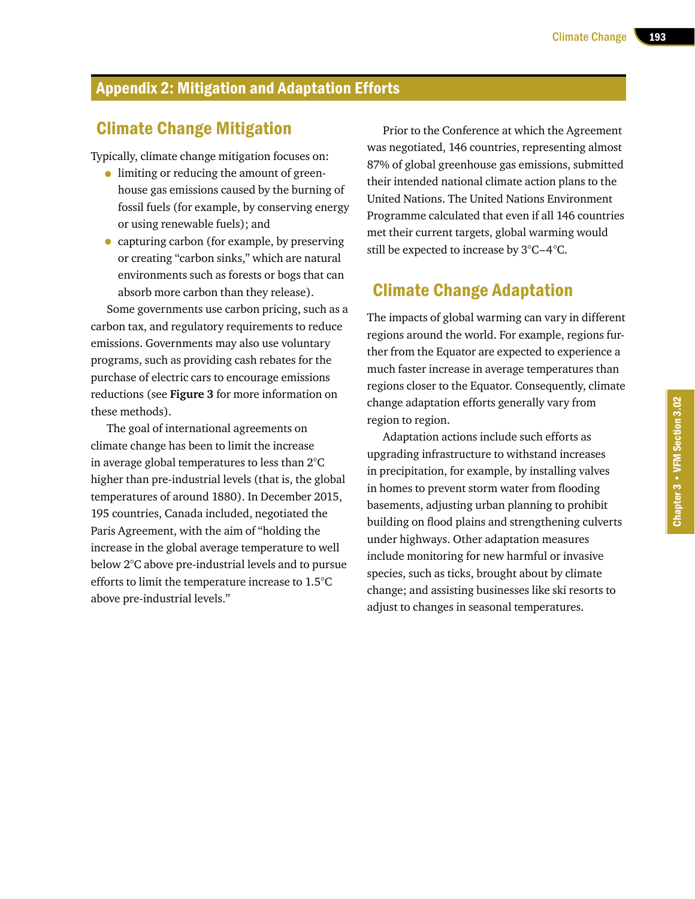## Appendix 2: Mitigation and Adaptation Efforts

### Climate Change Mitigation

Typically, climate change mitigation focuses on:

- limiting or reducing the amount of greenhouse gas emissions caused by the burning of fossil fuels (for example, by conserving energy or using renewable fuels); and
- capturing carbon (for example, by preserving or creating "carbon sinks," which are natural environments such as forests or bogs that can absorb more carbon than they release).

Some governments use carbon pricing, such as a carbon tax, and regulatory requirements to reduce emissions. Governments may also use voluntary programs, such as providing cash rebates for the purchase of electric cars to encourage emissions reductions (see **Figure 3** for more information on these methods).

The goal of international agreements on climate change has been to limit the increase in average global temperatures to less than 2°C higher than pre-industrial levels (that is, the global temperatures of around 1880). In December 2015, 195 countries, Canada included, negotiated the Paris Agreement, with the aim of "holding the increase in the global average temperature to well below 2°C above pre-industrial levels and to pursue efforts to limit the temperature increase to 1.5°C above pre-industrial levels."

Prior to the Conference at which the Agreement was negotiated, 146 countries, representing almost 87% of global greenhouse gas emissions, submitted their intended national climate action plans to the United Nations. The United Nations Environment Programme calculated that even if all 146 countries met their current targets, global warming would still be expected to increase by 3°C–4°C.

### Climate Change Adaptation

The impacts of global warming can vary in different regions around the world. For example, regions further from the Equator are expected to experience a much faster increase in average temperatures than regions closer to the Equator. Consequently, climate change adaptation efforts generally vary from region to region.

Adaptation actions include such efforts as upgrading infrastructure to withstand increases in precipitation, for example, by installing valves in homes to prevent storm water from flooding basements, adjusting urban planning to prohibit building on flood plains and strengthening culverts under highways. Other adaptation measures include monitoring for new harmful or invasive species, such as ticks, brought about by climate change; and assisting businesses like ski resorts to adjust to changes in seasonal temperatures.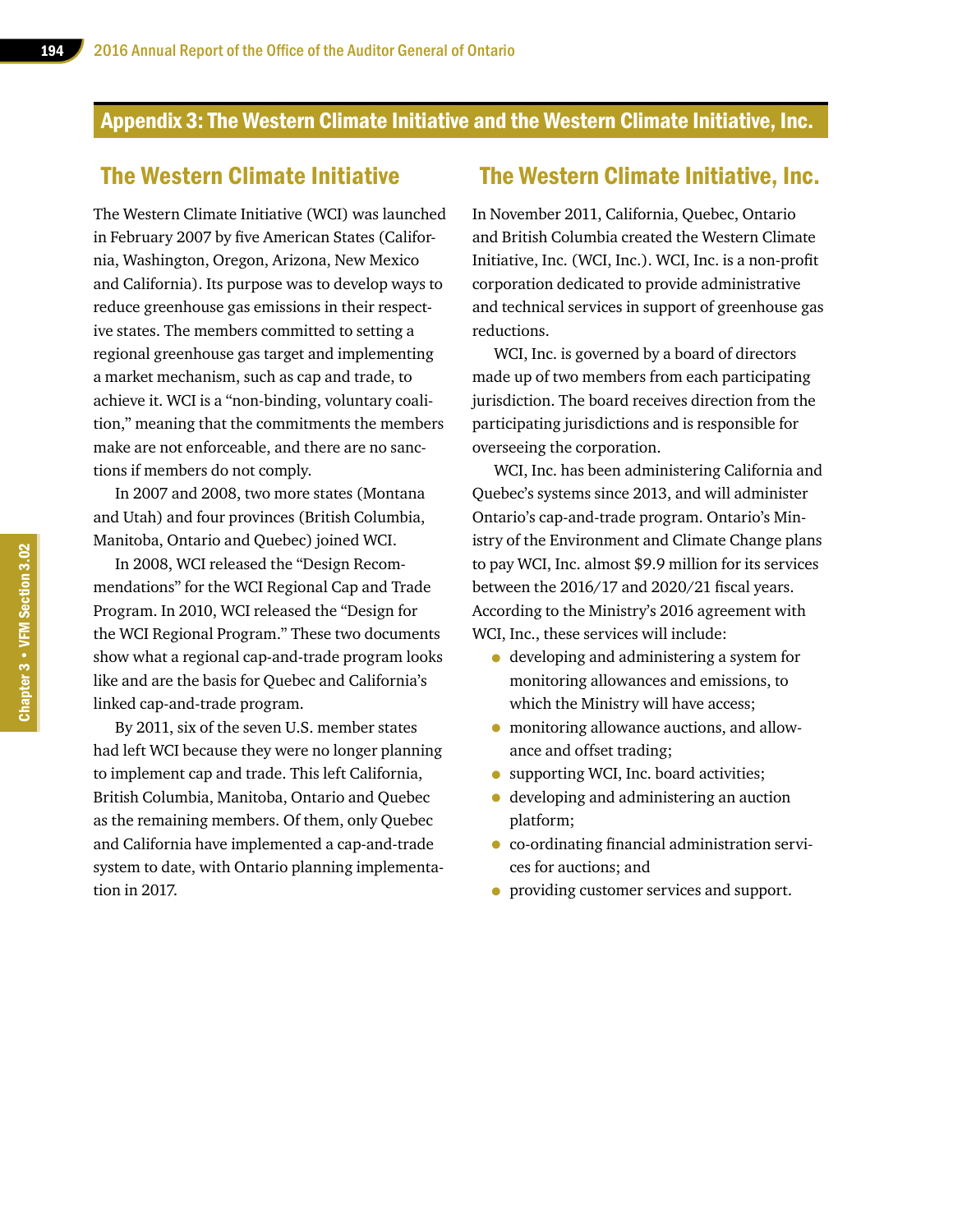## Appendix 3: The Western Climate Initiative and the Western Climate Initiative, Inc.

### The Western Climate Initiative

The Western Climate Initiative (WCI) was launched in February 2007 by five American States (California, Washington, Oregon, Arizona, New Mexico and California). Its purpose was to develop ways to reduce greenhouse gas emissions in their respective states. The members committed to setting a regional greenhouse gas target and implementing a market mechanism, such as cap and trade, to achieve it. WCI is a "non-binding, voluntary coalition," meaning that the commitments the members make are not enforceable, and there are no sanctions if members do not comply.

In 2007 and 2008, two more states (Montana and Utah) and four provinces (British Columbia, Manitoba, Ontario and Quebec) joined WCI.

In 2008, WCI released the "Design Recommendations" for the WCI Regional Cap and Trade Program. In 2010, WCI released the "Design for the WCI Regional Program." These two documents show what a regional cap-and-trade program looks like and are the basis for Quebec and California's linked cap-and-trade program.

By 2011, six of the seven U.S. member states had left WCI because they were no longer planning to implement cap and trade. This left California, British Columbia, Manitoba, Ontario and Quebec as the remaining members. Of them, only Quebec and California have implemented a cap-and-trade system to date, with Ontario planning implementation in 2017.

### The Western Climate Initiative, Inc.

In November 2011, California, Quebec, Ontario and British Columbia created the Western Climate Initiative, Inc. (WCI, Inc.). WCI, Inc. is a non-profit corporation dedicated to provide administrative and technical services in support of greenhouse gas reductions.

WCI, Inc. is governed by a board of directors made up of two members from each participating jurisdiction. The board receives direction from the participating jurisdictions and is responsible for overseeing the corporation.

WCI, Inc. has been administering California and Quebec's systems since 2013, and will administer Ontario's cap-and-trade program. Ontario's Ministry of the Environment and Climate Change plans to pay WCI, Inc. almost $9.9 million for its services between the 2016/17 and 2020/21 fiscal years. According to the Ministry's 2016 agreement with WCI, Inc., these services will include:

- developing and administering a system for monitoring allowances and emissions, to which the Ministry will have access;
- monitoring allowance auctions, and allowance and offset trading;
- supporting WCI, Inc. board activities;
- developing and administering an auction platform;
- co-ordinating financial administration services for auctions; and
- providing customer services and support.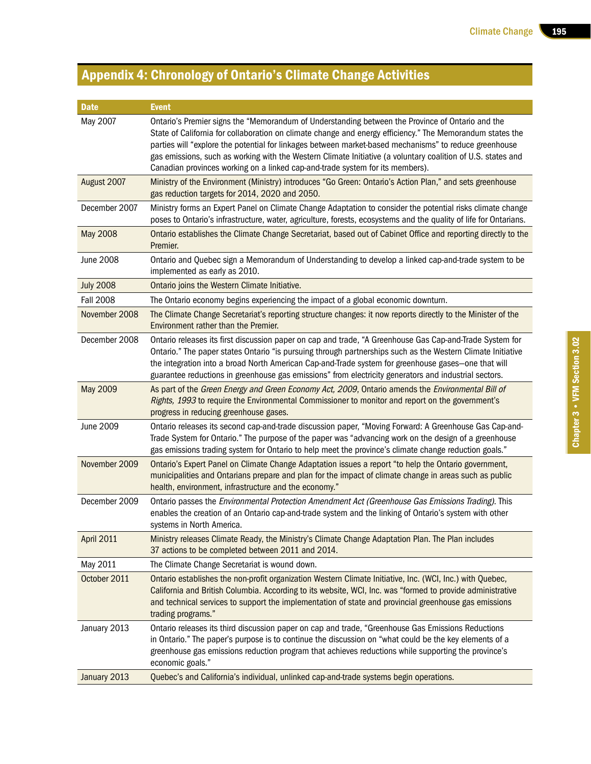## Appendix 4: Chronology of Ontario's Climate Change Activities

| Date | Event |
|---|---|
| May 2007 | Ontario's Premier signs the "Memorandum of Understanding between the Province of Ontario and the State of California for collaboration on climate change and energy efficiency." The Memorandum states the parties will "explore the potential for linkages between market-based mechanisms" to reduce greenhouse gas emissions, such as working with the Western Climate Initiative (a voluntary coalition of U.S. states and Canadian provinces working on a linked cap-and-trade system for its members). |
| August 2007 | Ministry of the Environment (Ministry) introduces "Go Green: Ontario's Action Plan," and sets greenhouse gas reduction targets for 2014, 2020 and 2050. |
| December 2007 | Ministry forms an Expert Panel on Climate Change Adaptation to consider the potential risks climate change poses to Ontario's infrastructure, water, agriculture, forests, ecosystems and the quality of life for Ontarians. |
| May 2008 | Ontario establishes the Climate Change Secretariat, based out of Cabinet Office and reporting directly to the Premier. |
| June 2008 | Ontario and Quebec sign a Memorandum of Understanding to develop a linked cap-and-trade system to be implemented as early as 2010. |
| July 2008 | Ontario joins the Western Climate Initiative. |
| Fall 2008 | The Ontario economy begins experiencing the impact of a global economic downturn. |
| November 2008 | The Climate Change Secretariat's reporting structure changes: it now reports directly to the Minister of the Environment rather than the Premier. |
| December 2008 | Ontario releases its first discussion paper on cap and trade, "A Greenhouse Gas Cap-and-Trade System for Ontario." The paper states Ontario "is pursuing through partnerships such as the Western Climate Initiative the integration into a broad North American Cap-and-Trade system for greenhouse gases—one that will guarantee reductions in greenhouse gas emissions" from electricity generators and industrial sectors. |
| May 2009 | As part of the *Green Energy and Green Economy Act, 2009*, Ontario amends the *Environmental Bill of Rights, 1993* to require the Environmental Commissioner to monitor and report on the government's progress in reducing greenhouse gases. |
| June 2009 | Ontario releases its second cap-and-trade discussion paper, "Moving Forward: A Greenhouse Gas Cap-and-Trade System for Ontario." The purpose of the paper was "advancing work on the design of a greenhouse gas emissions trading system for Ontario to help meet the province's climate change reduction goals." |
| November 2009 | Ontario's Expert Panel on Climate Change Adaptation issues a report "to help the Ontario government, municipalities and Ontarians prepare and plan for the impact of climate change in areas such as public health, environment, infrastructure and the economy." |
| December 2009 | Ontario passes the *Environmental Protection Amendment Act (Greenhouse Gas Emissions Trading)*. This enables the creation of an Ontario cap-and-trade system and the linking of Ontario's system with other systems in North America. |
| April 2011 | Ministry releases Climate Ready, the Ministry's Climate Change Adaptation Plan. The Plan includes 37 actions to be completed between 2011 and 2014. |
| May 2011 | The Climate Change Secretariat is wound down. |
| October 2011 | Ontario establishes the non-profit organization Western Climate Initiative, Inc. (WCI, Inc.) with Quebec, California and British Columbia. According to its website, WCI, Inc. was "formed to provide administrative and technical services to support the implementation of state and provincial greenhouse gas emissions trading programs." |
| January 2013 | Ontario releases its third discussion paper on cap and trade, "Greenhouse Gas Emissions Reductions in Ontario." The paper's purpose is to continue the discussion on "what could be the key elements of a greenhouse gas emissions reduction program that achieves reductions while supporting the province's economic goals." |
| January 2013 | Quebec's and California's individual, unlinked cap-and-trade systems begin operations. |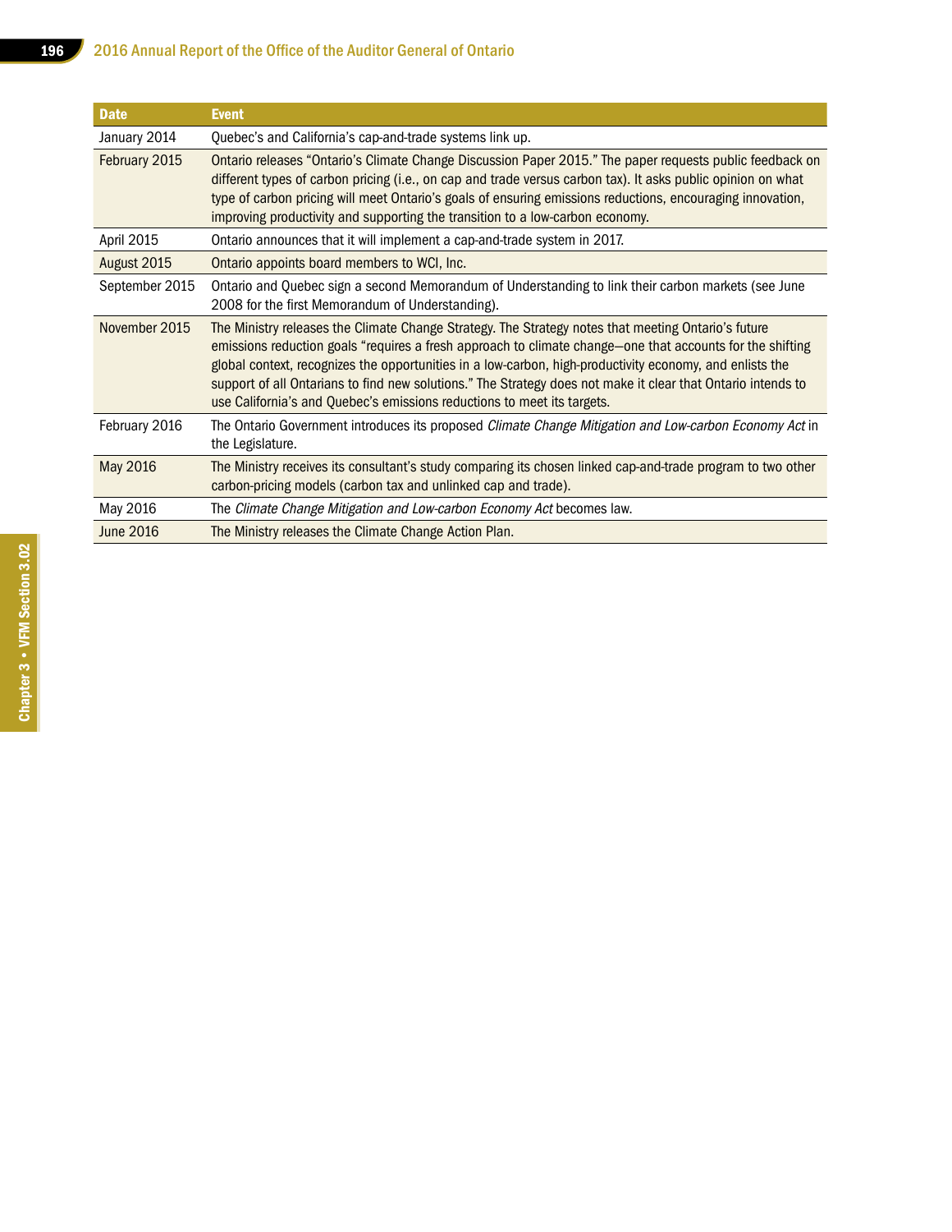| Date | Event |
|---|---|
| January 2014 | Quebec's and California's cap-and-trade systems link up. |
| February 2015 | Ontario releases "Ontario's Climate Change Discussion Paper 2015." The paper requests public feedback on different types of carbon pricing (i.e., on cap and trade versus carbon tax). It asks public opinion on what type of carbon pricing will meet Ontario's goals of ensuring emissions reductions, encouraging innovation, improving productivity and supporting the transition to a low-carbon economy. |
| April 2015 | Ontario announces that it will implement a cap-and-trade system in 2017. |
| August 2015 | Ontario appoints board members to WCI, Inc. |
| September 2015 | Ontario and Quebec sign a second Memorandum of Understanding to link their carbon markets (see June 2008 for the first Memorandum of Understanding). |
| November 2015 | The Ministry releases the Climate Change Strategy. The Strategy notes that meeting Ontario's future emissions reduction goals "requires a fresh approach to climate change—one that accounts for the shifting global context, recognizes the opportunities in a low-carbon, high-productivity economy, and enlists the support of all Ontarians to find new solutions." The Strategy does not make it clear that Ontario intends to use California's and Quebec's emissions reductions to meet its targets. |
| February 2016 | The Ontario Government introduces its proposed *Climate Change Mitigation and Low-carbon Economy Act* in the Legislature. |
| May 2016 | The Ministry receives its consultant's study comparing its chosen linked cap-and-trade program to two other carbon-pricing models (carbon tax and unlinked cap and trade). |
| May 2016 | The *Climate Change Mitigation and Low-carbon Economy Act* becomes law. |
| June 2016 | The Ministry releases the Climate Change Action Plan. |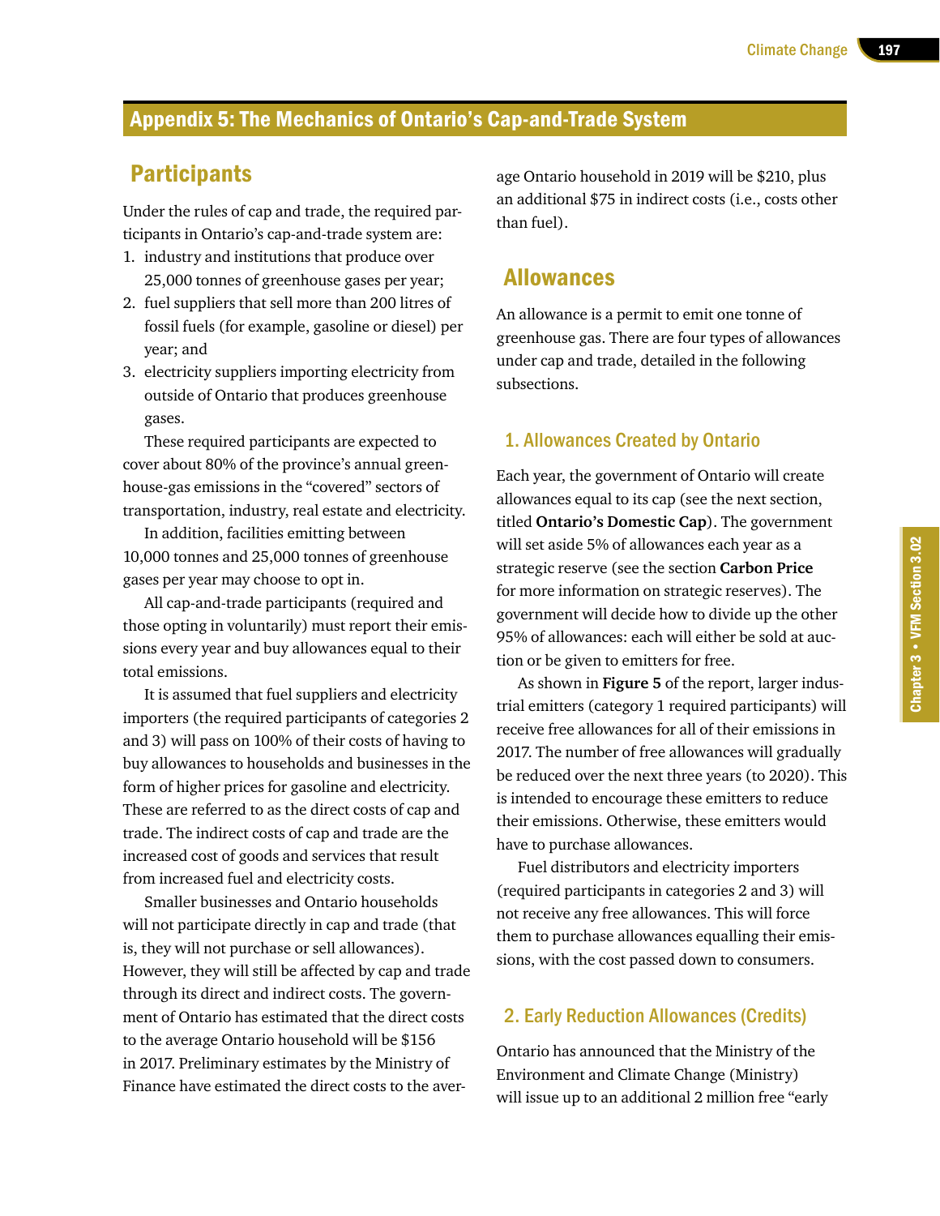## Appendix 5: The Mechanics of Ontario's Cap-and-Trade System

### Participants

Under the rules of cap and trade, the required participants in Ontario's cap-and-trade system are:

1. industry and institutions that produce over 25,000 tonnes of greenhouse gases per year;
2. fuel suppliers that sell more than 200 litres of fossil fuels (for example, gasoline or diesel) per year; and
3. electricity suppliers importing electricity from outside of Ontario that produces greenhouse gases.

These required participants are expected to cover about 80% of the province's annual greenhouse-gas emissions in the "covered" sectors of transportation, industry, real estate and electricity.

In addition, facilities emitting between 10,000 tonnes and 25,000 tonnes of greenhouse gases per year may choose to opt in.

All cap-and-trade participants (required and those opting in voluntarily) must report their emissions every year and buy allowances equal to their total emissions.

It is assumed that fuel suppliers and electricity importers (the required participants of categories 2 and 3) will pass on 100% of their costs of having to buy allowances to households and businesses in the form of higher prices for gasoline and electricity. These are referred to as the direct costs of cap and trade. The indirect costs of cap and trade are the increased cost of goods and services that result from increased fuel and electricity costs.

Smaller businesses and Ontario households will not participate directly in cap and trade (that is, they will not purchase or sell allowances). However, they will still be affected by cap and trade through its direct and indirect costs. The government of Ontario has estimated that the direct costs to the average Ontario household will be $156 in 2017. Preliminary estimates by the Ministry of Finance have estimated the direct costs to the average Ontario household in 2019 will be $210, plus an additional $75 in indirect costs (i.e., costs other than fuel).

### Allowances

An allowance is a permit to emit one tonne of greenhouse gas. There are four types of allowances under cap and trade, detailed in the following subsections.

#### 1. Allowances Created by Ontario

Each year, the government of Ontario will create allowances equal to its cap (see the next section, titled **Ontario's Domestic Cap**). The government will set aside 5% of allowances each year as a strategic reserve (see the section **Carbon Price** for more information on strategic reserves). The government will decide how to divide up the other 95% of allowances: each will either be sold at auction or be given to emitters for free.

As shown in **Figure 5** of the report, larger industrial emitters (category 1 required participants) will receive free allowances for all of their emissions in 2017. The number of free allowances will gradually be reduced over the next three years (to 2020). This is intended to encourage these emitters to reduce their emissions. Otherwise, these emitters would have to purchase allowances.

Fuel distributors and electricity importers (required participants in categories 2 and 3) will not receive any free allowances. This will force them to purchase allowances equalling their emissions, with the cost passed down to consumers.

#### 2. Early Reduction Allowances (Credits)

Ontario has announced that the Ministry of the Environment and Climate Change (Ministry) will issue up to an additional 2 million free "early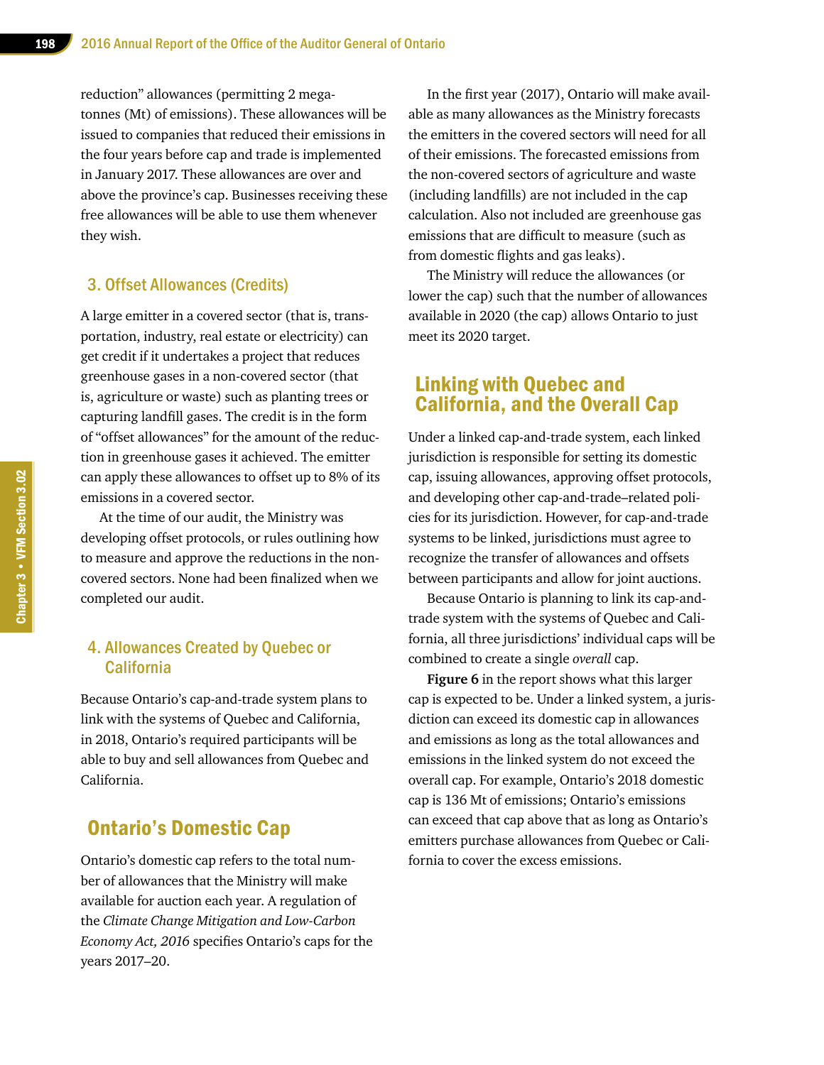reduction” allowances (permitting 2 megatonnes (Mt) of emissions). These allowances will be issued to companies that reduced their emissions in the four years before cap and trade is implemented in January 2017. These allowances are over and above the province’s cap. Businesses receiving these free allowances will be able to use them whenever they wish.

### 3. Offset Allowances (Credits)

A large emitter in a covered sector (that is, transportation, industry, real estate or electricity) can get credit if it undertakes a project that reduces greenhouse gases in a non-covered sector (that is, agriculture or waste) such as planting trees or capturing landfill gases. The credit is in the form of “offset allowances” for the amount of the reduction in greenhouse gases it achieved. The emitter can apply these allowances to offset up to 8% of its emissions in a covered sector.

At the time of our audit, the Ministry was developing offset protocols, or rules outlining how to measure and approve the reductions in the non-covered sectors. None had been finalized when we completed our audit.

### 4. Allowances Created by Quebec or California

Because Ontario’s cap-and-trade system plans to link with the systems of Quebec and California, in 2018, Ontario’s required participants will be able to buy and sell allowances from Quebec and California.

## Ontario’s Domestic Cap

Ontario’s domestic cap refers to the total number of allowances that the Ministry will make available for auction each year. A regulation of the *Climate Change Mitigation and Low-Carbon Economy Act, 2016* specifies Ontario’s caps for the years 2017–20.

In the first year (2017), Ontario will make available as many allowances as the Ministry forecasts the emitters in the covered sectors will need for all of their emissions. The forecasted emissions from the non-covered sectors of agriculture and waste (including landfills) are not included in the cap calculation. Also not included are greenhouse gas emissions that are difficult to measure (such as from domestic flights and gas leaks).

The Ministry will reduce the allowances (or lower the cap) such that the number of allowances available in 2020 (the cap) allows Ontario to just meet its 2020 target.

## Linking with Quebec and California, and the Overall Cap

Under a linked cap-and-trade system, each linked jurisdiction is responsible for setting its domestic cap, issuing allowances, approving offset protocols, and developing other cap-and-trade–related policies for its jurisdiction. However, for cap-and-trade systems to be linked, jurisdictions must agree to recognize the transfer of allowances and offsets between participants and allow for joint auctions.

Because Ontario is planning to link its cap-and-trade system with the systems of Quebec and California, all three jurisdictions’ individual caps will be combined to create a single *overall* cap.

**Figure 6** in the report shows what this larger cap is expected to be. Under a linked system, a jurisdiction can exceed its domestic cap in allowances and emissions as long as the total allowances and emissions in the linked system do not exceed the overall cap. For example, Ontario’s 2018 domestic cap is 136 Mt of emissions; Ontario’s emissions can exceed that cap above that as long as Ontario’s emitters purchase allowances from Quebec or California to cover the excess emissions.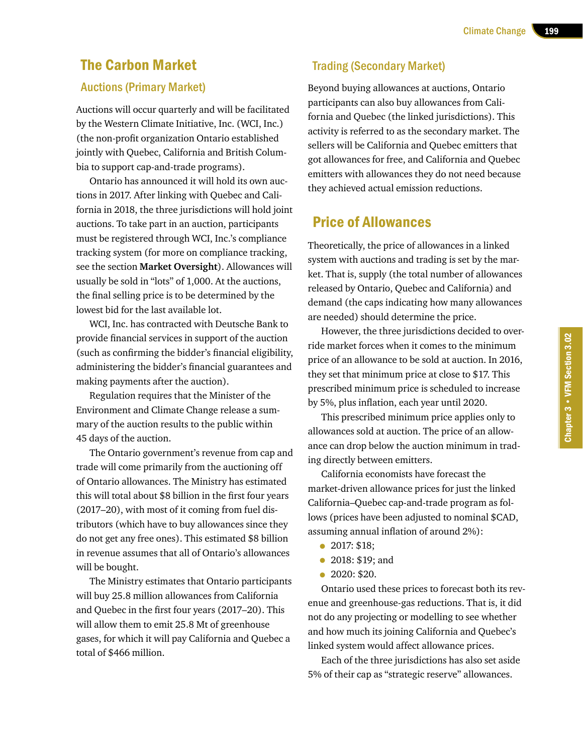## The Carbon Market

### Auctions (Primary Market)

Auctions will occur quarterly and will be facilitated by the Western Climate Initiative, Inc. (WCI, Inc.) (the non-profit organization Ontario established jointly with Quebec, California and British Columbia to support cap-and-trade programs).

Ontario has announced it will hold its own auctions in 2017. After linking with Quebec and California in 2018, the three jurisdictions will hold joint auctions. To take part in an auction, participants must be registered through WCI, Inc.'s compliance tracking system (for more on compliance tracking, see the section **Market Oversight**). Allowances will usually be sold in "lots" of 1,000. At the auctions, the final selling price is to be determined by the lowest bid for the last available lot.

WCI, Inc. has contracted with Deutsche Bank to provide financial services in support of the auction (such as confirming the bidder's financial eligibility, administering the bidder's financial guarantees and making payments after the auction).

Regulation requires that the Minister of the Environment and Climate Change release a summary of the auction results to the public within 45 days of the auction.

The Ontario government's revenue from cap and trade will come primarily from the auctioning off of Ontario allowances. The Ministry has estimated this will total about $8 billion in the first four years (2017–20), with most of it coming from fuel distributors (which have to buy allowances since they do not get any free ones). This estimated $8 billion in revenue assumes that all of Ontario's allowances will be bought.

The Ministry estimates that Ontario participants will buy 25.8 million allowances from California and Quebec in the first four years (2017–20). This will allow them to emit 25.8 Mt of greenhouse gases, for which it will pay California and Quebec a total of $466 million.

### Trading (Secondary Market)

Beyond buying allowances at auctions, Ontario participants can also buy allowances from California and Quebec (the linked jurisdictions). This activity is referred to as the secondary market. The sellers will be California and Quebec emitters that got allowances for free, and California and Quebec emitters with allowances they do not need because they achieved actual emission reductions.

## Price of Allowances

Theoretically, the price of allowances in a linked system with auctions and trading is set by the market. That is, supply (the total number of allowances released by Ontario, Quebec and California) and demand (the caps indicating how many allowances are needed) should determine the price.

However, the three jurisdictions decided to override market forces when it comes to the minimum price of an allowance to be sold at auction. In 2016, they set that minimum price at close to $17. This prescribed minimum price is scheduled to increase by 5%, plus inflation, each year until 2020.

This prescribed minimum price applies only to allowances sold at auction. The price of an allowance can drop below the auction minimum in trading directly between emitters.

California economists have forecast the market-driven allowance prices for just the linked California–Quebec cap-and-trade program as follows (prices have been adjusted to nominal $CAD, assuming annual inflation of around 2%):

- 2017: $18;
- 2018: $19; and
- 2020: $20.

Ontario used these prices to forecast both its revenue and greenhouse-gas reductions. That is, it did not do any projecting or modelling to see whether and how much its joining California and Quebec's linked system would affect allowance prices.

Each of the three jurisdictions has also set aside 5% of their cap as "strategic reserve" allowances.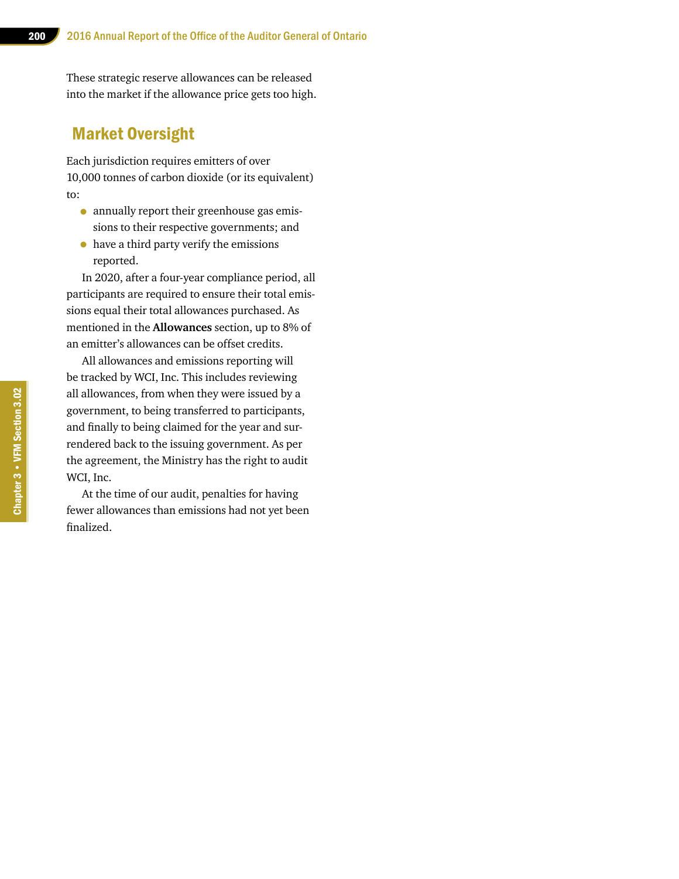These strategic reserve allowances can be released into the market if the allowance price gets too high.

## Market Oversight

Each jurisdiction requires emitters of over 10,000 tonnes of carbon dioxide (or its equivalent) to:

- annually report their greenhouse gas emissions to their respective governments; and
- have a third party verify the emissions reported.

In 2020, after a four-year compliance period, all participants are required to ensure their total emissions equal their total allowances purchased. As mentioned in the **Allowances** section, up to 8% of an emitter's allowances can be offset credits.

All allowances and emissions reporting will be tracked by WCI, Inc. This includes reviewing all allowances, from when they were issued by a government, to being transferred to participants, and finally to being claimed for the year and surrendered back to the issuing government. As per the agreement, the Ministry has the right to audit WCI, Inc.

At the time of our audit, penalties for having fewer allowances than emissions had not yet been finalized.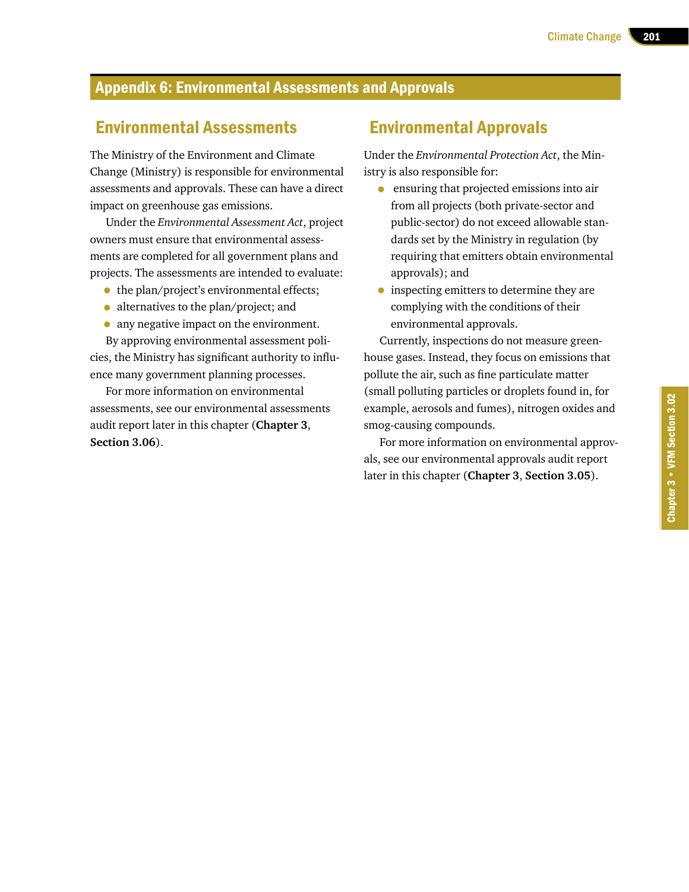## Appendix 6: Environmental Assessments and Approvals

### Environmental Assessments

The Ministry of the Environment and Climate Change (Ministry) is responsible for environmental assessments and approvals. These can have a direct impact on greenhouse gas emissions.

Under the *Environmental Assessment Act*, project owners must ensure that environmental assessments are completed for all government plans and projects. The assessments are intended to evaluate:

- the plan/project's environmental effects;
- alternatives to the plan/project; and
- any negative impact on the environment.

By approving environmental assessment policies, the Ministry has significant authority to influence many government planning processes.

For more information on environmental assessments, see our environmental assessments audit report later in this chapter (**Chapter 3**, **Section 3.06**).

### Environmental Approvals

Under the *Environmental Protection Act*, the Ministry is also responsible for:

- ensuring that projected emissions into air from all projects (both private-sector and public-sector) do not exceed allowable standards set by the Ministry in regulation (by requiring that emitters obtain environmental approvals); and
- inspecting emitters to determine they are complying with the conditions of their environmental approvals.

Currently, inspections do not measure greenhouse gases. Instead, they focus on emissions that pollute the air, such as fine particulate matter (small polluting particles or droplets found in, for example, aerosols and fumes), nitrogen oxides and smog-causing compounds.

For more information on environmental approvals, see our environmental approvals audit report later in this chapter (**Chapter 3**, **Section 3.05**).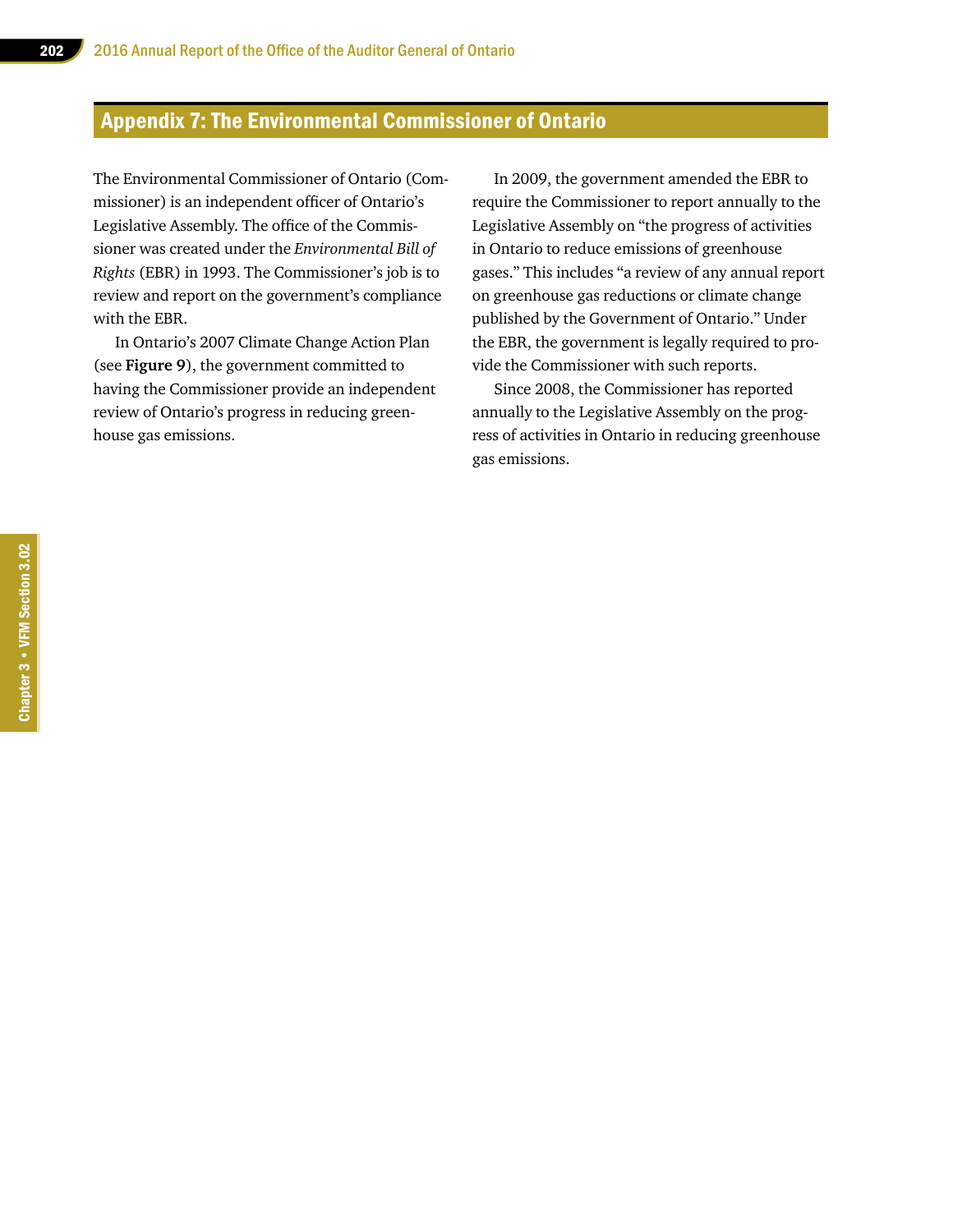## Appendix 7: The Environmental Commissioner of Ontario

The Environmental Commissioner of Ontario (Commissioner) is an independent officer of Ontario's Legislative Assembly. The office of the Commissioner was created under the *Environmental Bill of Rights* (EBR) in 1993. The Commissioner's job is to review and report on the government's compliance with the EBR.

In Ontario's 2007 Climate Change Action Plan (see **Figure 9**), the government committed to having the Commissioner provide an independent review of Ontario's progress in reducing greenhouse gas emissions.

In 2009, the government amended the EBR to require the Commissioner to report annually to the Legislative Assembly on "the progress of activities in Ontario to reduce emissions of greenhouse gases." This includes "a review of any annual report on greenhouse gas reductions or climate change published by the Government of Ontario." Under the EBR, the government is legally required to provide the Commissioner with such reports.

Since 2008, the Commissioner has reported annually to the Legislative Assembly on the progress of activities in Ontario in reducing greenhouse gas emissions.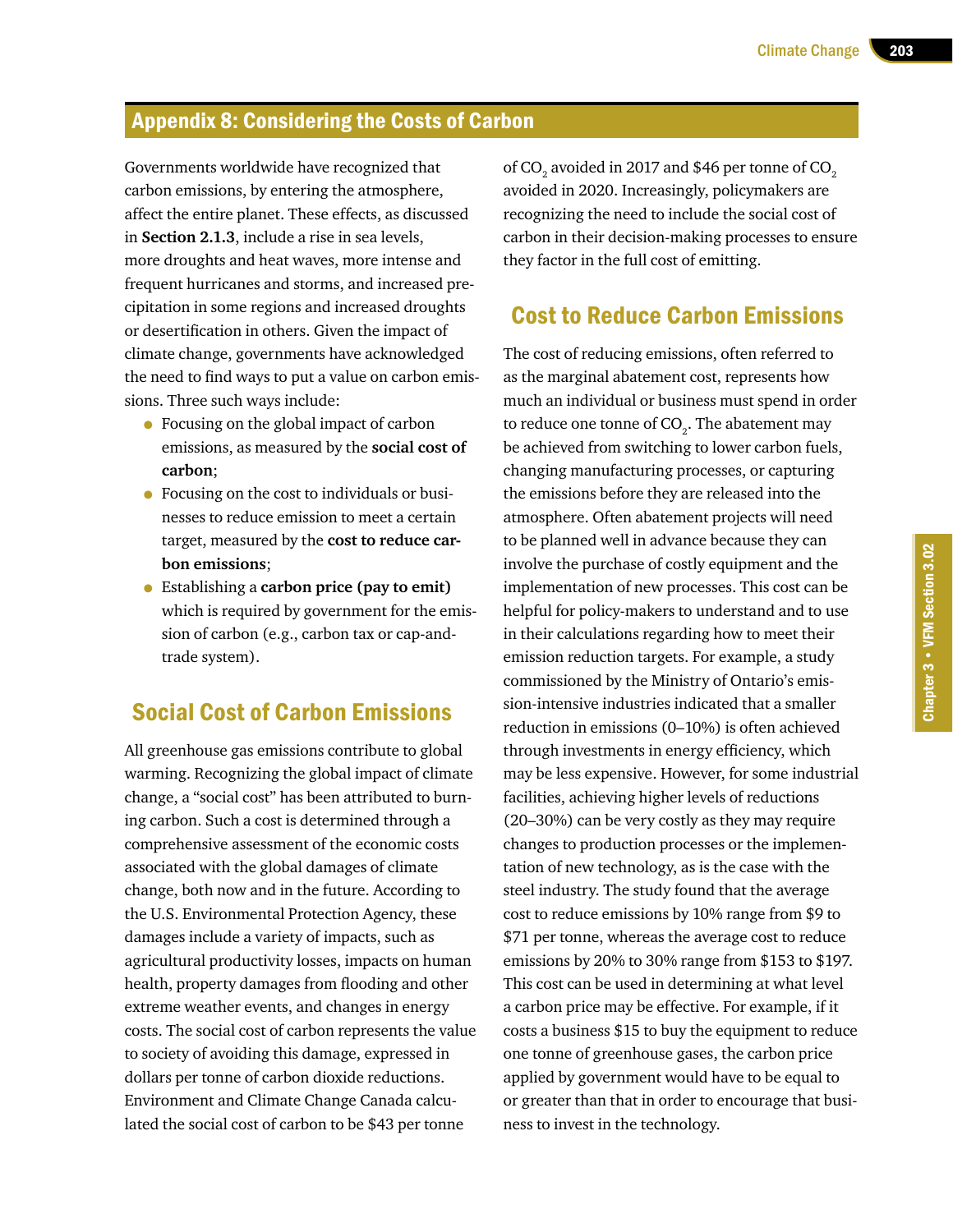## Appendix 8: Considering the Costs of Carbon

Governments worldwide have recognized that carbon emissions, by entering the atmosphere, affect the entire planet. These effects, as discussed in **Section 2.1.3**, include a rise in sea levels, more droughts and heat waves, more intense and frequent hurricanes and storms, and increased precipitation in some regions and increased droughts or desertification in others. Given the impact of climate change, governments have acknowledged the need to find ways to put a value on carbon emissions. Three such ways include:

- Focusing on the global impact of carbon emissions, as measured by the **social cost of carbon**;
- Focusing on the cost to individuals or businesses to reduce emission to meet a certain target, measured by the **cost to reduce carbon emissions**;
- Establishing a **carbon price (pay to emit)** which is required by government for the emission of carbon (e.g., carbon tax or cap-and-trade system).

### Social Cost of Carbon Emissions

All greenhouse gas emissions contribute to global warming. Recognizing the global impact of climate change, a "social cost" has been attributed to burning carbon. Such a cost is determined through a comprehensive assessment of the economic costs associated with the global damages of climate change, both now and in the future. According to the U.S. Environmental Protection Agency, these damages include a variety of impacts, such as agricultural productivity losses, impacts on human health, property damages from flooding and other extreme weather events, and changes in energy costs. The social cost of carbon represents the value to society of avoiding this damage, expressed in dollars per tonne of carbon dioxide reductions. Environment and Climate Change Canada calculated the social cost of carbon to be $43 per tonne of $CO_2$ avoided in 2017 and $46 per tonne of $CO_2$ avoided in 2020. Increasingly, policymakers are recognizing the need to include the social cost of carbon in their decision-making processes to ensure they factor in the full cost of emitting.

### Cost to Reduce Carbon Emissions

The cost of reducing emissions, often referred to as the marginal abatement cost, represents how much an individual or business must spend in order to reduce one tonne of $CO_2$. The abatement may be achieved from switching to lower carbon fuels, changing manufacturing processes, or capturing the emissions before they are released into the atmosphere. Often abatement projects will need to be planned well in advance because they can involve the purchase of costly equipment and the implementation of new processes. This cost can be helpful for policy-makers to understand and to use in their calculations regarding how to meet their emission reduction targets. For example, a study commissioned by the Ministry of Ontario's emission-intensive industries indicated that a smaller reduction in emissions (0–10%) is often achieved through investments in energy efficiency, which may be less expensive. However, for some industrial facilities, achieving higher levels of reductions (20–30%) can be very costly as they may require changes to production processes or the implementation of new technology, as is the case with the steel industry. The study found that the average cost to reduce emissions by 10% range from $9 to $71 per tonne, whereas the average cost to reduce emissions by 20% to 30% range from $153 to $197. This cost can be used in determining at what level a carbon price may be effective. For example, if it costs a business $15 to buy the equipment to reduce one tonne of greenhouse gases, the carbon price applied by government would have to be equal to or greater than that in order to encourage that business to invest in the technology.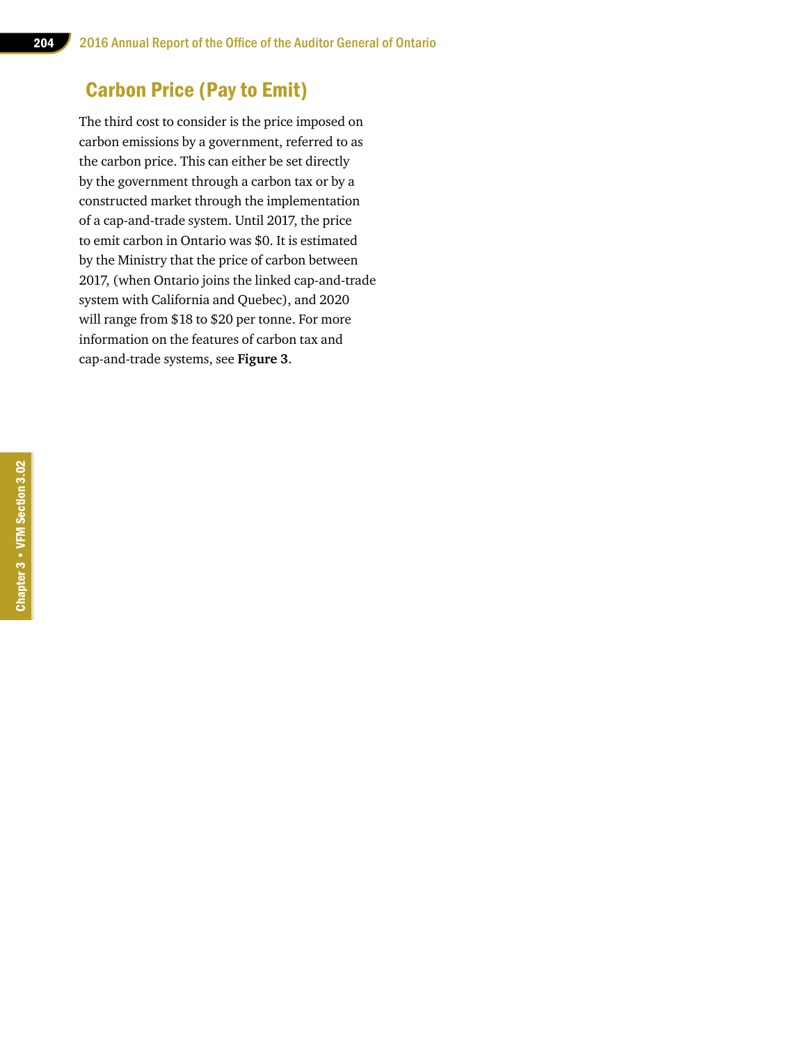## Carbon Price (Pay to Emit)

The third cost to consider is the price imposed on carbon emissions by a government, referred to as the carbon price. This can either be set directly by the government through a carbon tax or by a constructed market through the implementation of a cap-and-trade system. Until 2017, the price to emit carbon in Ontario was $0. It is estimated by the Ministry that the price of carbon between 2017, (when Ontario joins the linked cap-and-trade system with California and Quebec), and 2020 will range from $18 to $20 per tonne. For more information on the features of carbon tax and cap-and-trade systems, see **Figure 3**.